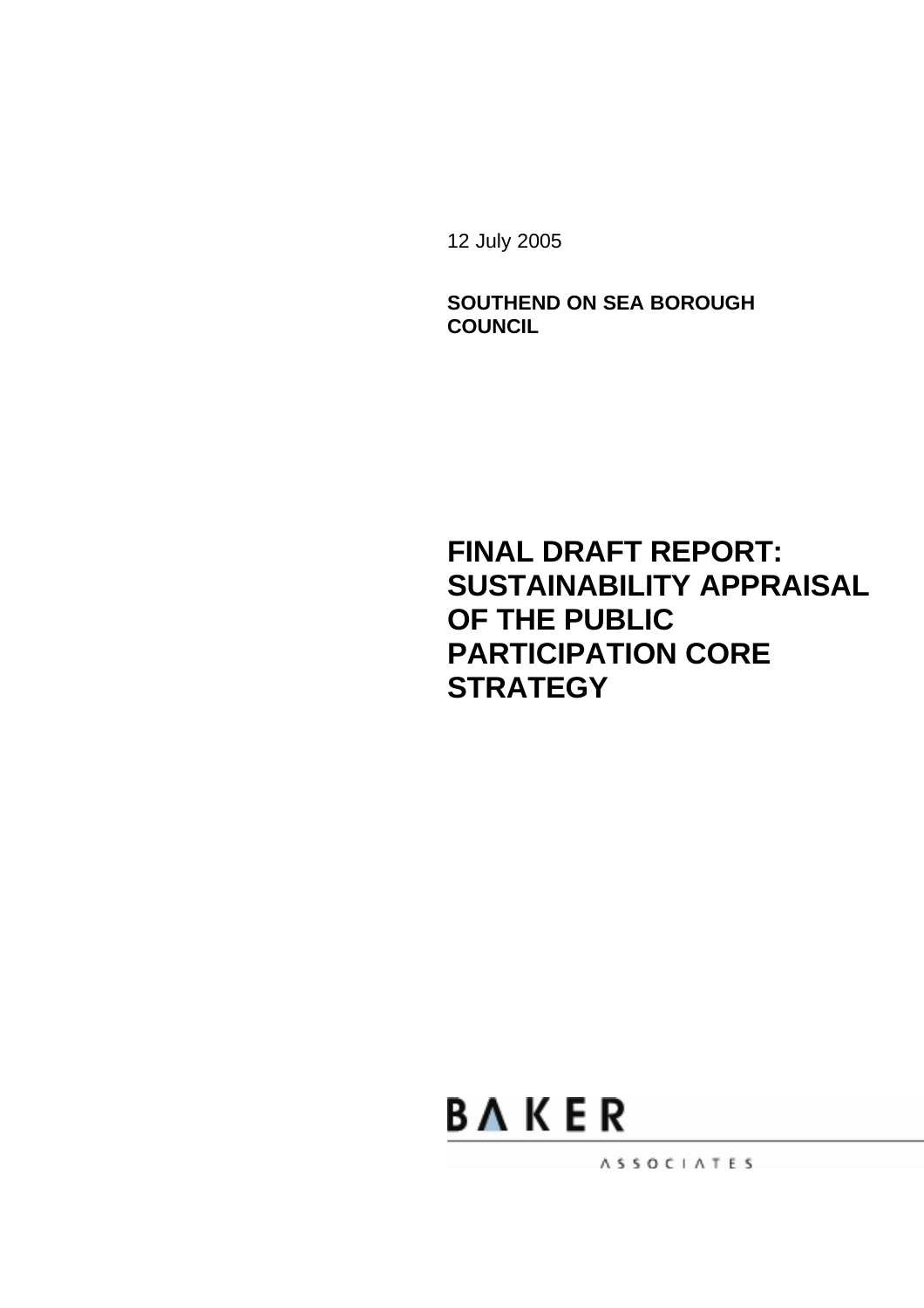12 July 2005

**SOUTHEND ON SEA BOROUGH COUNCIL**

# FINAL DRAFT REPORT: SUSTAINABILITY APPRAISAL OF THE PUBLIC PARTICIPATION CORE STRATEGY

BAKER

ASSOCIATES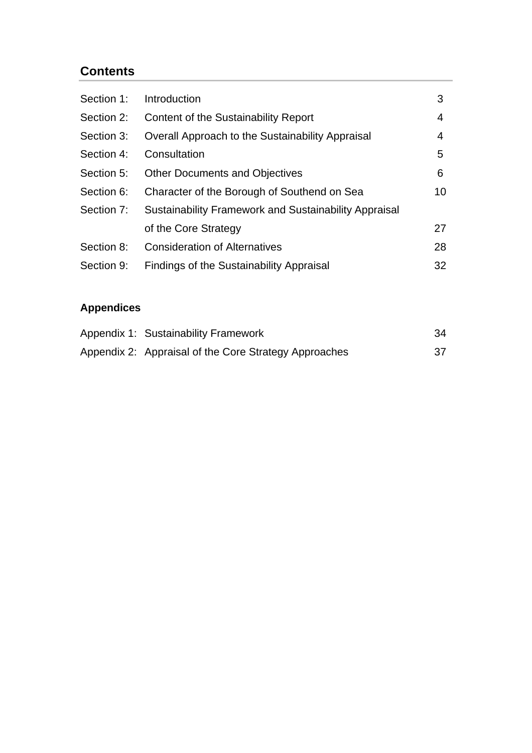## Contents

| | | |
|---|---|---|
| Section 1: | Introduction | 3 |
| Section 2: | Content of the Sustainability Report | 4 |
| Section 3: | Overall Approach to the Sustainability Appraisal | 4 |
| Section 4: | Consultation | 5 |
| Section 5: | Other Documents and Objectives | 6 |
| Section 6: | Character of the Borough of Southend on Sea | 10 |
| Section 7: | Sustainability Framework and Sustainability Appraisal of the Core Strategy | 27 |
| Section 8: | Consideration of Alternatives | 28 |
| Section 9: | Findings of the Sustainability Appraisal | 32 |

### Appendices

| | | |
|---|---|---|
| Appendix 1: | Sustainability Framework | 34 |
| Appendix 2: | Appraisal of the Core Strategy Approaches | 37 |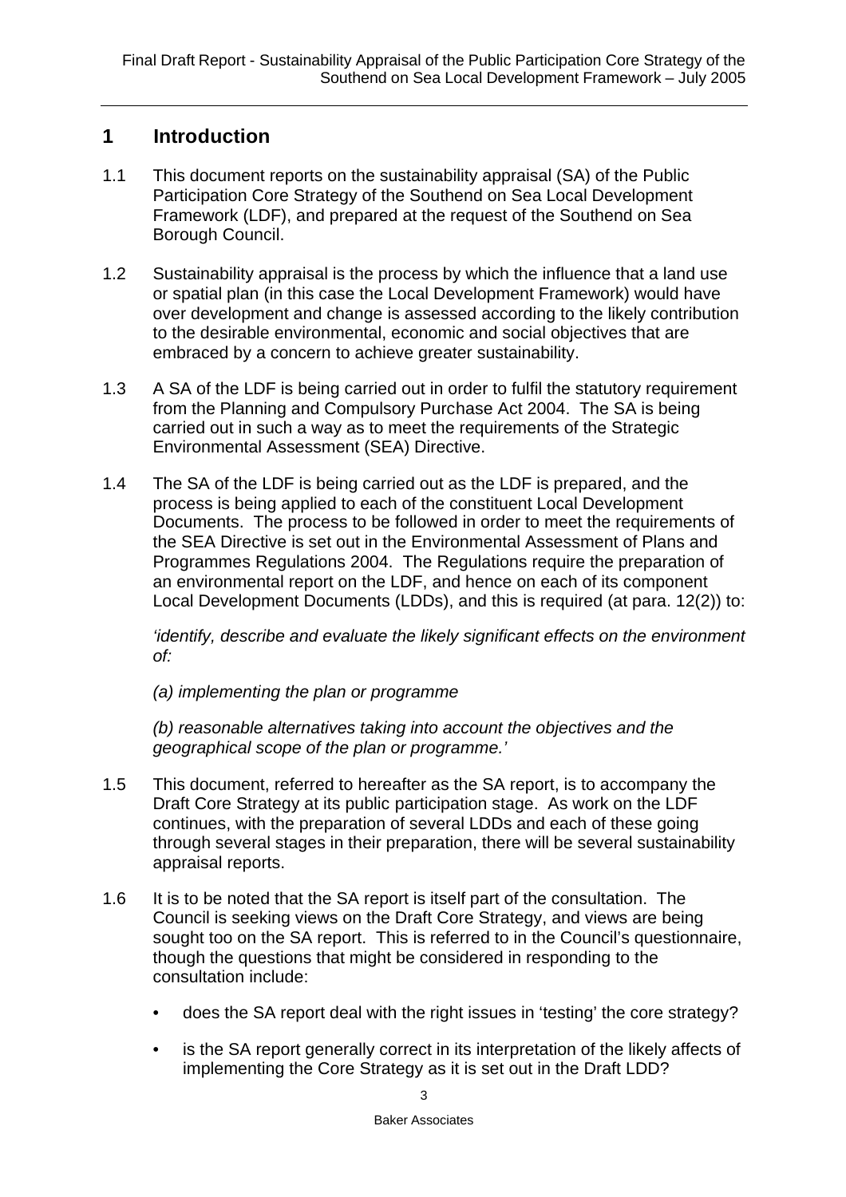# 1 Introduction

1.1 This document reports on the sustainability appraisal (SA) of the Public Participation Core Strategy of the Southend on Sea Local Development Framework (LDF), and prepared at the request of the Southend on Sea Borough Council.

1.2 Sustainability appraisal is the process by which the influence that a land use or spatial plan (in this case the Local Development Framework) would have over development and change is assessed according to the likely contribution to the desirable environmental, economic and social objectives that are embraced by a concern to achieve greater sustainability.

1.3 A SA of the LDF is being carried out in order to fulfil the statutory requirement from the Planning and Compulsory Purchase Act 2004. The SA is being carried out in such a way as to meet the requirements of the Strategic Environmental Assessment (SEA) Directive.

1.4 The SA of the LDF is being carried out as the LDF is prepared, and the process is being applied to each of the constituent Local Development Documents. The process to be followed in order to meet the requirements of the SEA Directive is set out in the Environmental Assessment of Plans and Programmes Regulations 2004. The Regulations require the preparation of an environmental report on the LDF, and hence on each of its component Local Development Documents (LDDs), and this is required (at para. 12(2)) to:

*'identify, describe and evaluate the likely significant effects on the environment of:*

*(a) implementing the plan or programme*

*(b) reasonable alternatives taking into account the objectives and the geographical scope of the plan or programme.'*

1.5 This document, referred to hereafter as the SA report, is to accompany the Draft Core Strategy at its public participation stage. As work on the LDF continues, with the preparation of several LDDs and each of these going through several stages in their preparation, there will be several sustainability appraisal reports.

1.6 It is to be noted that the SA report is itself part of the consultation. The Council is seeking views on the Draft Core Strategy, and views are being sought too on the SA report. This is referred to in the Council's questionnaire, though the questions that might be considered in responding to the consultation include:

- does the SA report deal with the right issues in 'testing' the core strategy?
- is the SA report generally correct in its interpretation of the likely affects of implementing the Core Strategy as it is set out in the Draft LDD?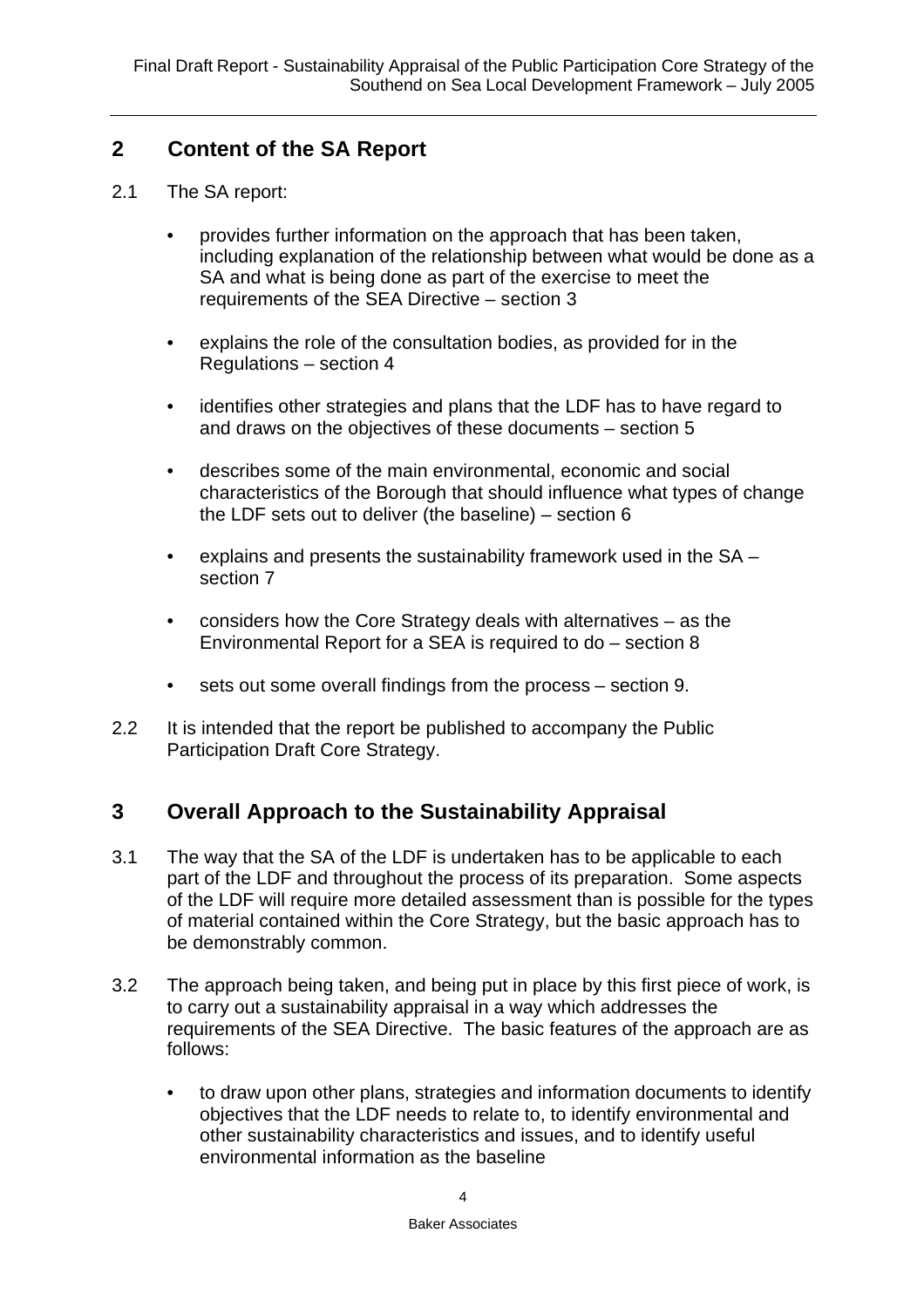## 2 Content of the SA Report

2.1 The SA report:

- provides further information on the approach that has been taken, including explanation of the relationship between what would be done as a SA and what is being done as part of the exercise to meet the requirements of the SEA Directive – section 3

- explains the role of the consultation bodies, as provided for in the Regulations – section 4

- identifies other strategies and plans that the LDF has to have regard to and draws on the objectives of these documents – section 5

- describes some of the main environmental, economic and social characteristics of the Borough that should influence what types of change the LDF sets out to deliver (the baseline) – section 6

- explains and presents the sustainability framework used in the SA – section 7

- considers how the Core Strategy deals with alternatives – as the Environmental Report for a SEA is required to do – section 8

- sets out some overall findings from the process – section 9.

2.2 It is intended that the report be published to accompany the Public Participation Draft Core Strategy.

## 3 Overall Approach to the Sustainability Appraisal

3.1 The way that the SA of the LDF is undertaken has to be applicable to each part of the LDF and throughout the process of its preparation. Some aspects of the LDF will require more detailed assessment than is possible for the types of material contained within the Core Strategy, but the basic approach has to be demonstrably common.

3.2 The approach being taken, and being put in place by this first piece of work, is to carry out a sustainability appraisal in a way which addresses the requirements of the SEA Directive. The basic features of the approach are as follows:

- to draw upon other plans, strategies and information documents to identify objectives that the LDF needs to relate to, to identify environmental and other sustainability characteristics and issues, and to identify useful environmental information as the baseline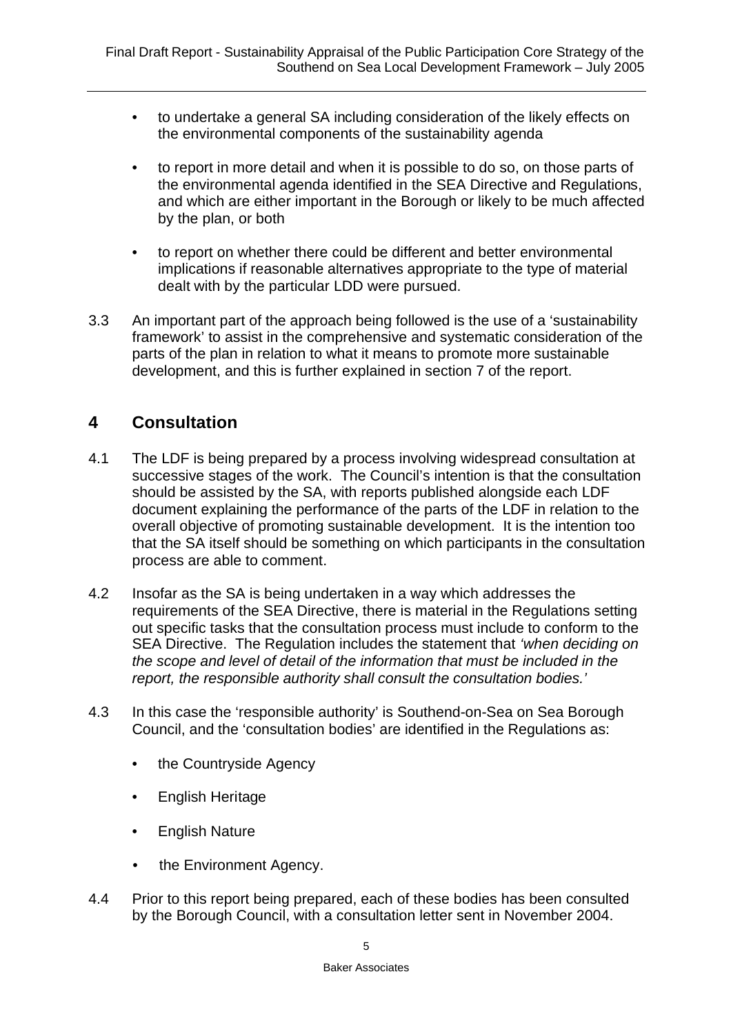- to undertake a general SA including consideration of the likely effects on the environmental components of the sustainability agenda

- to report in more detail and when it is possible to do so, on those parts of the environmental agenda identified in the SEA Directive and Regulations, and which are either important in the Borough or likely to be much affected by the plan, or both

- to report on whether there could be different and better environmental implications if reasonable alternatives appropriate to the type of material dealt with by the particular LDD were pursued.

3.3 An important part of the approach being followed is the use of a 'sustainability framework' to assist in the comprehensive and systematic consideration of the parts of the plan in relation to what it means to promote more sustainable development, and this is further explained in section 7 of the report.

## 4 Consultation

4.1 The LDF is being prepared by a process involving widespread consultation at successive stages of the work. The Council's intention is that the consultation should be assisted by the SA, with reports published alongside each LDF document explaining the performance of the parts of the LDF in relation to the overall objective of promoting sustainable development. It is the intention too that the SA itself should be something on which participants in the consultation process are able to comment.

4.2 Insofar as the SA is being undertaken in a way which addresses the requirements of the SEA Directive, there is material in the Regulations setting out specific tasks that the consultation process must include to conform to the SEA Directive. The Regulation includes the statement that *'when deciding on the scope and level of detail of the information that must be included in the report, the responsible authority shall consult the consultation bodies.'*

4.3 In this case the 'responsible authority' is Southend-on-Sea on Sea Borough Council, and the 'consultation bodies' are identified in the Regulations as:

- the Countryside Agency
- English Heritage
- English Nature
- the Environment Agency.

4.4 Prior to this report being prepared, each of these bodies has been consulted by the Borough Council, with a consultation letter sent in November 2004.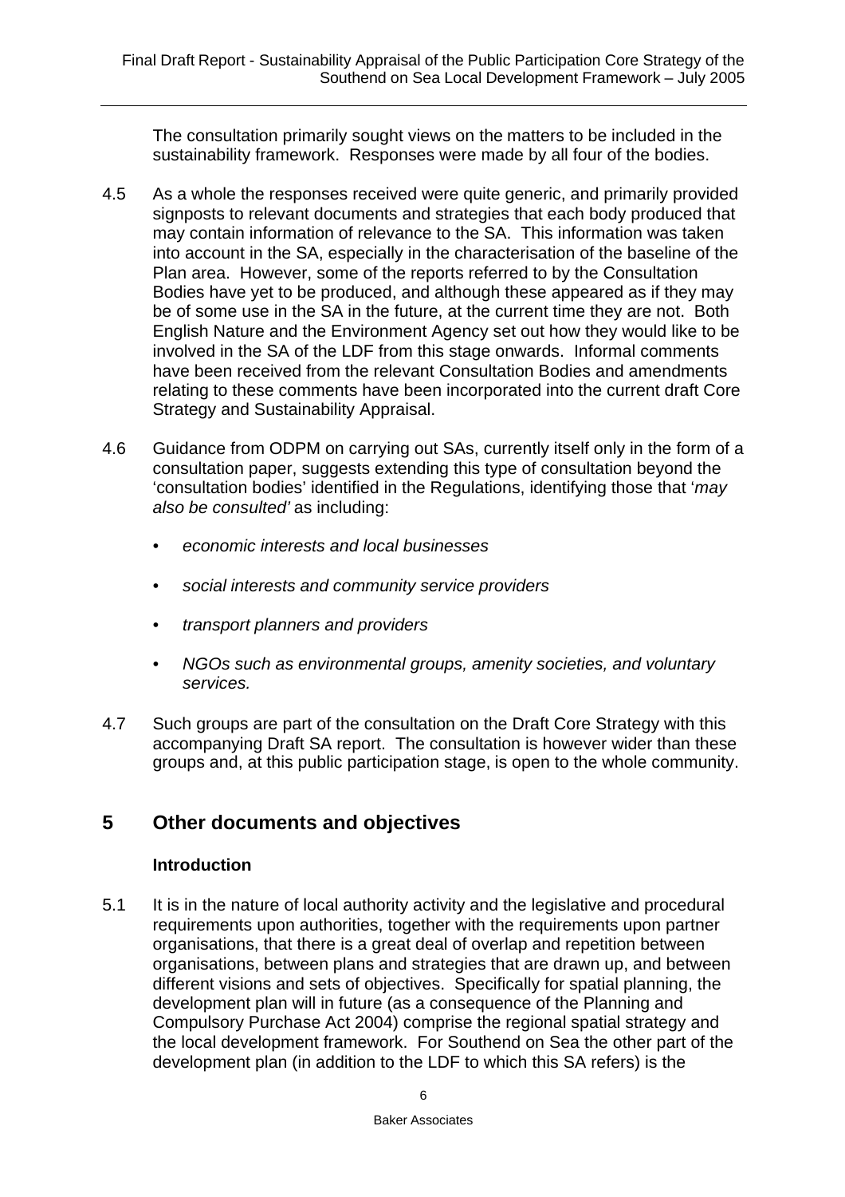The consultation primarily sought views on the matters to be included in the sustainability framework. Responses were made by all four of the bodies.

4.5 As a whole the responses received were quite generic, and primarily provided signposts to relevant documents and strategies that each body produced that may contain information of relevance to the SA. This information was taken into account in the SA, especially in the characterisation of the baseline of the Plan area. However, some of the reports referred to by the Consultation Bodies have yet to be produced, and although these appeared as if they may be of some use in the SA in the future, at the current time they are not. Both English Nature and the Environment Agency set out how they would like to be involved in the SA of the LDF from this stage onwards. Informal comments have been received from the relevant Consultation Bodies and amendments relating to these comments have been incorporated into the current draft Core Strategy and Sustainability Appraisal.

4.6 Guidance from ODPM on carrying out SAs, currently itself only in the form of a consultation paper, suggests extending this type of consultation beyond the 'consultation bodies' identified in the Regulations, identifying those that '*may also be consulted'* as including:

- *economic interests and local businesses*
- *social interests and community service providers*
- *transport planners and providers*
- *NGOs such as environmental groups, amenity societies, and voluntary services.*

4.7 Such groups are part of the consultation on the Draft Core Strategy with this accompanying Draft SA report. The consultation is however wider than these groups and, at this public participation stage, is open to the whole community.

## 5 Other documents and objectives

### Introduction

5.1 It is in the nature of local authority activity and the legislative and procedural requirements upon authorities, together with the requirements upon partner organisations, that there is a great deal of overlap and repetition between organisations, between plans and strategies that are drawn up, and between different visions and sets of objectives. Specifically for spatial planning, the development plan will in future (as a consequence of the Planning and Compulsory Purchase Act 2004) comprise the regional spatial strategy and the local development framework. For Southend on Sea the other part of the development plan (in addition to the LDF to which this SA refers) is the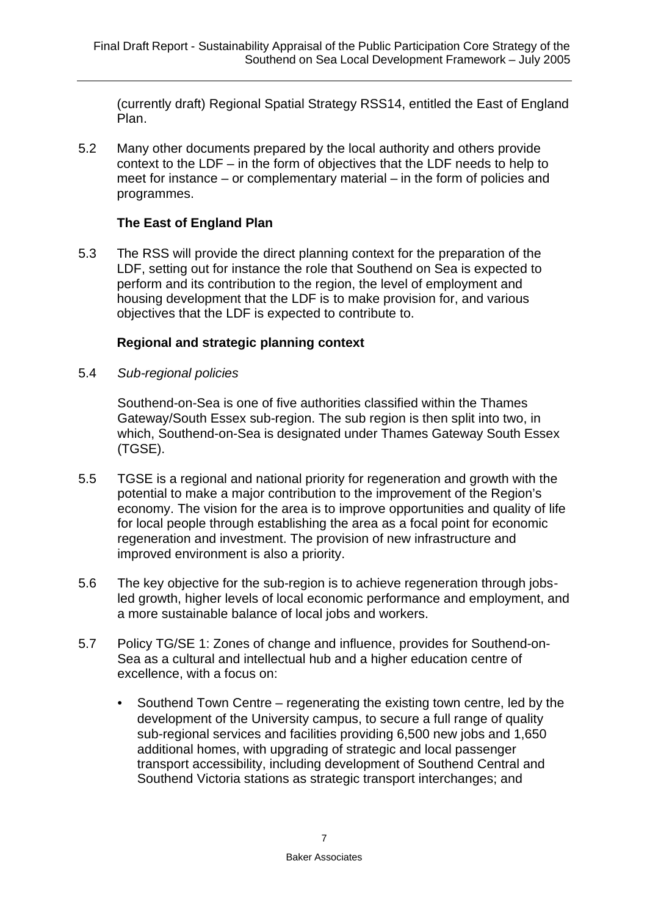(currently draft) Regional Spatial Strategy RSS14, entitled the East of England Plan.

5.2 Many other documents prepared by the local authority and others provide context to the LDF – in the form of objectives that the LDF needs to help to meet for instance – or complementary material – in the form of policies and programmes.

### The East of England Plan

5.3 The RSS will provide the direct planning context for the preparation of the LDF, setting out for instance the role that Southend on Sea is expected to perform and its contribution to the region, the level of employment and housing development that the LDF is to make provision for, and various objectives that the LDF is expected to contribute to.

### Regional and strategic planning context

5.4 *Sub-regional policies*

Southend-on-Sea is one of five authorities classified within the Thames Gateway/South Essex sub-region. The sub region is then split into two, in which, Southend-on-Sea is designated under Thames Gateway South Essex (TGSE).

5.5 TGSE is a regional and national priority for regeneration and growth with the potential to make a major contribution to the improvement of the Region's economy. The vision for the area is to improve opportunities and quality of life for local people through establishing the area as a focal point for economic regeneration and investment. The provision of new infrastructure and improved environment is also a priority.

5.6 The key objective for the sub-region is to achieve regeneration through jobs-led growth, higher levels of local economic performance and employment, and a more sustainable balance of local jobs and workers.

5.7 Policy TG/SE 1: Zones of change and influence, provides for Southend-on-Sea as a cultural and intellectual hub and a higher education centre of excellence, with a focus on:

- Southend Town Centre – regenerating the existing town centre, led by the development of the University campus, to secure a full range of quality sub-regional services and facilities providing 6,500 new jobs and 1,650 additional homes, with upgrading of strategic and local passenger transport accessibility, including development of Southend Central and Southend Victoria stations as strategic transport interchanges; and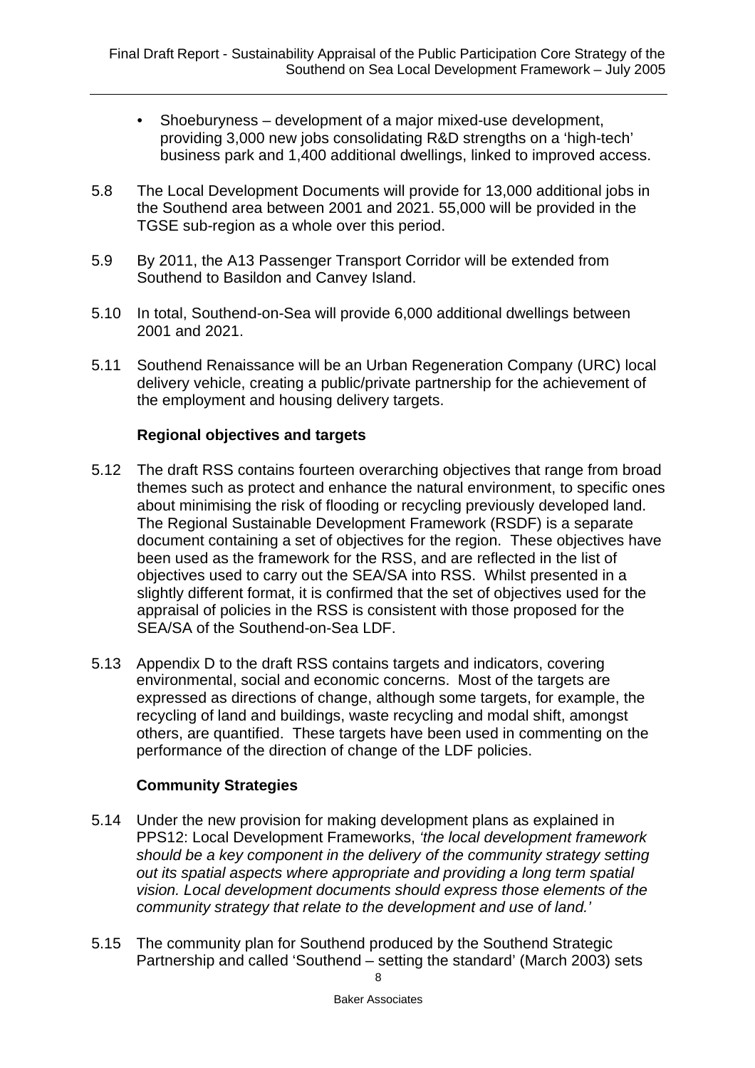- Shoeburyness – development of a major mixed-use development, providing 3,000 new jobs consolidating R&D strengths on a 'high-tech' business park and 1,400 additional dwellings, linked to improved access.

5.8 The Local Development Documents will provide for 13,000 additional jobs in the Southend area between 2001 and 2021. 55,000 will be provided in the TGSE sub-region as a whole over this period.

5.9 By 2011, the A13 Passenger Transport Corridor will be extended from Southend to Basildon and Canvey Island.

5.10 In total, Southend-on-Sea will provide 6,000 additional dwellings between 2001 and 2021.

5.11 Southend Renaissance will be an Urban Regeneration Company (URC) local delivery vehicle, creating a public/private partnership for the achievement of the employment and housing delivery targets.

**Regional objectives and targets**

5.12 The draft RSS contains fourteen overarching objectives that range from broad themes such as protect and enhance the natural environment, to specific ones about minimising the risk of flooding or recycling previously developed land. The Regional Sustainable Development Framework (RSDF) is a separate document containing a set of objectives for the region. These objectives have been used as the framework for the RSS, and are reflected in the list of objectives used to carry out the SEA/SA into RSS. Whilst presented in a slightly different format, it is confirmed that the set of objectives used for the appraisal of policies in the RSS is consistent with those proposed for the SEA/SA of the Southend-on-Sea LDF.

5.13 Appendix D to the draft RSS contains targets and indicators, covering environmental, social and economic concerns. Most of the targets are expressed as directions of change, although some targets, for example, the recycling of land and buildings, waste recycling and modal shift, amongst others, are quantified. These targets have been used in commenting on the performance of the direction of change of the LDF policies.

**Community Strategies**

5.14 Under the new provision for making development plans as explained in PPS12: Local Development Frameworks, *'the local development framework should be a key component in the delivery of the community strategy setting out its spatial aspects where appropriate and providing a long term spatial vision. Local development documents should express those elements of the community strategy that relate to the development and use of land.'*

5.15 The community plan for Southend produced by the Southend Strategic Partnership and called 'Southend – setting the standard' (March 2003) sets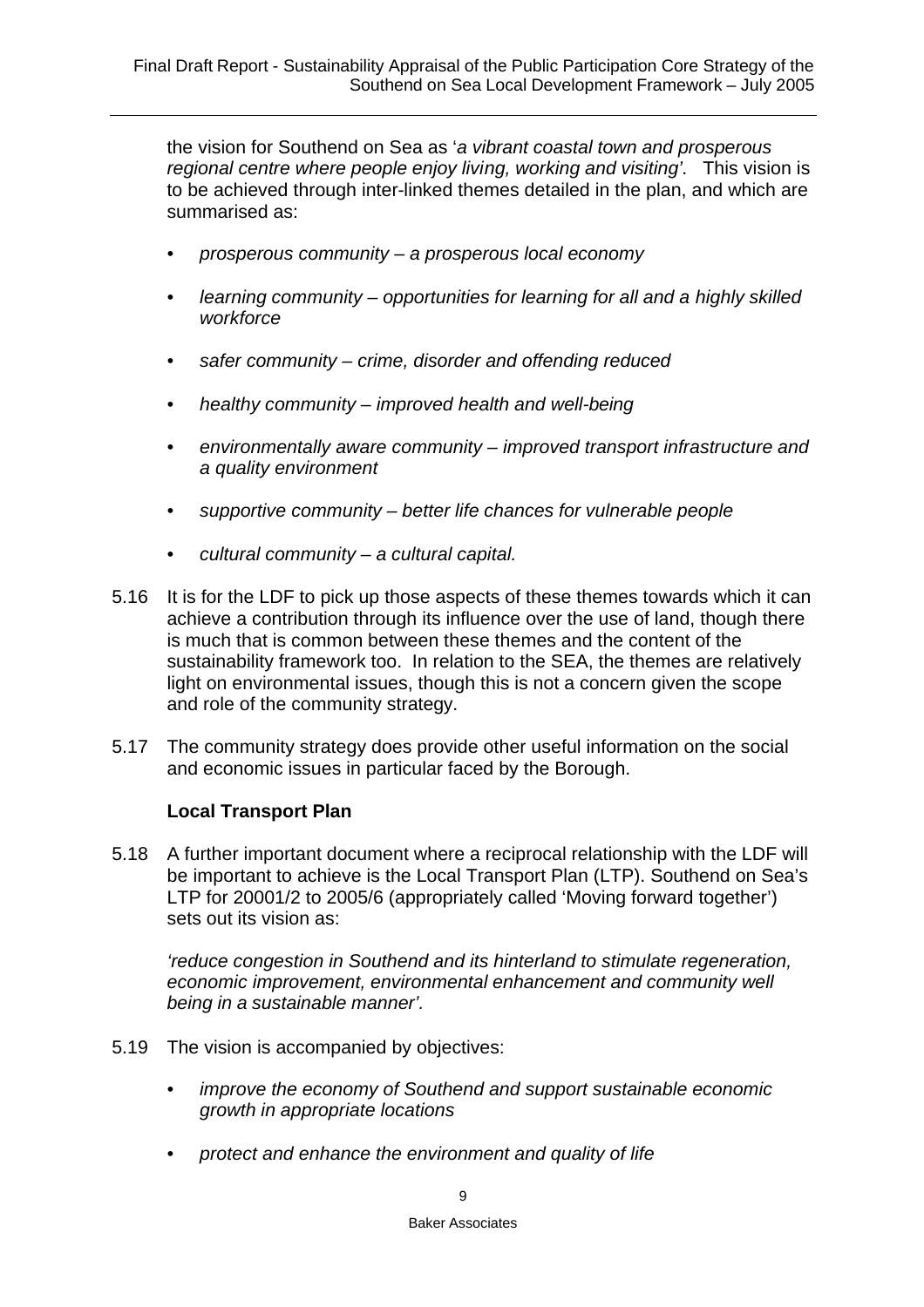the vision for Southend on Sea as '*a vibrant coastal town and prosperous regional centre where people enjoy living, working and visiting'*. This vision is to be achieved through inter-linked themes detailed in the plan, and which are summarised as:

- *prosperous community – a prosperous local economy*
- *learning community – opportunities for learning for all and a highly skilled workforce*
- *safer community – crime, disorder and offending reduced*
- *healthy community – improved health and well-being*
- *environmentally aware community – improved transport infrastructure and a quality environment*
- *supportive community – better life chances for vulnerable people*
- *cultural community – a cultural capital.*

5.16 It is for the LDF to pick up those aspects of these themes towards which it can achieve a contribution through its influence over the use of land, though there is much that is common between these themes and the content of the sustainability framework too. In relation to the SEA, the themes are relatively light on environmental issues, though this is not a concern given the scope and role of the community strategy.

5.17 The community strategy does provide other useful information on the social and economic issues in particular faced by the Borough.

**Local Transport Plan**

5.18 A further important document where a reciprocal relationship with the LDF will be important to achieve is the Local Transport Plan (LTP). Southend on Sea's LTP for 20001/2 to 2005/6 (appropriately called 'Moving forward together') sets out its vision as:

*'reduce congestion in Southend and its hinterland to stimulate regeneration, economic improvement, environmental enhancement and community well being in a sustainable manner'.*

5.19 The vision is accompanied by objectives:

- *improve the economy of Southend and support sustainable economic growth in appropriate locations*
- *protect and enhance the environment and quality of life*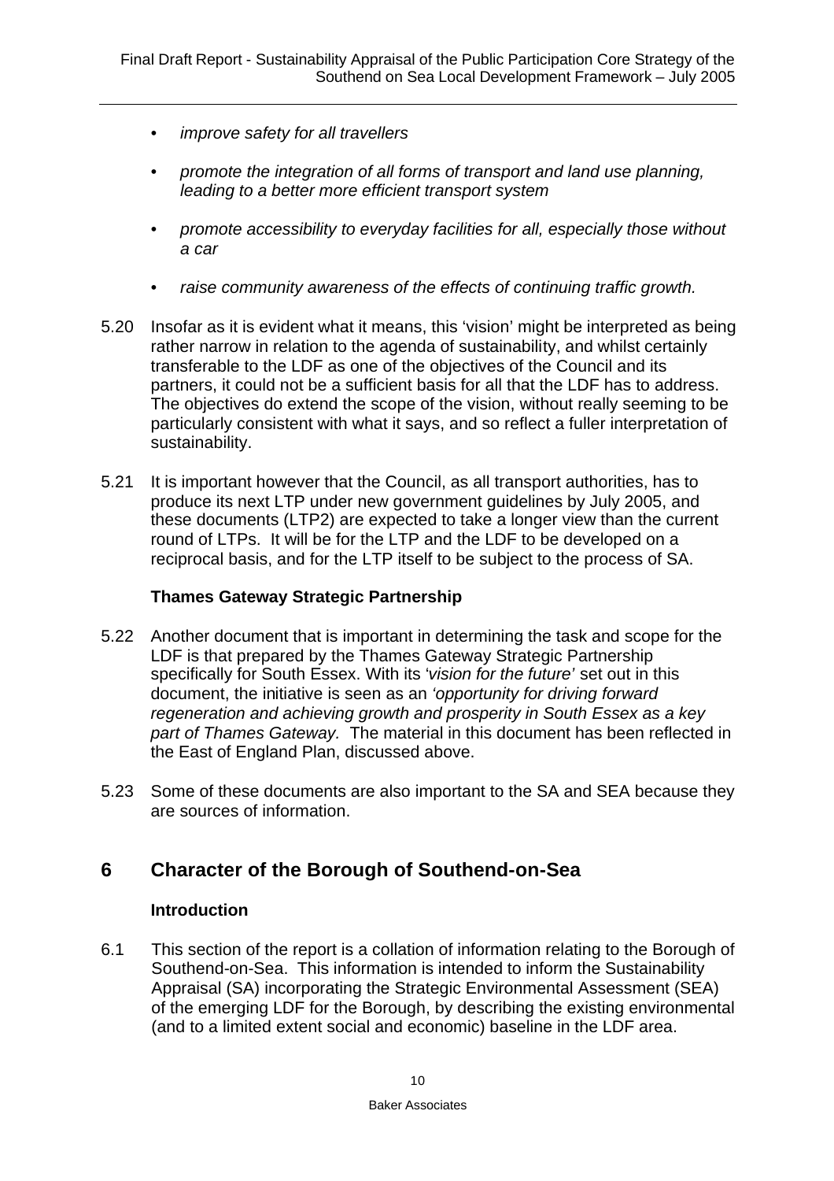- *improve safety for all travellers*
- *promote the integration of all forms of transport and land use planning, leading to a better more efficient transport system*
- *promote accessibility to everyday facilities for all, especially those without a car*
- *raise community awareness of the effects of continuing traffic growth.*

5.20 Insofar as it is evident what it means, this 'vision' might be interpreted as being rather narrow in relation to the agenda of sustainability, and whilst certainly transferable to the LDF as one of the objectives of the Council and its partners, it could not be a sufficient basis for all that the LDF has to address. The objectives do extend the scope of the vision, without really seeming to be particularly consistent with what it says, and so reflect a fuller interpretation of sustainability.

5.21 It is important however that the Council, as all transport authorities, has to produce its next LTP under new government guidelines by July 2005, and these documents (LTP2) are expected to take a longer view than the current round of LTPs. It will be for the LTP and the LDF to be developed on a reciprocal basis, and for the LTP itself to be subject to the process of SA.

### Thames Gateway Strategic Partnership

5.22 Another document that is important in determining the task and scope for the LDF is that prepared by the Thames Gateway Strategic Partnership specifically for South Essex. With its *'vision for the future'* set out in this document, the initiative is seen as an *'opportunity for driving forward regeneration and achieving growth and prosperity in South Essex as a key part of Thames Gateway.* The material in this document has been reflected in the East of England Plan, discussed above.

5.23 Some of these documents are also important to the SA and SEA because they are sources of information.

## 6 Character of the Borough of Southend-on-Sea

### Introduction

6.1 This section of the report is a collation of information relating to the Borough of Southend-on-Sea. This information is intended to inform the Sustainability Appraisal (SA) incorporating the Strategic Environmental Assessment (SEA) of the emerging LDF for the Borough, by describing the existing environmental (and to a limited extent social and economic) baseline in the LDF area.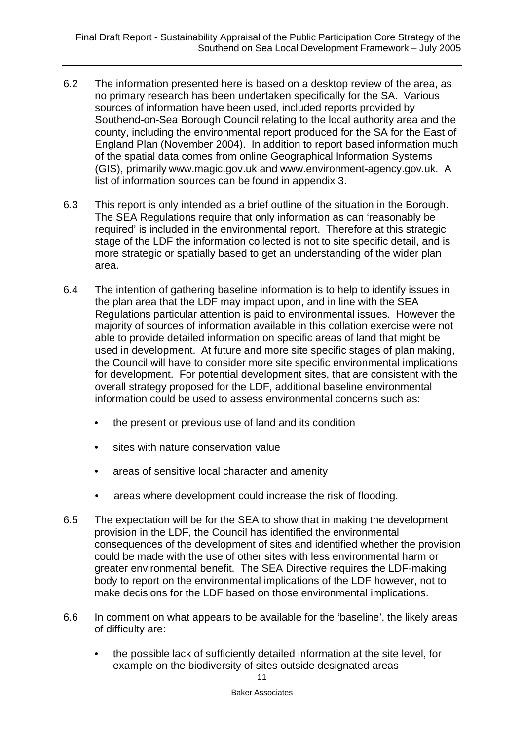6.2 The information presented here is based on a desktop review of the area, as no primary research has been undertaken specifically for the SA. Various sources of information have been used, included reports provided by Southend-on-Sea Borough Council relating to the local authority area and the county, including the environmental report produced for the SA for the East of England Plan (November 2004). In addition to report based information much of the spatial data comes from online Geographical Information Systems (GIS), primarily www.magic.gov.uk and www.environment-agency.gov.uk. A list of information sources can be found in appendix 3.

6.3 This report is only intended as a brief outline of the situation in the Borough. The SEA Regulations require that only information as can 'reasonably be required' is included in the environmental report. Therefore at this strategic stage of the LDF the information collected is not to site specific detail, and is more strategic or spatially based to get an understanding of the wider plan area.

6.4 The intention of gathering baseline information is to help to identify issues in the plan area that the LDF may impact upon, and in line with the SEA Regulations particular attention is paid to environmental issues. However the majority of sources of information available in this collation exercise were not able to provide detailed information on specific areas of land that might be used in development. At future and more site specific stages of plan making, the Council will have to consider more site specific environmental implications for development. For potential development sites, that are consistent with the overall strategy proposed for the LDF, additional baseline environmental information could be used to assess environmental concerns such as:

- the present or previous use of land and its condition
- sites with nature conservation value
- areas of sensitive local character and amenity
- areas where development could increase the risk of flooding.

6.5 The expectation will be for the SEA to show that in making the development provision in the LDF, the Council has identified the environmental consequences of the development of sites and identified whether the provision could be made with the use of other sites with less environmental harm or greater environmental benefit. The SEA Directive requires the LDF-making body to report on the environmental implications of the LDF however, not to make decisions for the LDF based on those environmental implications.

6.6 In comment on what appears to be available for the 'baseline', the likely areas of difficulty are:

- the possible lack of sufficiently detailed information at the site level, for example on the biodiversity of sites outside designated areas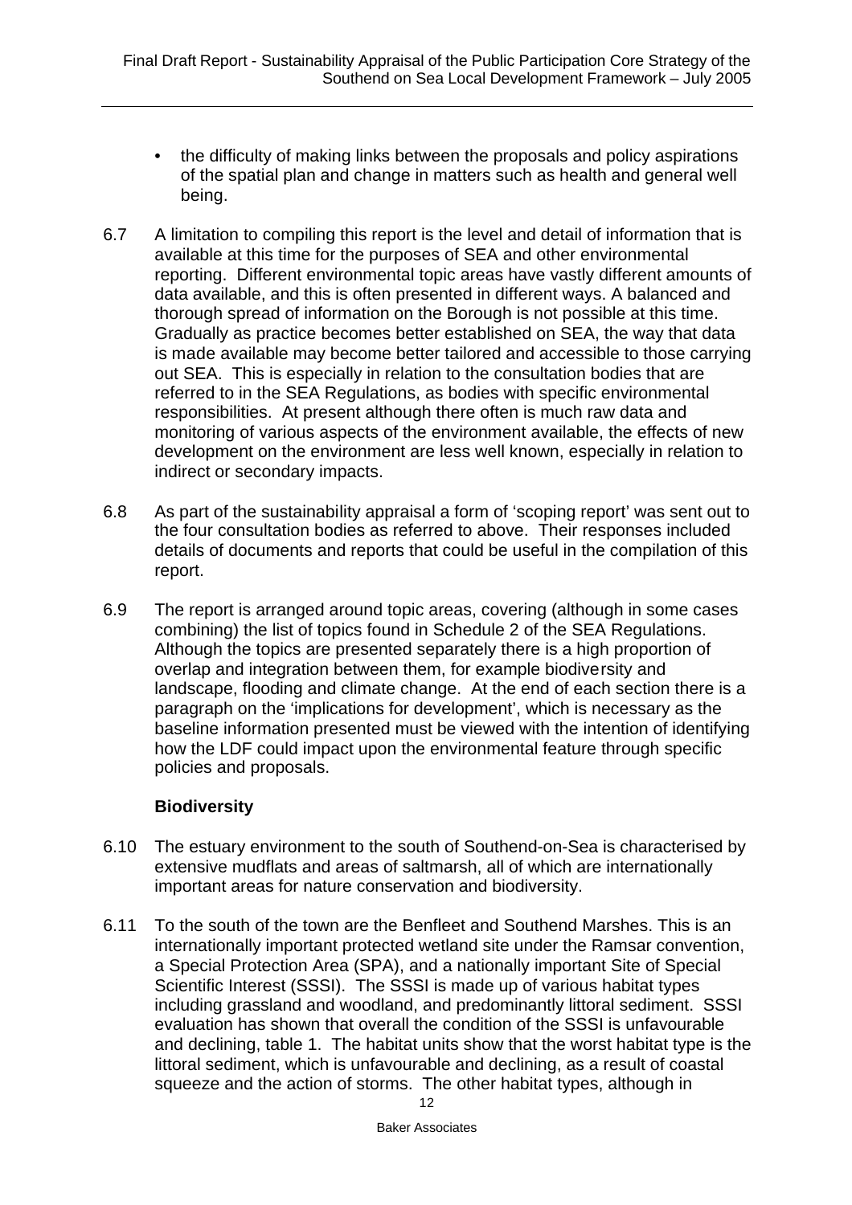- the difficulty of making links between the proposals and policy aspirations of the spatial plan and change in matters such as health and general well being.

6.7 A limitation to compiling this report is the level and detail of information that is available at this time for the purposes of SEA and other environmental reporting. Different environmental topic areas have vastly different amounts of data available, and this is often presented in different ways. A balanced and thorough spread of information on the Borough is not possible at this time. Gradually as practice becomes better established on SEA, the way that data is made available may become better tailored and accessible to those carrying out SEA. This is especially in relation to the consultation bodies that are referred to in the SEA Regulations, as bodies with specific environmental responsibilities. At present although there often is much raw data and monitoring of various aspects of the environment available, the effects of new development on the environment are less well known, especially in relation to indirect or secondary impacts.

6.8 As part of the sustainability appraisal a form of 'scoping report' was sent out to the four consultation bodies as referred to above. Their responses included details of documents and reports that could be useful in the compilation of this report.

6.9 The report is arranged around topic areas, covering (although in some cases combining) the list of topics found in Schedule 2 of the SEA Regulations. Although the topics are presented separately there is a high proportion of overlap and integration between them, for example biodiversity and landscape, flooding and climate change. At the end of each section there is a paragraph on the 'implications for development', which is necessary as the baseline information presented must be viewed with the intention of identifying how the LDF could impact upon the environmental feature through specific policies and proposals.

**Biodiversity**

6.10 The estuary environment to the south of Southend-on-Sea is characterised by extensive mudflats and areas of saltmarsh, all of which are internationally important areas for nature conservation and biodiversity.

6.11 To the south of the town are the Benfleet and Southend Marshes. This is an internationally important protected wetland site under the Ramsar convention, a Special Protection Area (SPA), and a nationally important Site of Special Scientific Interest (SSSI). The SSSI is made up of various habitat types including grassland and woodland, and predominantly littoral sediment. SSSI evaluation has shown that overall the condition of the SSSI is unfavourable and declining, table 1. The habitat units show that the worst habitat type is the littoral sediment, which is unfavourable and declining, as a result of coastal squeeze and the action of storms. The other habitat types, although in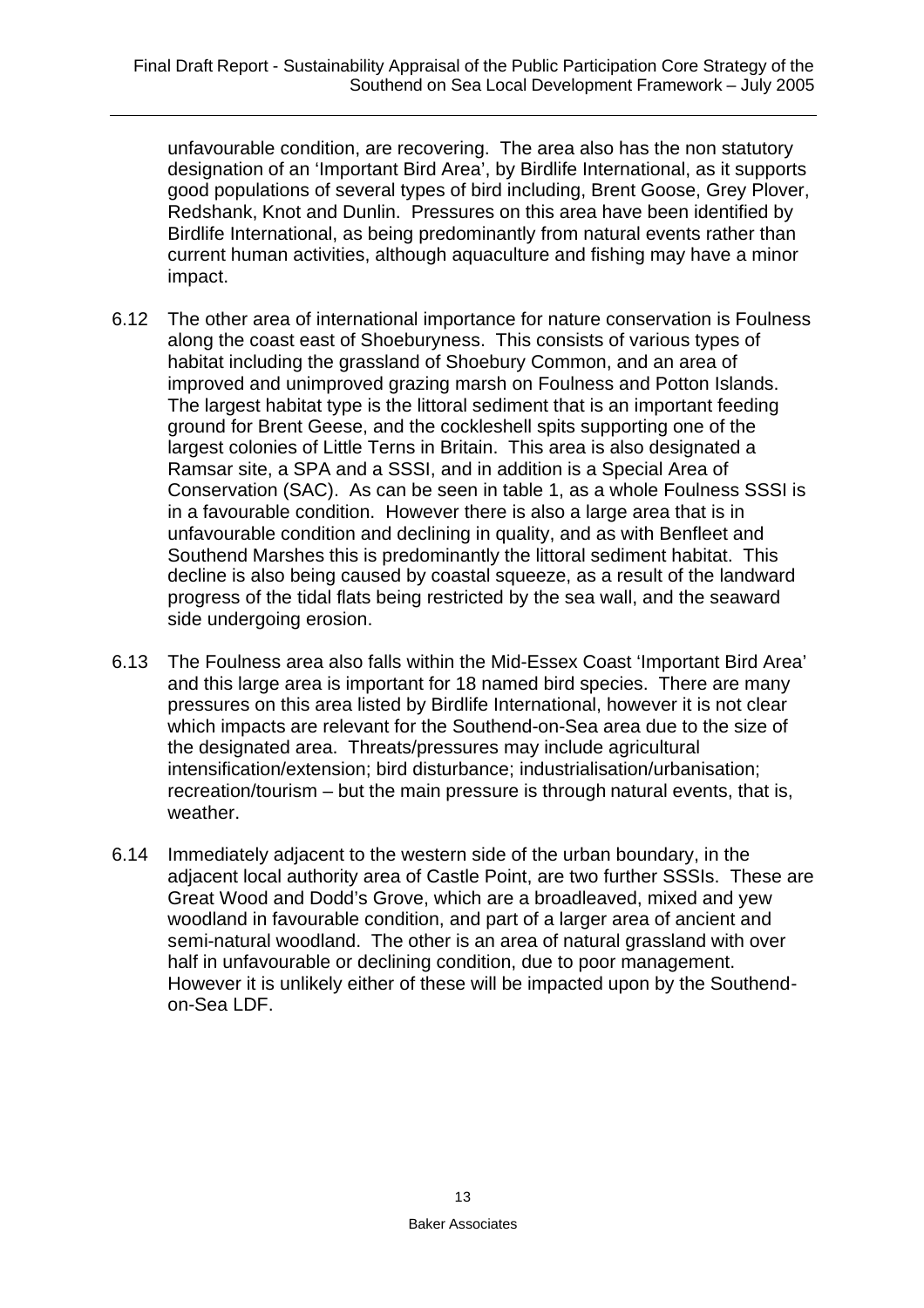unfavourable condition, are recovering. The area also has the non statutory designation of an 'Important Bird Area', by Birdlife International, as it supports good populations of several types of bird including, Brent Goose, Grey Plover, Redshank, Knot and Dunlin. Pressures on this area have been identified by Birdlife International, as being predominantly from natural events rather than current human activities, although aquaculture and fishing may have a minor impact.

6.12 The other area of international importance for nature conservation is Foulness along the coast east of Shoeburyness. This consists of various types of habitat including the grassland of Shoebury Common, and an area of improved and unimproved grazing marsh on Foulness and Potton Islands. The largest habitat type is the littoral sediment that is an important feeding ground for Brent Geese, and the cockleshell spits supporting one of the largest colonies of Little Terns in Britain. This area is also designated a Ramsar site, a SPA and a SSSI, and in addition is a Special Area of Conservation (SAC). As can be seen in table 1, as a whole Foulness SSSI is in a favourable condition. However there is also a large area that is in unfavourable condition and declining in quality, and as with Benfleet and Southend Marshes this is predominantly the littoral sediment habitat. This decline is also being caused by coastal squeeze, as a result of the landward progress of the tidal flats being restricted by the sea wall, and the seaward side undergoing erosion.

6.13 The Foulness area also falls within the Mid-Essex Coast 'Important Bird Area' and this large area is important for 18 named bird species. There are many pressures on this area listed by Birdlife International, however it is not clear which impacts are relevant for the Southend-on-Sea area due to the size of the designated area. Threats/pressures may include agricultural intensification/extension; bird disturbance; industrialisation/urbanisation; recreation/tourism – but the main pressure is through natural events, that is, weather.

6.14 Immediately adjacent to the western side of the urban boundary, in the adjacent local authority area of Castle Point, are two further SSSIs. These are Great Wood and Dodd's Grove, which are a broadleaved, mixed and yew woodland in favourable condition, and part of a larger area of ancient and semi-natural woodland. The other is an area of natural grassland with over half in unfavourable or declining condition, due to poor management. However it is unlikely either of these will be impacted upon by the Southend-on-Sea LDF.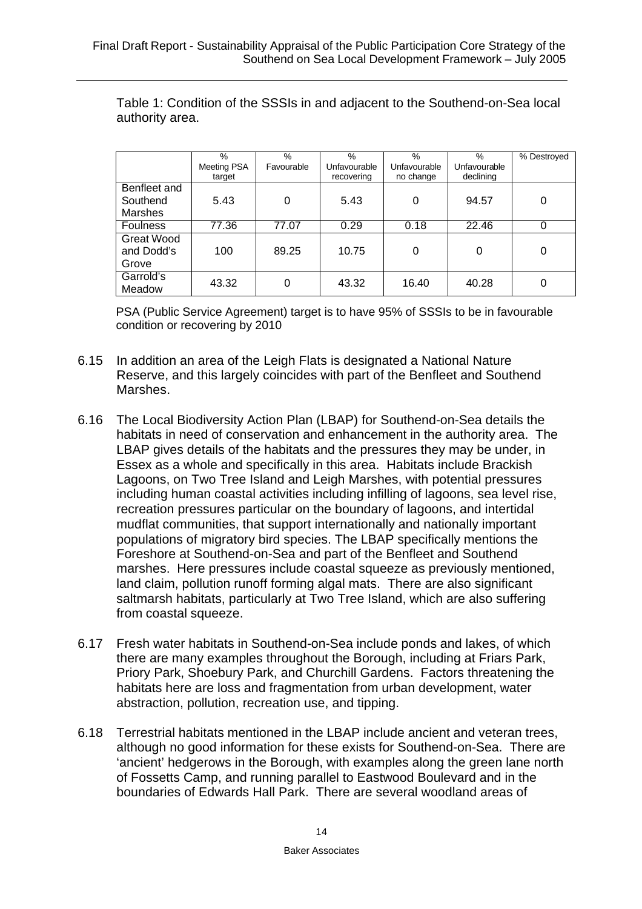Table 1: Condition of the SSSIs in and adjacent to the Southend-on-Sea local authority area.

| | % Meeting PSA target | % Favourable | % Unfavourable recovering | % Unfavourable no change | % Unfavourable declining | % Destroyed |
|---|---|---|---|---|---|---|
| Benfleet and Southend Marshes | 5.43 | 0 | 5.43 | 0 | 94.57 | 0 |
| Foulness | 77.36 | 77.07 | 0.29 | 0.18 | 22.46 | 0 |
| Great Wood and Dodd's Grove | 100 | 89.25 | 10.75 | 0 | 0 | 0 |
| Garrold's Meadow | 43.32 | 0 | 43.32 | 16.40 | 40.28 | 0 |

PSA (Public Service Agreement) target is to have 95% of SSSIs to be in favourable condition or recovering by 2010

6.15 In addition an area of the Leigh Flats is designated a National Nature Reserve, and this largely coincides with part of the Benfleet and Southend Marshes.

6.16 The Local Biodiversity Action Plan (LBAP) for Southend-on-Sea details the habitats in need of conservation and enhancement in the authority area. The LBAP gives details of the habitats and the pressures they may be under, in Essex as a whole and specifically in this area. Habitats include Brackish Lagoons, on Two Tree Island and Leigh Marshes, with potential pressures including human coastal activities including infilling of lagoons, sea level rise, recreation pressures particular on the boundary of lagoons, and intertidal mudflat communities, that support internationally and nationally important populations of migratory bird species. The LBAP specifically mentions the Foreshore at Southend-on-Sea and part of the Benfleet and Southend marshes. Here pressures include coastal squeeze as previously mentioned, land claim, pollution runoff forming algal mats. There are also significant saltmarsh habitats, particularly at Two Tree Island, which are also suffering from coastal squeeze.

6.17 Fresh water habitats in Southend-on-Sea include ponds and lakes, of which there are many examples throughout the Borough, including at Friars Park, Priory Park, Shoebury Park, and Churchill Gardens. Factors threatening the habitats here are loss and fragmentation from urban development, water abstraction, pollution, recreation use, and tipping.

6.18 Terrestrial habitats mentioned in the LBAP include ancient and veteran trees, although no good information for these exists for Southend-on-Sea. There are 'ancient' hedgerows in the Borough, with examples along the green lane north of Fossetts Camp, and running parallel to Eastwood Boulevard and in the boundaries of Edwards Hall Park. There are several woodland areas of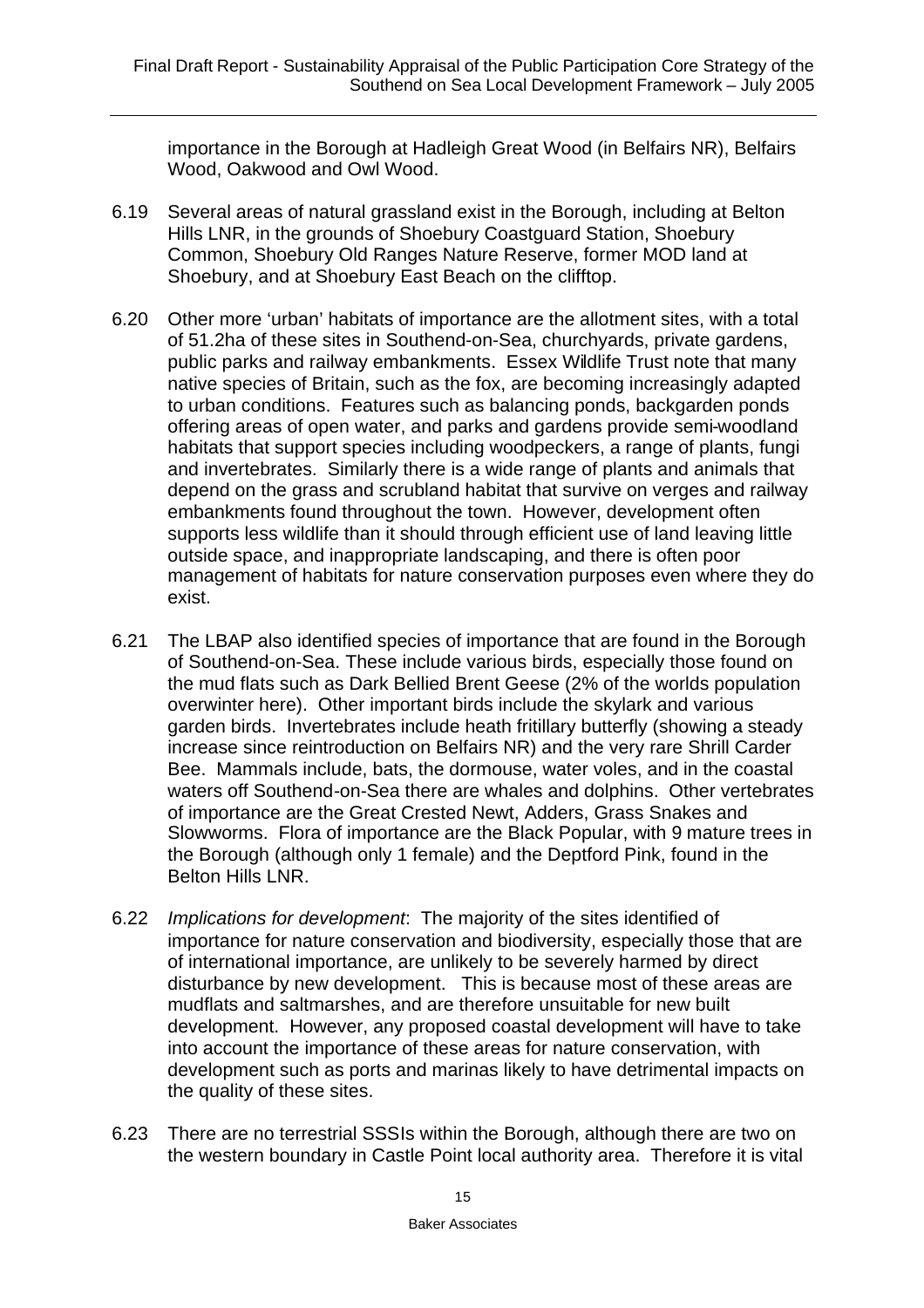importance in the Borough at Hadleigh Great Wood (in Belfairs NR), Belfairs Wood, Oakwood and Owl Wood.

6.19 Several areas of natural grassland exist in the Borough, including at Belton Hills LNR, in the grounds of Shoebury Coastguard Station, Shoebury Common, Shoebury Old Ranges Nature Reserve, former MOD land at Shoebury, and at Shoebury East Beach on the clifftop.

6.20 Other more 'urban' habitats of importance are the allotment sites, with a total of 51.2ha of these sites in Southend-on-Sea, churchyards, private gardens, public parks and railway embankments. Essex Wildlife Trust note that many native species of Britain, such as the fox, are becoming increasingly adapted to urban conditions. Features such as balancing ponds, backgarden ponds offering areas of open water, and parks and gardens provide semi-woodland habitats that support species including woodpeckers, a range of plants, fungi and invertebrates. Similarly there is a wide range of plants and animals that depend on the grass and scrubland habitat that survive on verges and railway embankments found throughout the town. However, development often supports less wildlife than it should through efficient use of land leaving little outside space, and inappropriate landscaping, and there is often poor management of habitats for nature conservation purposes even where they do exist.

6.21 The LBAP also identified species of importance that are found in the Borough of Southend-on-Sea. These include various birds, especially those found on the mud flats such as Dark Bellied Brent Geese (2% of the worlds population overwinter here). Other important birds include the skylark and various garden birds. Invertebrates include heath fritillary butterfly (showing a steady increase since reintroduction on Belfairs NR) and the very rare Shrill Carder Bee. Mammals include, bats, the dormouse, water voles, and in the coastal waters off Southend-on-Sea there are whales and dolphins. Other vertebrates of importance are the Great Crested Newt, Adders, Grass Snakes and Slowworms. Flora of importance are the Black Popular, with 9 mature trees in the Borough (although only 1 female) and the Deptford Pink, found in the Belton Hills LNR.

6.22 *Implications for development*: The majority of the sites identified of importance for nature conservation and biodiversity, especially those that are of international importance, are unlikely to be severely harmed by direct disturbance by new development. This is because most of these areas are mudflats and saltmarshes, and are therefore unsuitable for new built development. However, any proposed coastal development will have to take into account the importance of these areas for nature conservation, with development such as ports and marinas likely to have detrimental impacts on the quality of these sites.

6.23 There are no terrestrial SSSIs within the Borough, although there are two on the western boundary in Castle Point local authority area. Therefore it is vital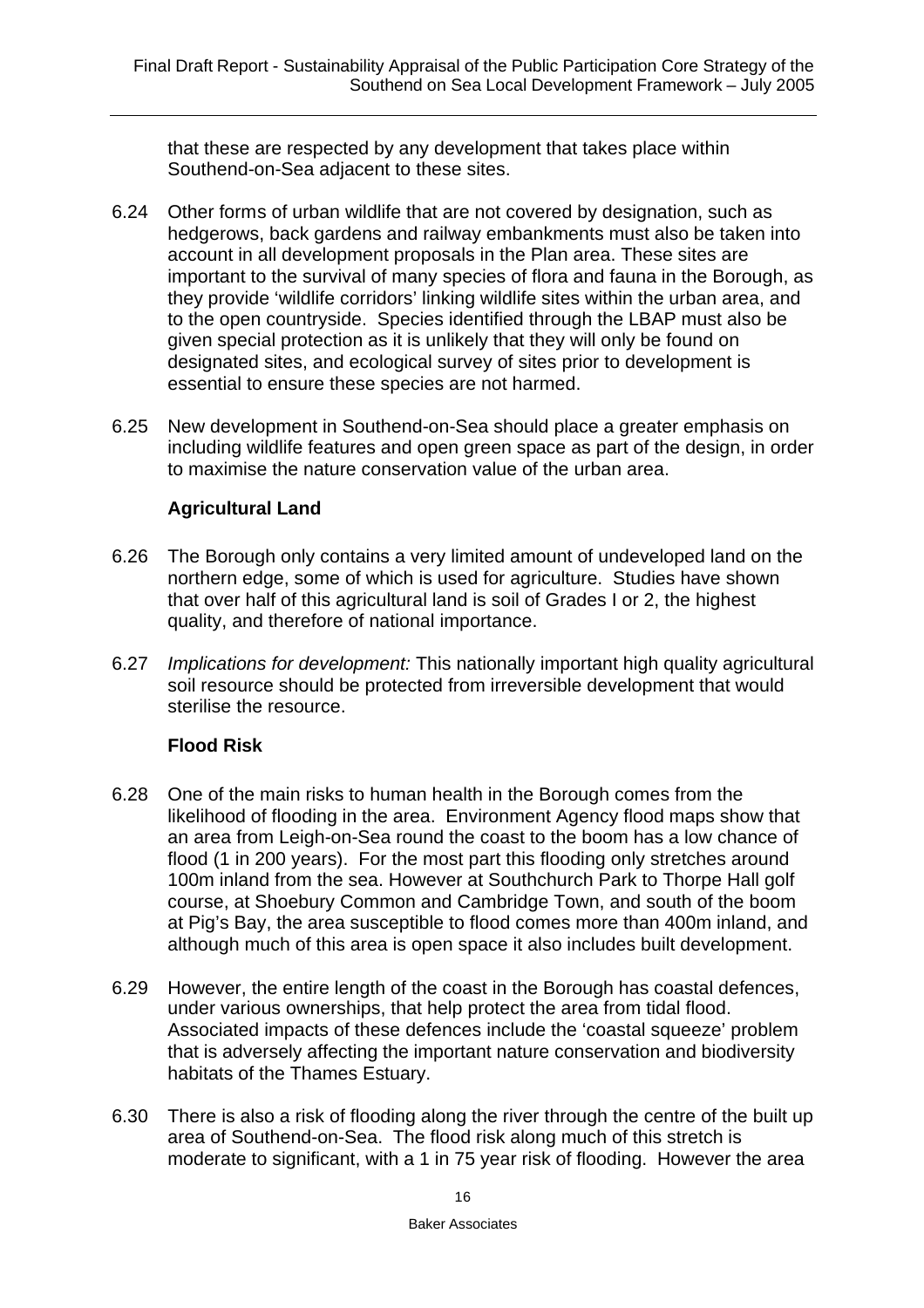that these are respected by any development that takes place within Southend-on-Sea adjacent to these sites.

6.24 Other forms of urban wildlife that are not covered by designation, such as hedgerows, back gardens and railway embankments must also be taken into account in all development proposals in the Plan area. These sites are important to the survival of many species of flora and fauna in the Borough, as they provide 'wildlife corridors' linking wildlife sites within the urban area, and to the open countryside. Species identified through the LBAP must also be given special protection as it is unlikely that they will only be found on designated sites, and ecological survey of sites prior to development is essential to ensure these species are not harmed.

6.25 New development in Southend-on-Sea should place a greater emphasis on including wildlife features and open green space as part of the design, in order to maximise the nature conservation value of the urban area.

### Agricultural Land

6.26 The Borough only contains a very limited amount of undeveloped land on the northern edge, some of which is used for agriculture. Studies have shown that over half of this agricultural land is soil of Grades I or 2, the highest quality, and therefore of national importance.

6.27 *Implications for development:* This nationally important high quality agricultural soil resource should be protected from irreversible development that would sterilise the resource.

### Flood Risk

6.28 One of the main risks to human health in the Borough comes from the likelihood of flooding in the area. Environment Agency flood maps show that an area from Leigh-on-Sea round the coast to the boom has a low chance of flood (1 in 200 years). For the most part this flooding only stretches around 100m inland from the sea. However at Southchurch Park to Thorpe Hall golf course, at Shoebury Common and Cambridge Town, and south of the boom at Pig's Bay, the area susceptible to flood comes more than 400m inland, and although much of this area is open space it also includes built development.

6.29 However, the entire length of the coast in the Borough has coastal defences, under various ownerships, that help protect the area from tidal flood. Associated impacts of these defences include the 'coastal squeeze' problem that is adversely affecting the important nature conservation and biodiversity habitats of the Thames Estuary.

6.30 There is also a risk of flooding along the river through the centre of the built up area of Southend-on-Sea. The flood risk along much of this stretch is moderate to significant, with a 1 in 75 year risk of flooding. However the area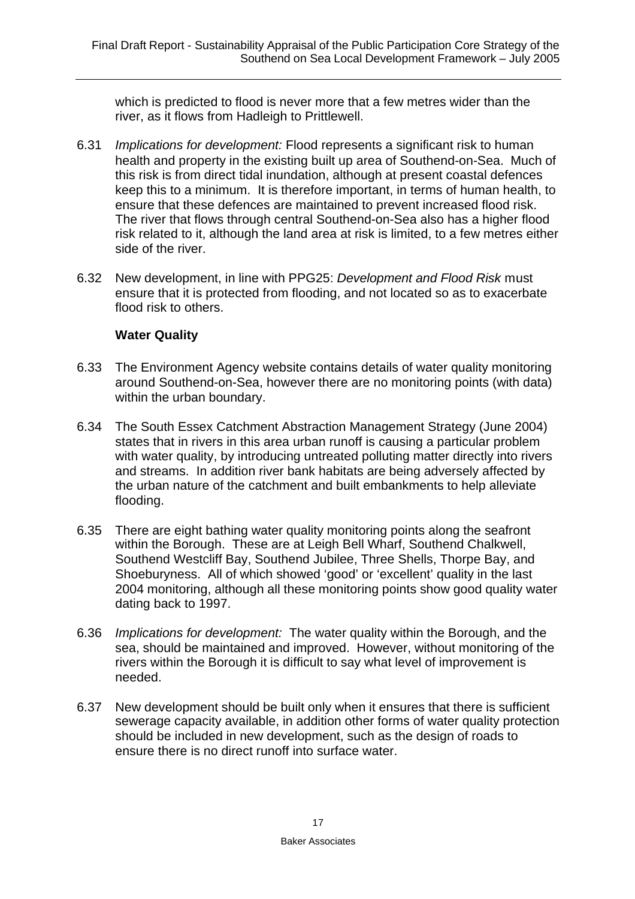which is predicted to flood is never more that a few metres wider than the river, as it flows from Hadleigh to Prittlewell.

6.31 *Implications for development:* Flood represents a significant risk to human health and property in the existing built up area of Southend-on-Sea. Much of this risk is from direct tidal inundation, although at present coastal defences keep this to a minimum. It is therefore important, in terms of human health, to ensure that these defences are maintained to prevent increased flood risk. The river that flows through central Southend-on-Sea also has a higher flood risk related to it, although the land area at risk is limited, to a few metres either side of the river.

6.32 New development, in line with PPG25: *Development and Flood Risk* must ensure that it is protected from flooding, and not located so as to exacerbate flood risk to others.

**Water Quality**

6.33 The Environment Agency website contains details of water quality monitoring around Southend-on-Sea, however there are no monitoring points (with data) within the urban boundary.

6.34 The South Essex Catchment Abstraction Management Strategy (June 2004) states that in rivers in this area urban runoff is causing a particular problem with water quality, by introducing untreated polluting matter directly into rivers and streams. In addition river bank habitats are being adversely affected by the urban nature of the catchment and built embankments to help alleviate flooding.

6.35 There are eight bathing water quality monitoring points along the seafront within the Borough. These are at Leigh Bell Wharf, Southend Chalkwell, Southend Westcliff Bay, Southend Jubilee, Three Shells, Thorpe Bay, and Shoeburyness. All of which showed 'good' or 'excellent' quality in the last 2004 monitoring, although all these monitoring points show good quality water dating back to 1997.

6.36 *Implications for development:* The water quality within the Borough, and the sea, should be maintained and improved. However, without monitoring of the rivers within the Borough it is difficult to say what level of improvement is needed.

6.37 New development should be built only when it ensures that there is sufficient sewerage capacity available, in addition other forms of water quality protection should be included in new development, such as the design of roads to ensure there is no direct runoff into surface water.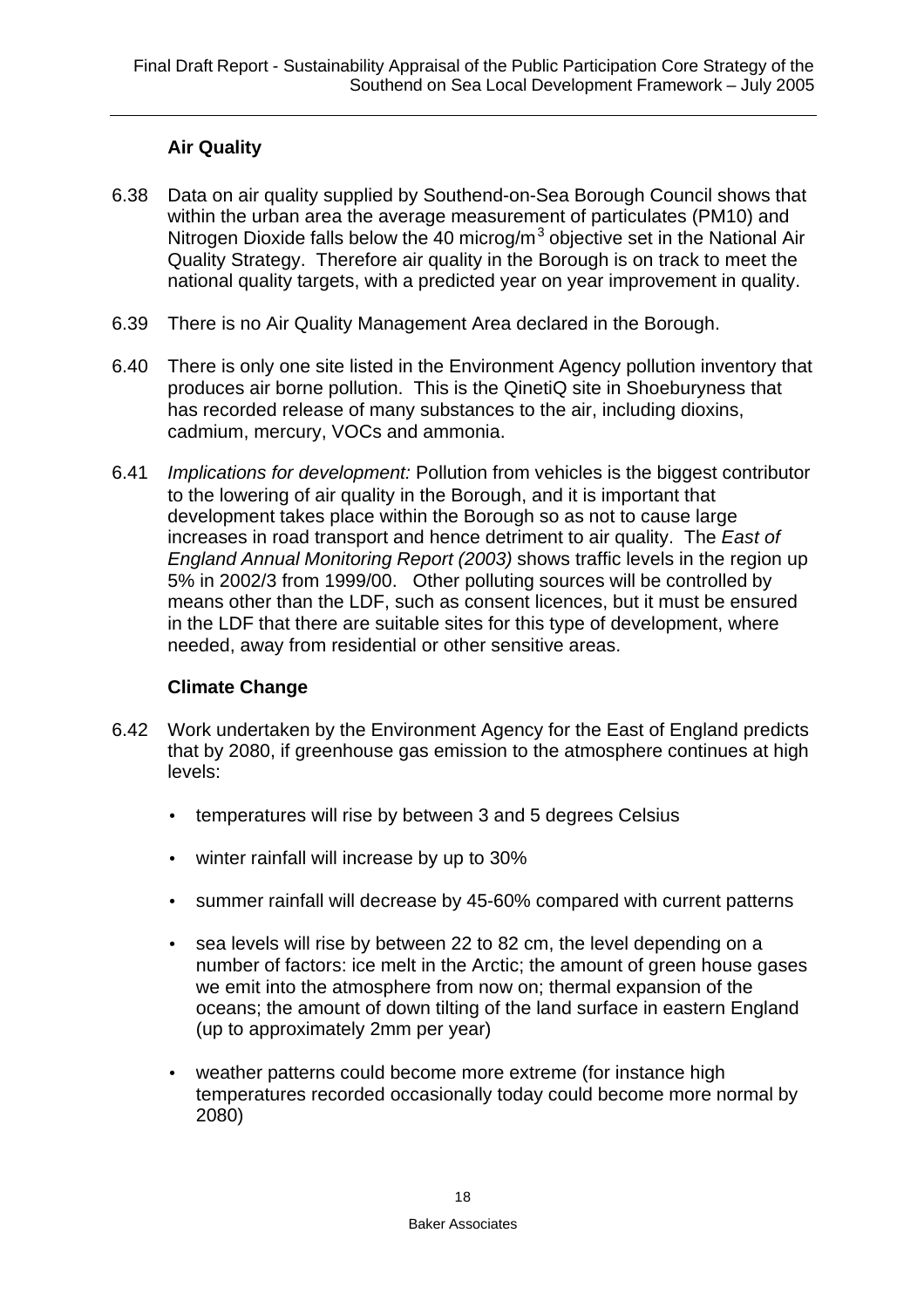### Air Quality

6.38 Data on air quality supplied by Southend-on-Sea Borough Council shows that within the urban area the average measurement of particulates (PM10) and Nitrogen Dioxide falls below the 40 microg/$m^3$ objective set in the National Air Quality Strategy. Therefore air quality in the Borough is on track to meet the national quality targets, with a predicted year on year improvement in quality.

6.39 There is no Air Quality Management Area declared in the Borough.

6.40 There is only one site listed in the Environment Agency pollution inventory that produces air borne pollution. This is the QinetiQ site in Shoeburyness that has recorded release of many substances to the air, including dioxins, cadmium, mercury, VOCs and ammonia.

6.41 *Implications for development:* Pollution from vehicles is the biggest contributor to the lowering of air quality in the Borough, and it is important that development takes place within the Borough so as not to cause large increases in road transport and hence detriment to air quality. The *East of England Annual Monitoring Report (2003)* shows traffic levels in the region up 5% in 2002/3 from 1999/00. Other polluting sources will be controlled by means other than the LDF, such as consent licences, but it must be ensured in the LDF that there are suitable sites for this type of development, where needed, away from residential or other sensitive areas.

### Climate Change

6.42 Work undertaken by the Environment Agency for the East of England predicts that by 2080, if greenhouse gas emission to the atmosphere continues at high levels:

- temperatures will rise by between 3 and 5 degrees Celsius
- winter rainfall will increase by up to 30%
- summer rainfall will decrease by 45-60% compared with current patterns
- sea levels will rise by between 22 to 82 cm, the level depending on a number of factors: ice melt in the Arctic; the amount of green house gases we emit into the atmosphere from now on; thermal expansion of the oceans; the amount of down tilting of the land surface in eastern England (up to approximately 2mm per year)
- weather patterns could become more extreme (for instance high temperatures recorded occasionally today could become more normal by 2080)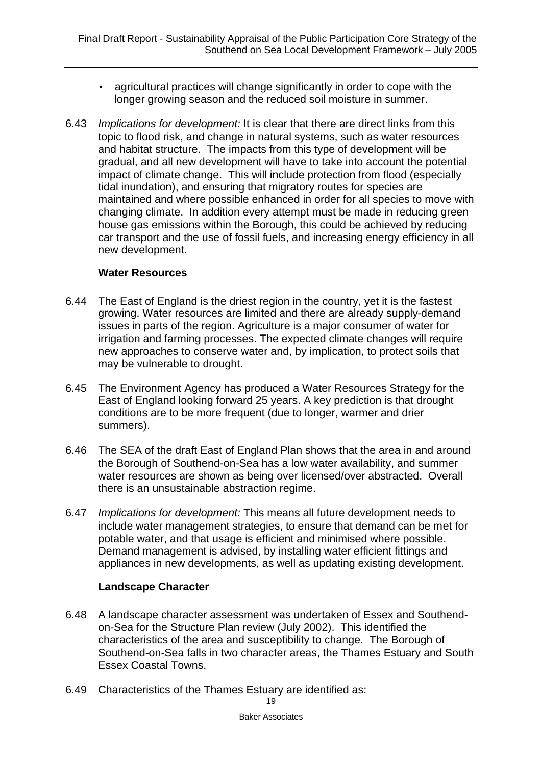- agricultural practices will change significantly in order to cope with the longer growing season and the reduced soil moisture in summer.

6.43 *Implications for development:* It is clear that there are direct links from this topic to flood risk, and change in natural systems, such as water resources and habitat structure. The impacts from this type of development will be gradual, and all new development will have to take into account the potential impact of climate change. This will include protection from flood (especially tidal inundation), and ensuring that migratory routes for species are maintained and where possible enhanced in order for all species to move with changing climate. In addition every attempt must be made in reducing green house gas emissions within the Borough, this could be achieved by reducing car transport and the use of fossil fuels, and increasing energy efficiency in all new development.

### Water Resources

6.44 The East of England is the driest region in the country, yet it is the fastest growing. Water resources are limited and there are already supply-demand issues in parts of the region. Agriculture is a major consumer of water for irrigation and farming processes. The expected climate changes will require new approaches to conserve water and, by implication, to protect soils that may be vulnerable to drought.

6.45 The Environment Agency has produced a Water Resources Strategy for the East of England looking forward 25 years. A key prediction is that drought conditions are to be more frequent (due to longer, warmer and drier summers).

6.46 The SEA of the draft East of England Plan shows that the area in and around the Borough of Southend-on-Sea has a low water availability, and summer water resources are shown as being over licensed/over abstracted. Overall there is an unsustainable abstraction regime.

6.47 *Implications for development:* This means all future development needs to include water management strategies, to ensure that demand can be met for potable water, and that usage is efficient and minimised where possible. Demand management is advised, by installing water efficient fittings and appliances in new developments, as well as updating existing development.

### Landscape Character

6.48 A landscape character assessment was undertaken of Essex and Southend-on-Sea for the Structure Plan review (July 2002). This identified the characteristics of the area and susceptibility to change. The Borough of Southend-on-Sea falls in two character areas, the Thames Estuary and South Essex Coastal Towns.

6.49 Characteristics of the Thames Estuary are identified as: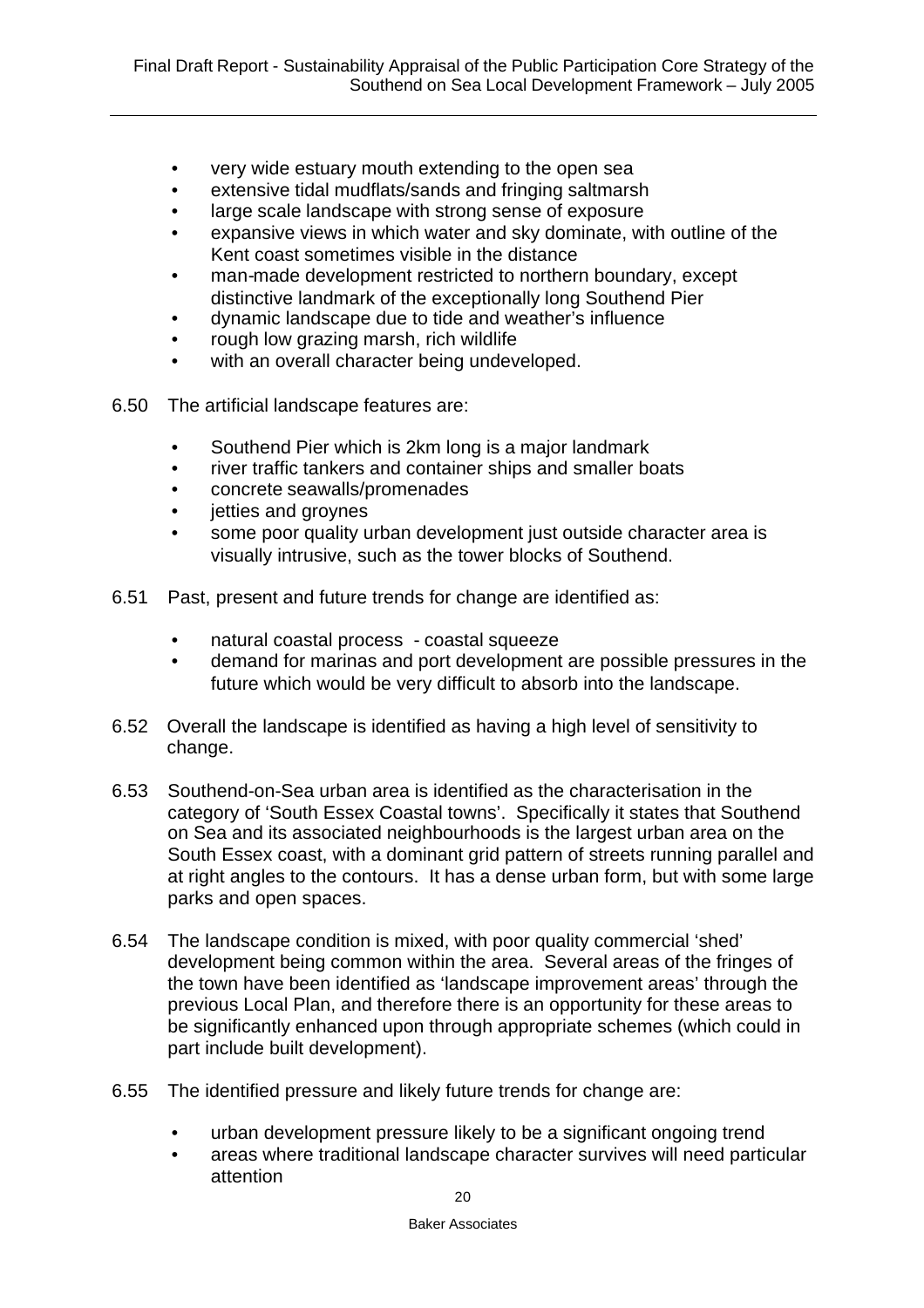- very wide estuary mouth extending to the open sea
- extensive tidal mudflats/sands and fringing saltmarsh
- large scale landscape with strong sense of exposure
- expansive views in which water and sky dominate, with outline of the Kent coast sometimes visible in the distance
- man-made development restricted to northern boundary, except distinctive landmark of the exceptionally long Southend Pier
- dynamic landscape due to tide and weather's influence
- rough low grazing marsh, rich wildlife
- with an overall character being undeveloped.

6.50 The artificial landscape features are:

- Southend Pier which is 2km long is a major landmark
- river traffic tankers and container ships and smaller boats
- concrete seawalls/promenades
- jetties and groynes
- some poor quality urban development just outside character area is visually intrusive, such as the tower blocks of Southend.

6.51 Past, present and future trends for change are identified as:

- natural coastal process - coastal squeeze
- demand for marinas and port development are possible pressures in the future which would be very difficult to absorb into the landscape.

6.52 Overall the landscape is identified as having a high level of sensitivity to change.

6.53 Southend-on-Sea urban area is identified as the characterisation in the category of 'South Essex Coastal towns'. Specifically it states that Southend on Sea and its associated neighbourhoods is the largest urban area on the South Essex coast, with a dominant grid pattern of streets running parallel and at right angles to the contours. It has a dense urban form, but with some large parks and open spaces.

6.54 The landscape condition is mixed, with poor quality commercial 'shed' development being common within the area. Several areas of the fringes of the town have been identified as 'landscape improvement areas' through the previous Local Plan, and therefore there is an opportunity for these areas to be significantly enhanced upon through appropriate schemes (which could in part include built development).

6.55 The identified pressure and likely future trends for change are:

- urban development pressure likely to be a significant ongoing trend
- areas where traditional landscape character survives will need particular attention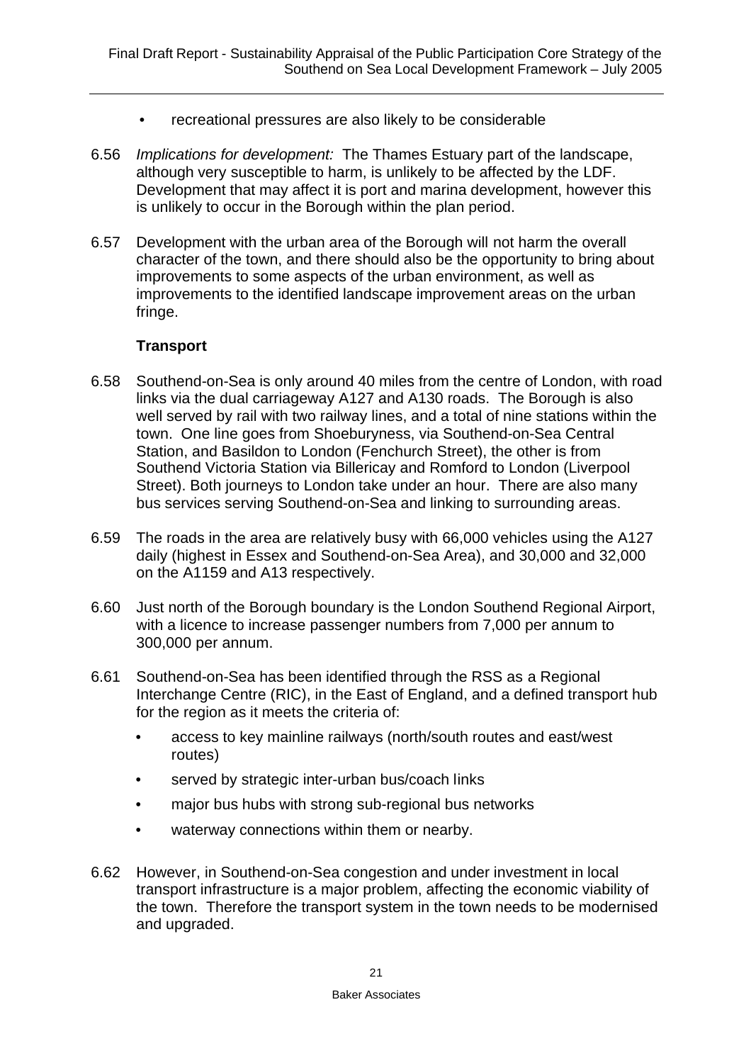- recreational pressures are also likely to be considerable

6.56 *Implications for development:* The Thames Estuary part of the landscape, although very susceptible to harm, is unlikely to be affected by the LDF. Development that may affect it is port and marina development, however this is unlikely to occur in the Borough within the plan period.

6.57 Development with the urban area of the Borough will not harm the overall character of the town, and there should also be the opportunity to bring about improvements to some aspects of the urban environment, as well as improvements to the identified landscape improvement areas on the urban fringe.

**Transport**

6.58 Southend-on-Sea is only around 40 miles from the centre of London, with road links via the dual carriageway A127 and A130 roads. The Borough is also well served by rail with two railway lines, and a total of nine stations within the town. One line goes from Shoeburyness, via Southend-on-Sea Central Station, and Basildon to London (Fenchurch Street), the other is from Southend Victoria Station via Billericay and Romford to London (Liverpool Street). Both journeys to London take under an hour. There are also many bus services serving Southend-on-Sea and linking to surrounding areas.

6.59 The roads in the area are relatively busy with 66,000 vehicles using the A127 daily (highest in Essex and Southend-on-Sea Area), and 30,000 and 32,000 on the A1159 and A13 respectively.

6.60 Just north of the Borough boundary is the London Southend Regional Airport, with a licence to increase passenger numbers from 7,000 per annum to 300,000 per annum.

6.61 Southend-on-Sea has been identified through the RSS as a Regional Interchange Centre (RIC), in the East of England, and a defined transport hub for the region as it meets the criteria of:

- access to key mainline railways (north/south routes and east/west routes)
- served by strategic inter-urban bus/coach links
- major bus hubs with strong sub-regional bus networks
- waterway connections within them or nearby.

6.62 However, in Southend-on-Sea congestion and under investment in local transport infrastructure is a major problem, affecting the economic viability of the town. Therefore the transport system in the town needs to be modernised and upgraded.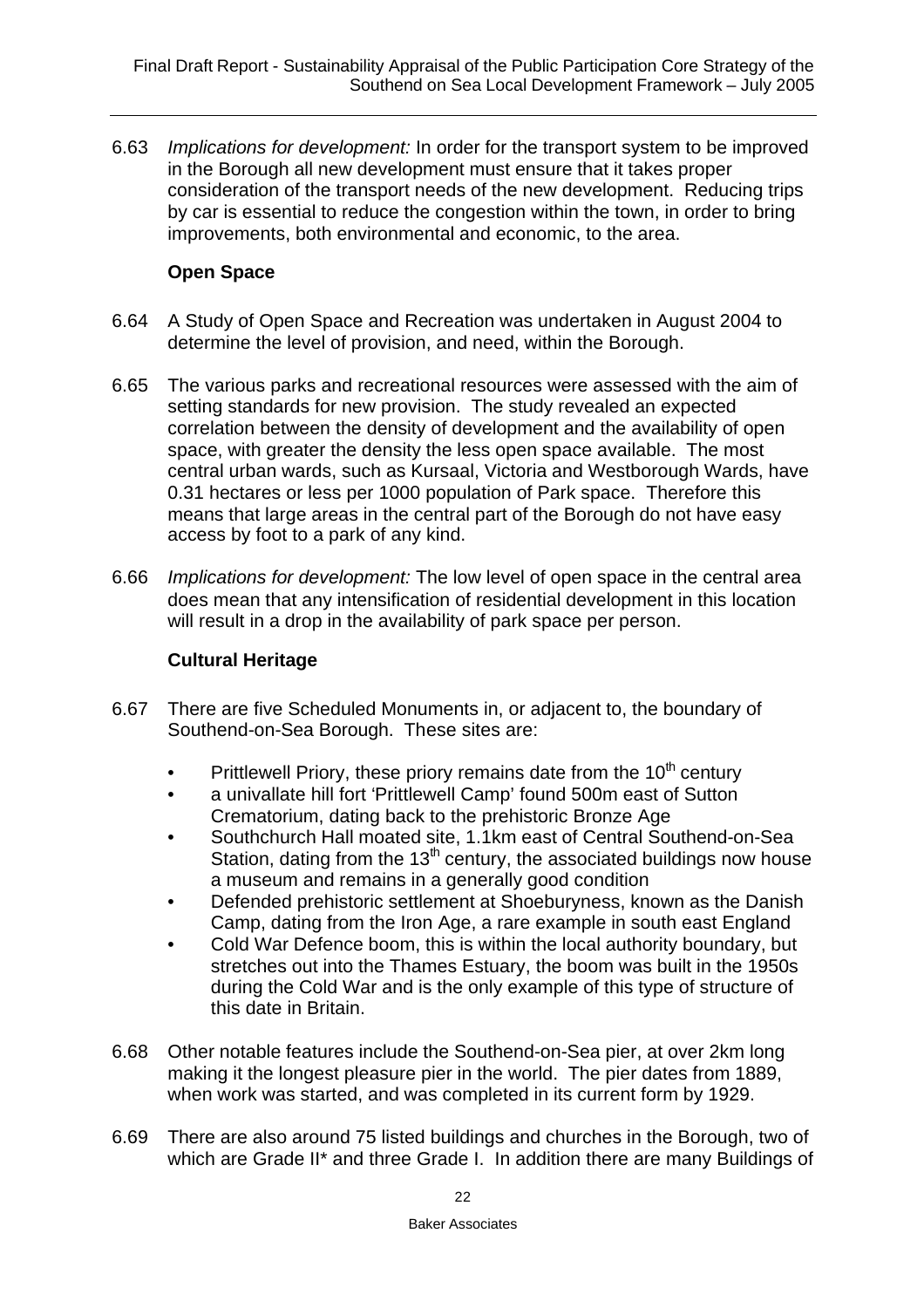6.63 *Implications for development:* In order for the transport system to be improved in the Borough all new development must ensure that it takes proper consideration of the transport needs of the new development. Reducing trips by car is essential to reduce the congestion within the town, in order to bring improvements, both environmental and economic, to the area.

### Open Space

6.64 A Study of Open Space and Recreation was undertaken in August 2004 to determine the level of provision, and need, within the Borough.

6.65 The various parks and recreational resources were assessed with the aim of setting standards for new provision. The study revealed an expected correlation between the density of development and the availability of open space, with greater the density the less open space available. The most central urban wards, such as Kursaal, Victoria and Westborough Wards, have 0.31 hectares or less per 1000 population of Park space. Therefore this means that large areas in the central part of the Borough do not have easy access by foot to a park of any kind.

6.66 *Implications for development:* The low level of open space in the central area does mean that any intensification of residential development in this location will result in a drop in the availability of park space per person.

### Cultural Heritage

6.67 There are five Scheduled Monuments in, or adjacent to, the boundary of Southend-on-Sea Borough. These sites are:

- Prittlewell Priory, these priory remains date from the 10th century
- a univallate hill fort 'Prittlewell Camp' found 500m east of Sutton Crematorium, dating back to the prehistoric Bronze Age
- Southchurch Hall moated site, 1.1km east of Central Southend-on-Sea Station, dating from the 13th century, the associated buildings now house a museum and remains in a generally good condition
- Defended prehistoric settlement at Shoeburyness, known as the Danish Camp, dating from the Iron Age, a rare example in south east England
- Cold War Defence boom, this is within the local authority boundary, but stretches out into the Thames Estuary, the boom was built in the 1950s during the Cold War and is the only example of this type of structure of this date in Britain.

6.68 Other notable features include the Southend-on-Sea pier, at over 2km long making it the longest pleasure pier in the world. The pier dates from 1889, when work was started, and was completed in its current form by 1929.

6.69 There are also around 75 listed buildings and churches in the Borough, two of which are Grade II* and three Grade I. In addition there are many Buildings of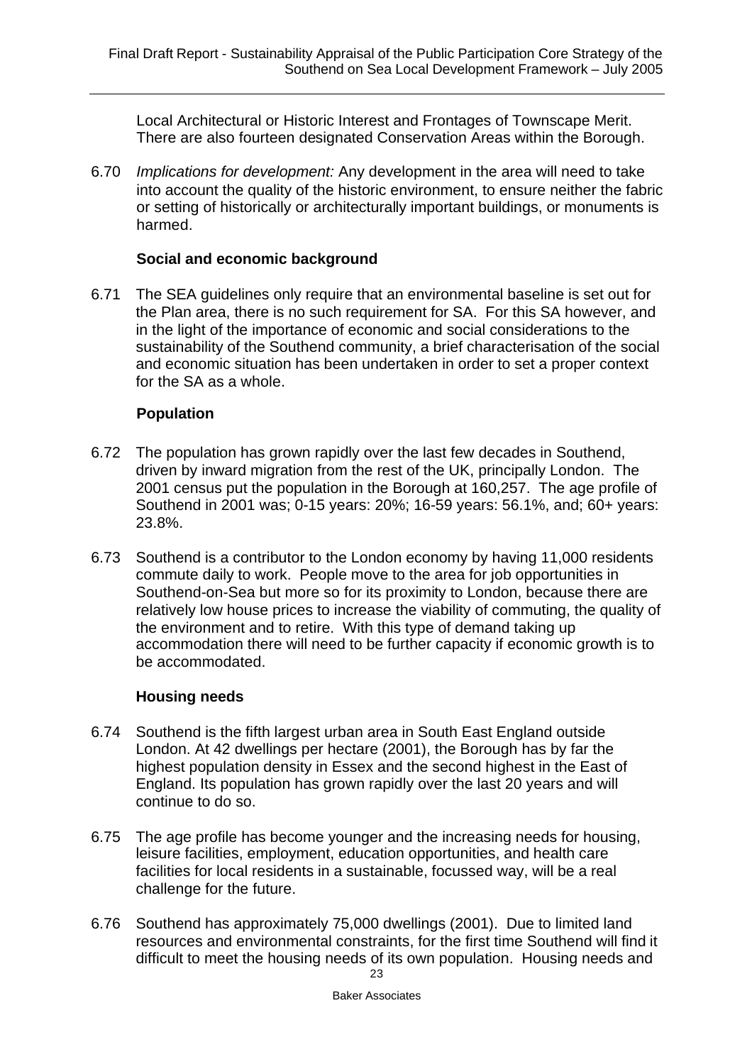Local Architectural or Historic Interest and Frontages of Townscape Merit. There are also fourteen designated Conservation Areas within the Borough.

6.70 *Implications for development:* Any development in the area will need to take into account the quality of the historic environment, to ensure neither the fabric or setting of historically or architecturally important buildings, or monuments is harmed.

### Social and economic background

6.71 The SEA guidelines only require that an environmental baseline is set out for the Plan area, there is no such requirement for SA. For this SA however, and in the light of the importance of economic and social considerations to the sustainability of the Southend community, a brief characterisation of the social and economic situation has been undertaken in order to set a proper context for the SA as a whole.

### Population

6.72 The population has grown rapidly over the last few decades in Southend, driven by inward migration from the rest of the UK, principally London. The 2001 census put the population in the Borough at 160,257. The age profile of Southend in 2001 was; 0-15 years: 20%; 16-59 years: 56.1%, and; 60+ years: 23.8%.

6.73 Southend is a contributor to the London economy by having 11,000 residents commute daily to work. People move to the area for job opportunities in Southend-on-Sea but more so for its proximity to London, because there are relatively low house prices to increase the viability of commuting, the quality of the environment and to retire. With this type of demand taking up accommodation there will need to be further capacity if economic growth is to be accommodated.

### Housing needs

6.74 Southend is the fifth largest urban area in South East England outside London. At 42 dwellings per hectare (2001), the Borough has by far the highest population density in Essex and the second highest in the East of England. Its population has grown rapidly over the last 20 years and will continue to do so.

6.75 The age profile has become younger and the increasing needs for housing, leisure facilities, employment, education opportunities, and health care facilities for local residents in a sustainable, focussed way, will be a real challenge for the future.

6.76 Southend has approximately 75,000 dwellings (2001). Due to limited land resources and environmental constraints, for the first time Southend will find it difficult to meet the housing needs of its own population. Housing needs and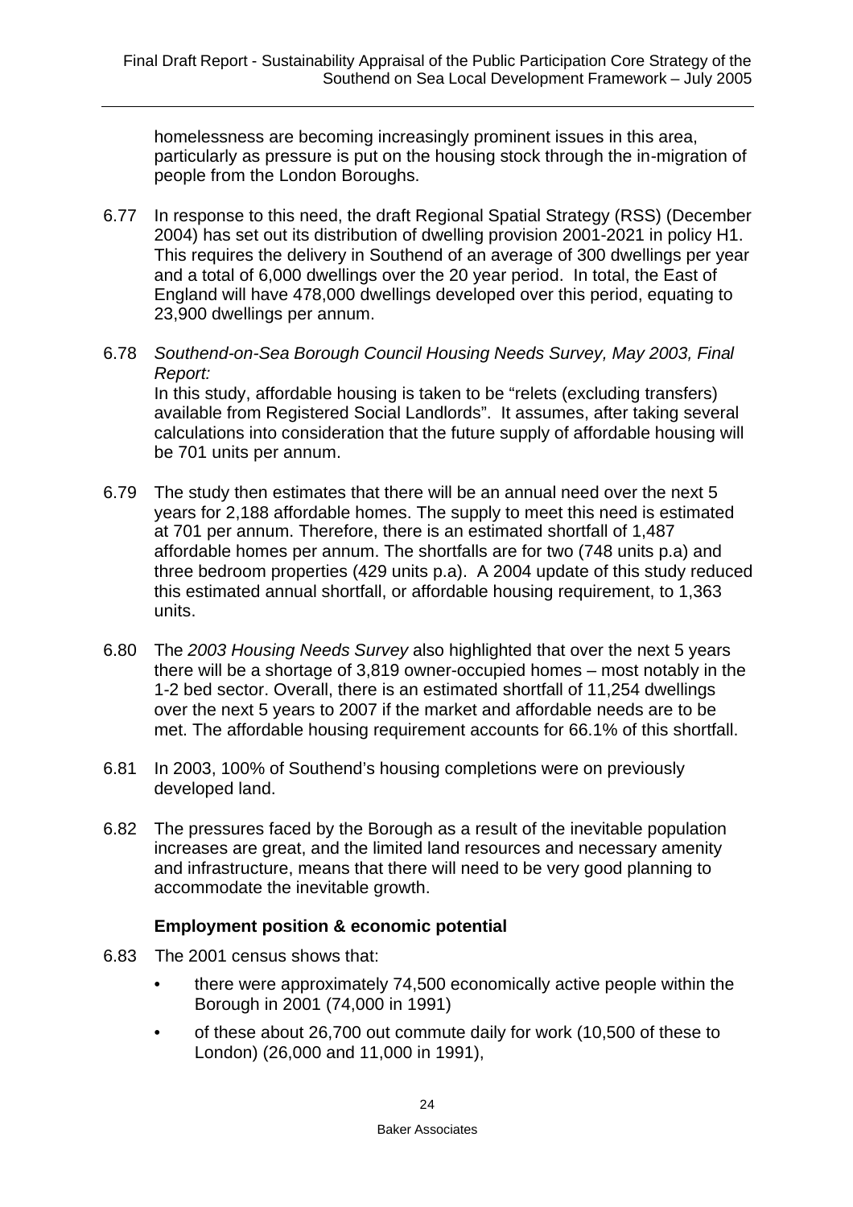homelessness are becoming increasingly prominent issues in this area, particularly as pressure is put on the housing stock through the in-migration of people from the London Boroughs.

6.77 In response to this need, the draft Regional Spatial Strategy (RSS) (December 2004) has set out its distribution of dwelling provision 2001-2021 in policy H1. This requires the delivery in Southend of an average of 300 dwellings per year and a total of 6,000 dwellings over the 20 year period. In total, the East of England will have 478,000 dwellings developed over this period, equating to 23,900 dwellings per annum.

6.78 *Southend-on-Sea Borough Council Housing Needs Survey, May 2003, Final Report:*
In this study, affordable housing is taken to be "relets (excluding transfers) available from Registered Social Landlords". It assumes, after taking several calculations into consideration that the future supply of affordable housing will be 701 units per annum.

6.79 The study then estimates that there will be an annual need over the next 5 years for 2,188 affordable homes. The supply to meet this need is estimated at 701 per annum. Therefore, there is an estimated shortfall of 1,487 affordable homes per annum. The shortfalls are for two (748 units p.a) and three bedroom properties (429 units p.a). A 2004 update of this study reduced this estimated annual shortfall, or affordable housing requirement, to 1,363 units.

6.80 The *2003 Housing Needs Survey* also highlighted that over the next 5 years there will be a shortage of 3,819 owner-occupied homes – most notably in the 1-2 bed sector. Overall, there is an estimated shortfall of 11,254 dwellings over the next 5 years to 2007 if the market and affordable needs are to be met. The affordable housing requirement accounts for 66.1% of this shortfall.

6.81 In 2003, 100% of Southend's housing completions were on previously developed land.

6.82 The pressures faced by the Borough as a result of the inevitable population increases are great, and the limited land resources and necessary amenity and infrastructure, means that there will need to be very good planning to accommodate the inevitable growth.

### Employment position & economic potential

6.83 The 2001 census shows that:

- there were approximately 74,500 economically active people within the Borough in 2001 (74,000 in 1991)
- of these about 26,700 out commute daily for work (10,500 of these to London) (26,000 and 11,000 in 1991),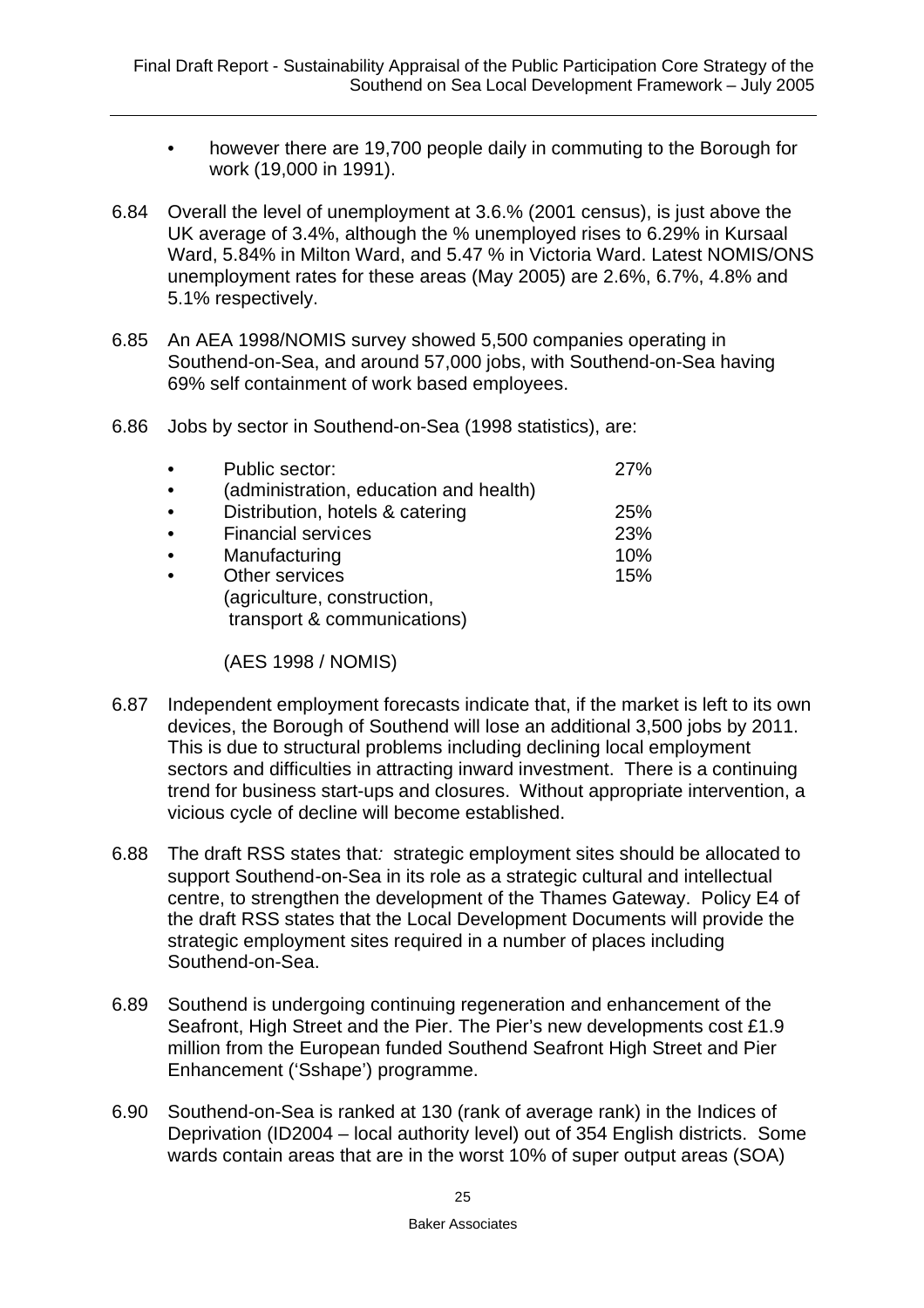- however there are 19,700 people daily in commuting to the Borough for work (19,000 in 1991).

6.84 Overall the level of unemployment at 3.6.% (2001 census), is just above the UK average of 3.4%, although the % unemployed rises to 6.29% in Kursaal Ward, 5.84% in Milton Ward, and 5.47 % in Victoria Ward. Latest NOMIS/ONS unemployment rates for these areas (May 2005) are 2.6%, 6.7%, 4.8% and 5.1% respectively.

6.85 An AEA 1998/NOMIS survey showed 5,500 companies operating in Southend-on-Sea, and around 57,000 jobs, with Southend-on-Sea having 69% self containment of work based employees.

6.86 Jobs by sector in Southend-on-Sea (1998 statistics), are:

| | |
|---|---|
| • Public sector: | 27% |
| • (administration, education and health) | |
| • Distribution, hotels & catering | 25% |
| • Financial services | 23% |
| • Manufacturing | 10% |
| • Other services (agriculture, construction, transport & communications) | 15% |

(AES 1998 / NOMIS)

6.87 Independent employment forecasts indicate that, if the market is left to its own devices, the Borough of Southend will lose an additional 3,500 jobs by 2011. This is due to structural problems including declining local employment sectors and difficulties in attracting inward investment. There is a continuing trend for business start-ups and closures. Without appropriate intervention, a vicious cycle of decline will become established.

6.88 The draft RSS states that*:* strategic employment sites should be allocated to support Southend-on-Sea in its role as a strategic cultural and intellectual centre, to strengthen the development of the Thames Gateway. Policy E4 of the draft RSS states that the Local Development Documents will provide the strategic employment sites required in a number of places including Southend-on-Sea.

6.89 Southend is undergoing continuing regeneration and enhancement of the Seafront, High Street and the Pier. The Pier's new developments cost £1.9 million from the European funded Southend Seafront High Street and Pier Enhancement ('Sshape') programme.

6.90 Southend-on-Sea is ranked at 130 (rank of average rank) in the Indices of Deprivation (ID2004 – local authority level) out of 354 English districts. Some wards contain areas that are in the worst 10% of super output areas (SOA)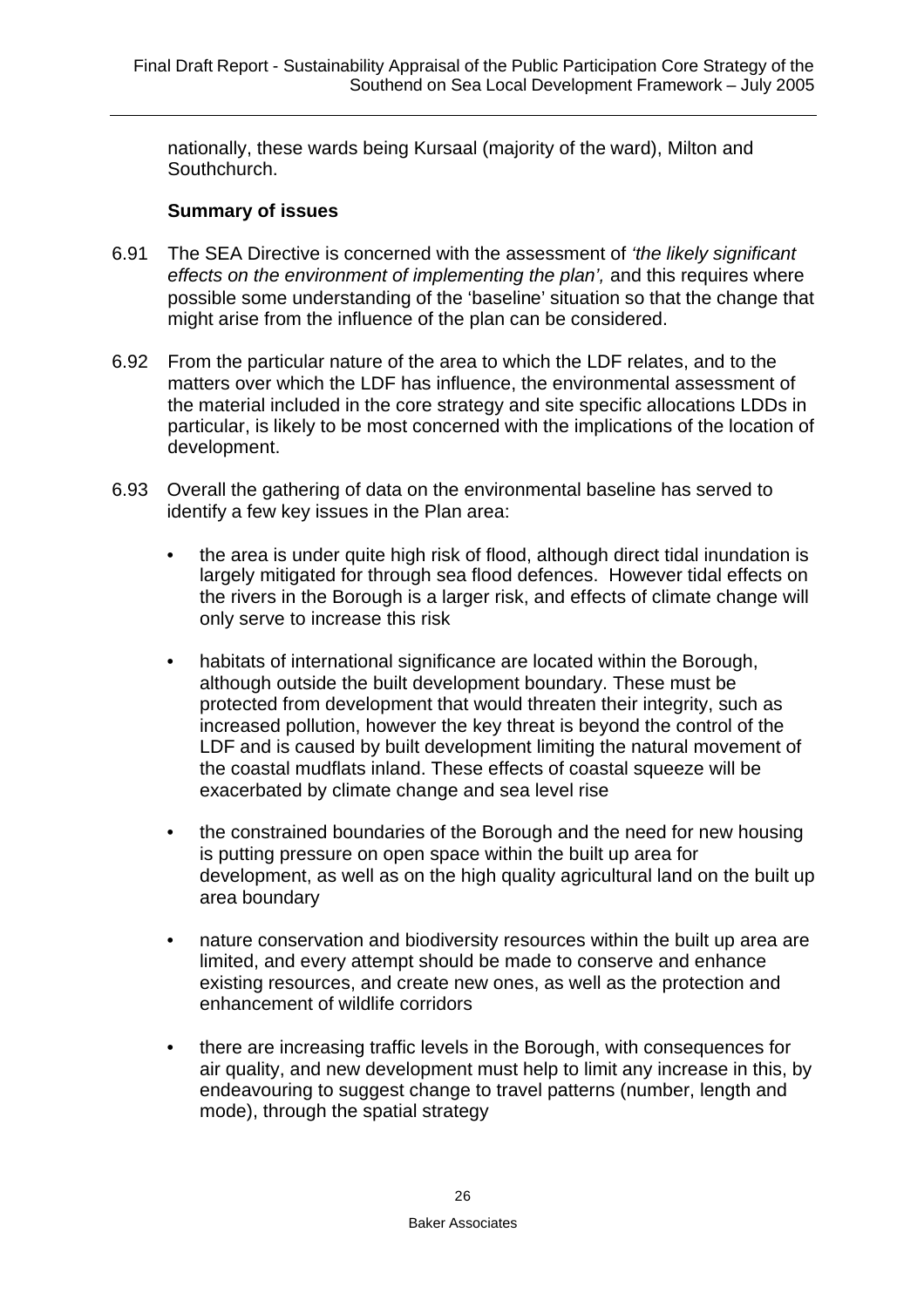nationally, these wards being Kursaal (majority of the ward), Milton and Southchurch.

### Summary of issues

6.91 The SEA Directive is concerned with the assessment of *'the likely significant effects on the environment of implementing the plan',* and this requires where possible some understanding of the 'baseline' situation so that the change that might arise from the influence of the plan can be considered.

6.92 From the particular nature of the area to which the LDF relates, and to the matters over which the LDF has influence, the environmental assessment of the material included in the core strategy and site specific allocations LDDs in particular, is likely to be most concerned with the implications of the location of development.

6.93 Overall the gathering of data on the environmental baseline has served to identify a few key issues in the Plan area:

- the area is under quite high risk of flood, although direct tidal inundation is largely mitigated for through sea flood defences. However tidal effects on the rivers in the Borough is a larger risk, and effects of climate change will only serve to increase this risk
- habitats of international significance are located within the Borough, although outside the built development boundary. These must be protected from development that would threaten their integrity, such as increased pollution, however the key threat is beyond the control of the LDF and is caused by built development limiting the natural movement of the coastal mudflats inland. These effects of coastal squeeze will be exacerbated by climate change and sea level rise
- the constrained boundaries of the Borough and the need for new housing is putting pressure on open space within the built up area for development, as well as on the high quality agricultural land on the built up area boundary
- nature conservation and biodiversity resources within the built up area are limited, and every attempt should be made to conserve and enhance existing resources, and create new ones, as well as the protection and enhancement of wildlife corridors
- there are increasing traffic levels in the Borough, with consequences for air quality, and new development must help to limit any increase in this, by endeavouring to suggest change to travel patterns (number, length and mode), through the spatial strategy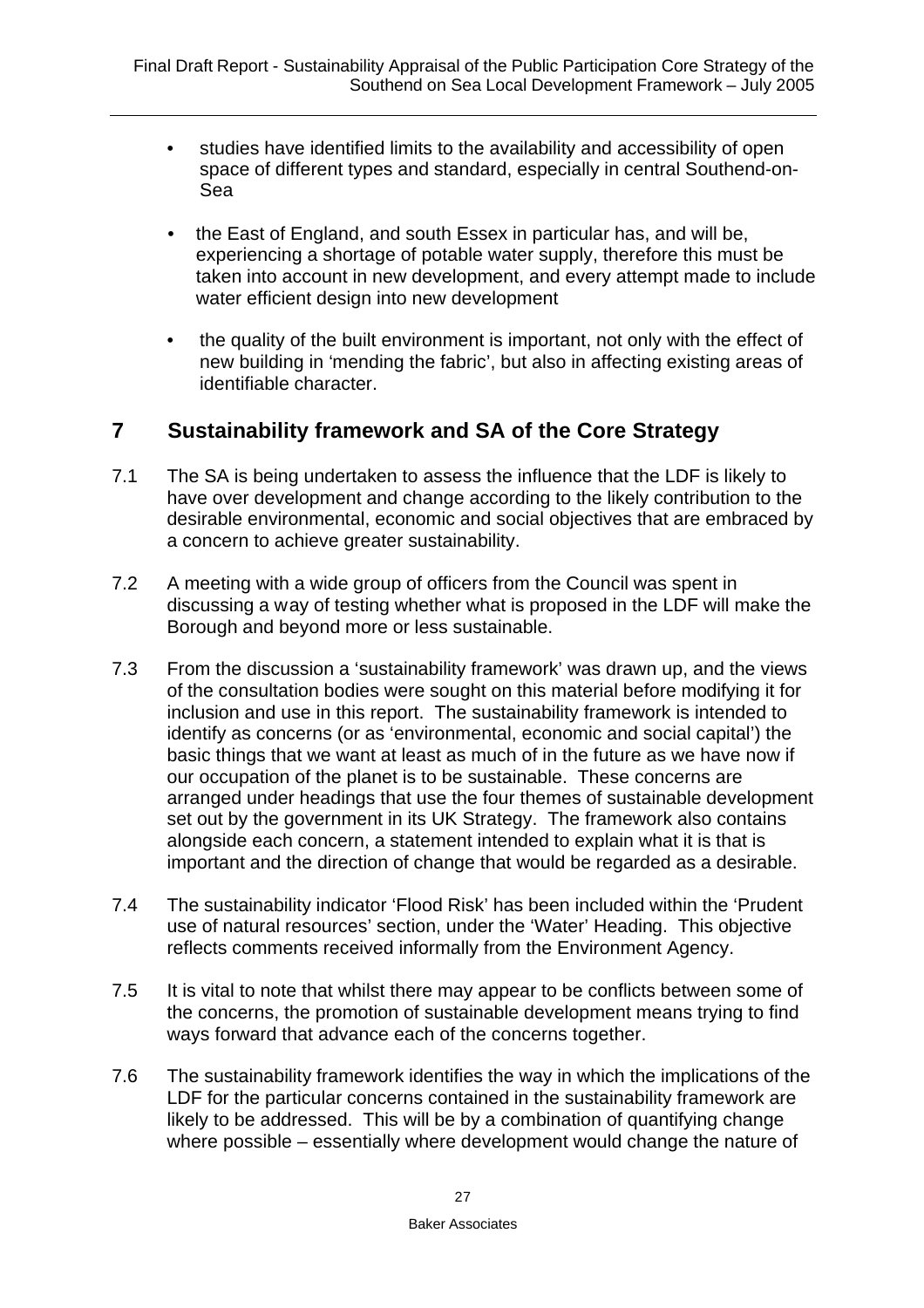- studies have identified limits to the availability and accessibility of open space of different types and standard, especially in central Southend-on-Sea

- the East of England, and south Essex in particular has, and will be, experiencing a shortage of potable water supply, therefore this must be taken into account in new development, and every attempt made to include water efficient design into new development

- the quality of the built environment is important, not only with the effect of new building in 'mending the fabric', but also in affecting existing areas of identifiable character.

## 7 Sustainability framework and SA of the Core Strategy

7.1 The SA is being undertaken to assess the influence that the LDF is likely to have over development and change according to the likely contribution to the desirable environmental, economic and social objectives that are embraced by a concern to achieve greater sustainability.

7.2 A meeting with a wide group of officers from the Council was spent in discussing a way of testing whether what is proposed in the LDF will make the Borough and beyond more or less sustainable.

7.3 From the discussion a 'sustainability framework' was drawn up, and the views of the consultation bodies were sought on this material before modifying it for inclusion and use in this report. The sustainability framework is intended to identify as concerns (or as 'environmental, economic and social capital') the basic things that we want at least as much of in the future as we have now if our occupation of the planet is to be sustainable. These concerns are arranged under headings that use the four themes of sustainable development set out by the government in its UK Strategy. The framework also contains alongside each concern, a statement intended to explain what it is that is important and the direction of change that would be regarded as a desirable.

7.4 The sustainability indicator 'Flood Risk' has been included within the 'Prudent use of natural resources' section, under the 'Water' Heading. This objective reflects comments received informally from the Environment Agency.

7.5 It is vital to note that whilst there may appear to be conflicts between some of the concerns, the promotion of sustainable development means trying to find ways forward that advance each of the concerns together.

7.6 The sustainability framework identifies the way in which the implications of the LDF for the particular concerns contained in the sustainability framework are likely to be addressed. This will be by a combination of quantifying change where possible – essentially where development would change the nature of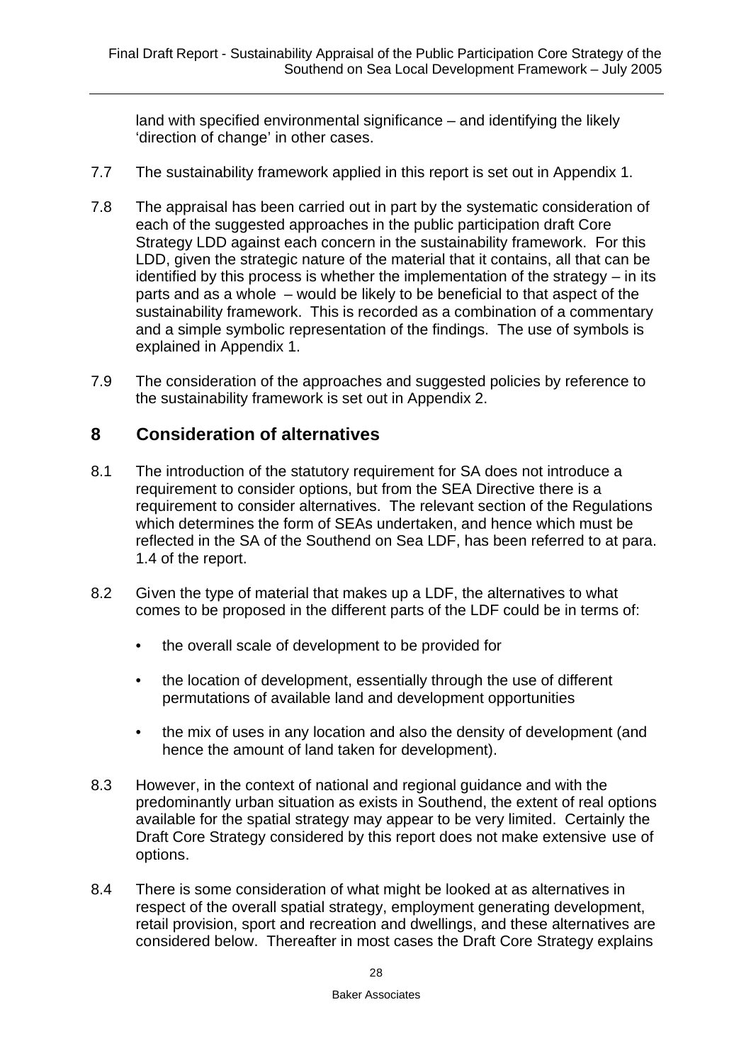land with specified environmental significance – and identifying the likely 'direction of change' in other cases.

7.7 The sustainability framework applied in this report is set out in Appendix 1.

7.8 The appraisal has been carried out in part by the systematic consideration of each of the suggested approaches in the public participation draft Core Strategy LDD against each concern in the sustainability framework. For this LDD, given the strategic nature of the material that it contains, all that can be identified by this process is whether the implementation of the strategy – in its parts and as a whole – would be likely to be beneficial to that aspect of the sustainability framework. This is recorded as a combination of a commentary and a simple symbolic representation of the findings. The use of symbols is explained in Appendix 1.

7.9 The consideration of the approaches and suggested policies by reference to the sustainability framework is set out in Appendix 2.

## 8 Consideration of alternatives

8.1 The introduction of the statutory requirement for SA does not introduce a requirement to consider options, but from the SEA Directive there is a requirement to consider alternatives. The relevant section of the Regulations which determines the form of SEAs undertaken, and hence which must be reflected in the SA of the Southend on Sea LDF, has been referred to at para. 1.4 of the report.

8.2 Given the type of material that makes up a LDF, the alternatives to what comes to be proposed in the different parts of the LDF could be in terms of:

- the overall scale of development to be provided for
- the location of development, essentially through the use of different permutations of available land and development opportunities
- the mix of uses in any location and also the density of development (and hence the amount of land taken for development).

8.3 However, in the context of national and regional guidance and with the predominantly urban situation as exists in Southend, the extent of real options available for the spatial strategy may appear to be very limited. Certainly the Draft Core Strategy considered by this report does not make extensive use of options.

8.4 There is some consideration of what might be looked at as alternatives in respect of the overall spatial strategy, employment generating development, retail provision, sport and recreation and dwellings, and these alternatives are considered below. Thereafter in most cases the Draft Core Strategy explains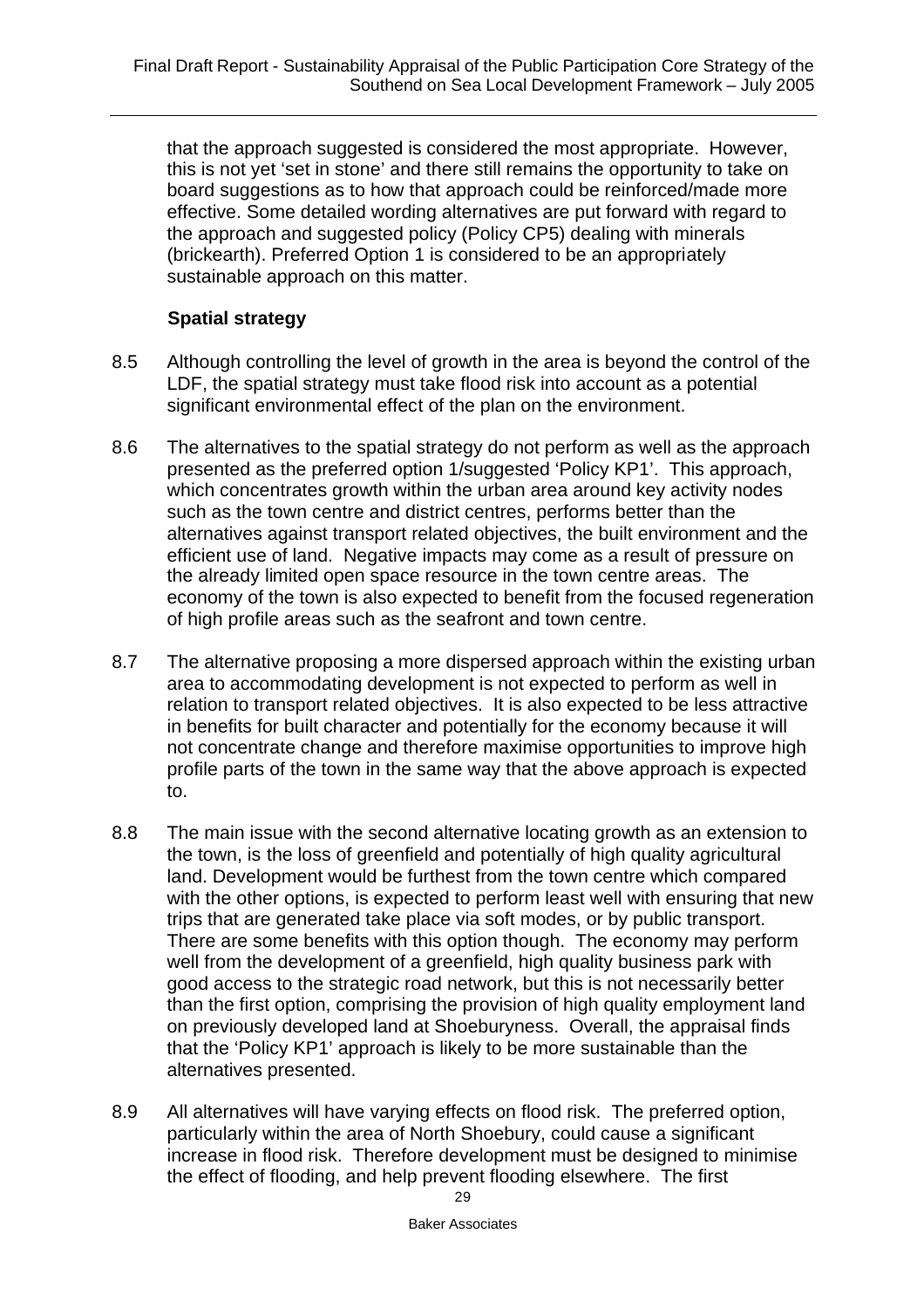that the approach suggested is considered the most appropriate. However, this is not yet 'set in stone' and there still remains the opportunity to take on board suggestions as to how that approach could be reinforced/made more effective. Some detailed wording alternatives are put forward with regard to the approach and suggested policy (Policy CP5) dealing with minerals (brickearth). Preferred Option 1 is considered to be an appropriately sustainable approach on this matter.

### Spatial strategy

8.5 Although controlling the level of growth in the area is beyond the control of the LDF, the spatial strategy must take flood risk into account as a potential significant environmental effect of the plan on the environment.

8.6 The alternatives to the spatial strategy do not perform as well as the approach presented as the preferred option 1/suggested 'Policy KP1'. This approach, which concentrates growth within the urban area around key activity nodes such as the town centre and district centres, performs better than the alternatives against transport related objectives, the built environment and the efficient use of land. Negative impacts may come as a result of pressure on the already limited open space resource in the town centre areas. The economy of the town is also expected to benefit from the focused regeneration of high profile areas such as the seafront and town centre.

8.7 The alternative proposing a more dispersed approach within the existing urban area to accommodating development is not expected to perform as well in relation to transport related objectives. It is also expected to be less attractive in benefits for built character and potentially for the economy because it will not concentrate change and therefore maximise opportunities to improve high profile parts of the town in the same way that the above approach is expected to.

8.8 The main issue with the second alternative locating growth as an extension to the town, is the loss of greenfield and potentially of high quality agricultural land. Development would be furthest from the town centre which compared with the other options, is expected to perform least well with ensuring that new trips that are generated take place via soft modes, or by public transport. There are some benefits with this option though. The economy may perform well from the development of a greenfield, high quality business park with good access to the strategic road network, but this is not necessarily better than the first option, comprising the provision of high quality employment land on previously developed land at Shoeburyness. Overall, the appraisal finds that the 'Policy KP1' approach is likely to be more sustainable than the alternatives presented.

8.9 All alternatives will have varying effects on flood risk. The preferred option, particularly within the area of North Shoebury, could cause a significant increase in flood risk. Therefore development must be designed to minimise the effect of flooding, and help prevent flooding elsewhere. The first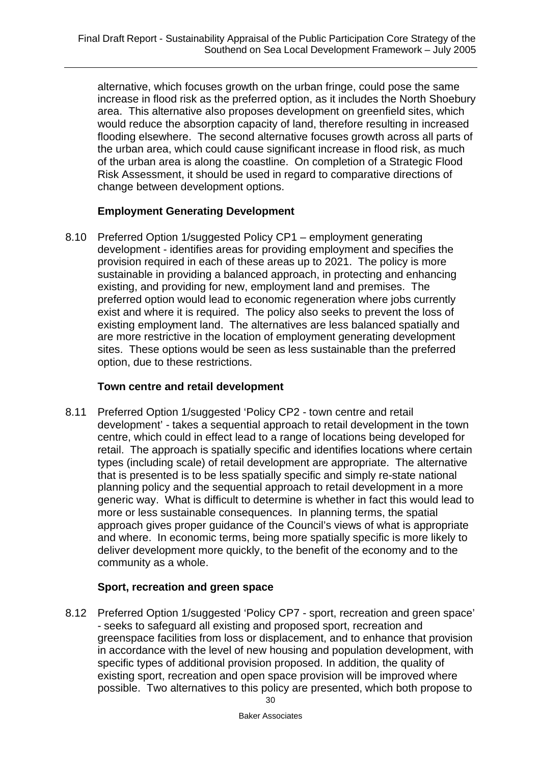alternative, which focuses growth on the urban fringe, could pose the same increase in flood risk as the preferred option, as it includes the North Shoebury area. This alternative also proposes development on greenfield sites, which would reduce the absorption capacity of land, therefore resulting in increased flooding elsewhere. The second alternative focuses growth across all parts of the urban area, which could cause significant increase in flood risk, as much of the urban area is along the coastline. On completion of a Strategic Flood Risk Assessment, it should be used in regard to comparative directions of change between development options.

### Employment Generating Development

8.10 Preferred Option 1/suggested Policy CP1 – employment generating development - identifies areas for providing employment and specifies the provision required in each of these areas up to 2021. The policy is more sustainable in providing a balanced approach, in protecting and enhancing existing, and providing for new, employment land and premises. The preferred option would lead to economic regeneration where jobs currently exist and where it is required. The policy also seeks to prevent the loss of existing employment land. The alternatives are less balanced spatially and are more restrictive in the location of employment generating development sites. These options would be seen as less sustainable than the preferred option, due to these restrictions.

### Town centre and retail development

8.11 Preferred Option 1/suggested 'Policy CP2 - town centre and retail development' - takes a sequential approach to retail development in the town centre, which could in effect lead to a range of locations being developed for retail. The approach is spatially specific and identifies locations where certain types (including scale) of retail development are appropriate. The alternative that is presented is to be less spatially specific and simply re-state national planning policy and the sequential approach to retail development in a more generic way. What is difficult to determine is whether in fact this would lead to more or less sustainable consequences. In planning terms, the spatial approach gives proper guidance of the Council's views of what is appropriate and where. In economic terms, being more spatially specific is more likely to deliver development more quickly, to the benefit of the economy and to the community as a whole.

### Sport, recreation and green space

8.12 Preferred Option 1/suggested 'Policy CP7 - sport, recreation and green space' - seeks to safeguard all existing and proposed sport, recreation and greenspace facilities from loss or displacement, and to enhance that provision in accordance with the level of new housing and population development, with specific types of additional provision proposed. In addition, the quality of existing sport, recreation and open space provision will be improved where possible. Two alternatives to this policy are presented, which both propose to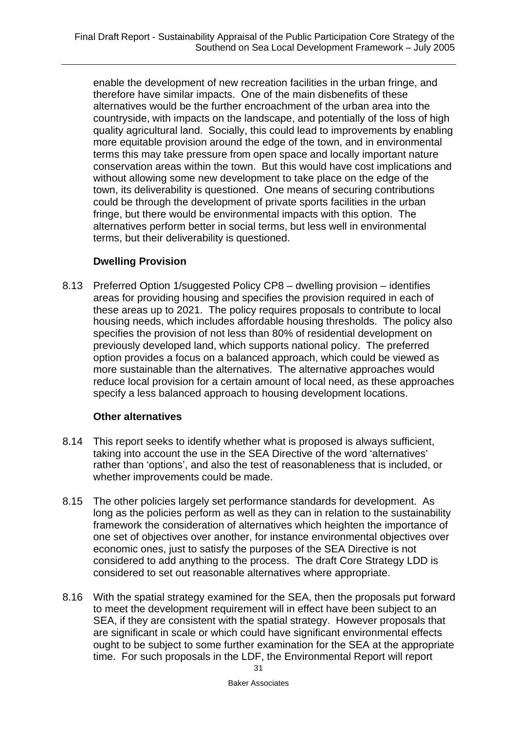enable the development of new recreation facilities in the urban fringe, and therefore have similar impacts. One of the main disbenefits of these alternatives would be the further encroachment of the urban area into the countryside, with impacts on the landscape, and potentially of the loss of high quality agricultural land. Socially, this could lead to improvements by enabling more equitable provision around the edge of the town, and in environmental terms this may take pressure from open space and locally important nature conservation areas within the town. But this would have cost implications and without allowing some new development to take place on the edge of the town, its deliverability is questioned. One means of securing contributions could be through the development of private sports facilities in the urban fringe, but there would be environmental impacts with this option. The alternatives perform better in social terms, but less well in environmental terms, but their deliverability is questioned.

**Dwelling Provision**

8.13 Preferred Option 1/suggested Policy CP8 – dwelling provision – identifies areas for providing housing and specifies the provision required in each of these areas up to 2021. The policy requires proposals to contribute to local housing needs, which includes affordable housing thresholds. The policy also specifies the provision of not less than 80% of residential development on previously developed land, which supports national policy. The preferred option provides a focus on a balanced approach, which could be viewed as more sustainable than the alternatives. The alternative approaches would reduce local provision for a certain amount of local need, as these approaches specify a less balanced approach to housing development locations.

**Other alternatives**

8.14 This report seeks to identify whether what is proposed is always sufficient, taking into account the use in the SEA Directive of the word 'alternatives' rather than 'options', and also the test of reasonableness that is included, or whether improvements could be made.

8.15 The other policies largely set performance standards for development. As long as the policies perform as well as they can in relation to the sustainability framework the consideration of alternatives which heighten the importance of one set of objectives over another, for instance environmental objectives over economic ones, just to satisfy the purposes of the SEA Directive is not considered to add anything to the process. The draft Core Strategy LDD is considered to set out reasonable alternatives where appropriate.

8.16 With the spatial strategy examined for the SEA, then the proposals put forward to meet the development requirement will in effect have been subject to an SEA, if they are consistent with the spatial strategy. However proposals that are significant in scale or which could have significant environmental effects ought to be subject to some further examination for the SEA at the appropriate time. For such proposals in the LDF, the Environmental Report will report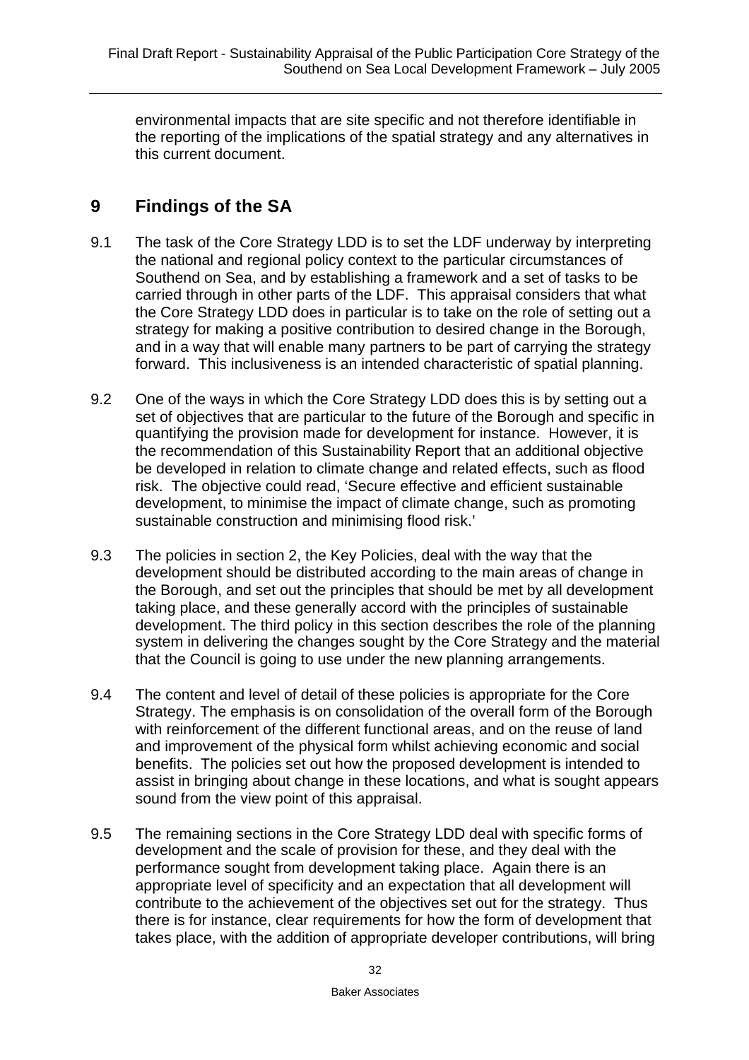environmental impacts that are site specific and not therefore identifiable in the reporting of the implications of the spatial strategy and any alternatives in this current document.

## 9 Findings of the SA

9.1 The task of the Core Strategy LDD is to set the LDF underway by interpreting the national and regional policy context to the particular circumstances of Southend on Sea, and by establishing a framework and a set of tasks to be carried through in other parts of the LDF. This appraisal considers that what the Core Strategy LDD does in particular is to take on the role of setting out a strategy for making a positive contribution to desired change in the Borough, and in a way that will enable many partners to be part of carrying the strategy forward. This inclusiveness is an intended characteristic of spatial planning.

9.2 One of the ways in which the Core Strategy LDD does this is by setting out a set of objectives that are particular to the future of the Borough and specific in quantifying the provision made for development for instance. However, it is the recommendation of this Sustainability Report that an additional objective be developed in relation to climate change and related effects, such as flood risk. The objective could read, 'Secure effective and efficient sustainable development, to minimise the impact of climate change, such as promoting sustainable construction and minimising flood risk.'

9.3 The policies in section 2, the Key Policies, deal with the way that the development should be distributed according to the main areas of change in the Borough, and set out the principles that should be met by all development taking place, and these generally accord with the principles of sustainable development. The third policy in this section describes the role of the planning system in delivering the changes sought by the Core Strategy and the material that the Council is going to use under the new planning arrangements.

9.4 The content and level of detail of these policies is appropriate for the Core Strategy. The emphasis is on consolidation of the overall form of the Borough with reinforcement of the different functional areas, and on the reuse of land and improvement of the physical form whilst achieving economic and social benefits. The policies set out how the proposed development is intended to assist in bringing about change in these locations, and what is sought appears sound from the view point of this appraisal.

9.5 The remaining sections in the Core Strategy LDD deal with specific forms of development and the scale of provision for these, and they deal with the performance sought from development taking place. Again there is an appropriate level of specificity and an expectation that all development will contribute to the achievement of the objectives set out for the strategy. Thus there is for instance, clear requirements for how the form of development that takes place, with the addition of appropriate developer contributions, will bring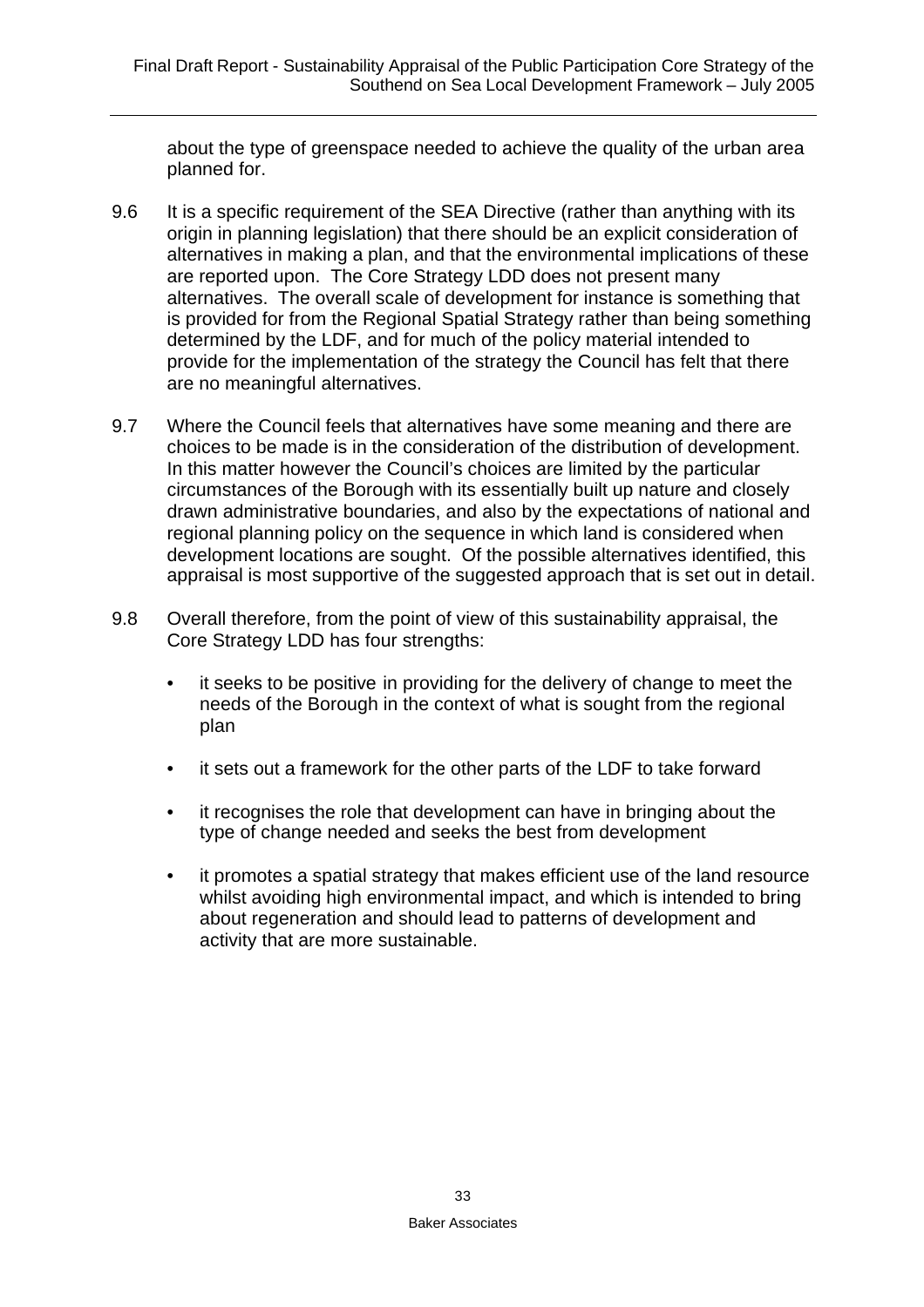about the type of greenspace needed to achieve the quality of the urban area planned for.

9.6 It is a specific requirement of the SEA Directive (rather than anything with its origin in planning legislation) that there should be an explicit consideration of alternatives in making a plan, and that the environmental implications of these are reported upon. The Core Strategy LDD does not present many alternatives. The overall scale of development for instance is something that is provided for from the Regional Spatial Strategy rather than being something determined by the LDF, and for much of the policy material intended to provide for the implementation of the strategy the Council has felt that there are no meaningful alternatives.

9.7 Where the Council feels that alternatives have some meaning and there are choices to be made is in the consideration of the distribution of development. In this matter however the Council's choices are limited by the particular circumstances of the Borough with its essentially built up nature and closely drawn administrative boundaries, and also by the expectations of national and regional planning policy on the sequence in which land is considered when development locations are sought. Of the possible alternatives identified, this appraisal is most supportive of the suggested approach that is set out in detail.

9.8 Overall therefore, from the point of view of this sustainability appraisal, the Core Strategy LDD has four strengths:

- it seeks to be positive in providing for the delivery of change to meet the needs of the Borough in the context of what is sought from the regional plan
- it sets out a framework for the other parts of the LDF to take forward
- it recognises the role that development can have in bringing about the type of change needed and seeks the best from development
- it promotes a spatial strategy that makes efficient use of the land resource whilst avoiding high environmental impact, and which is intended to bring about regeneration and should lead to patterns of development and activity that are more sustainable.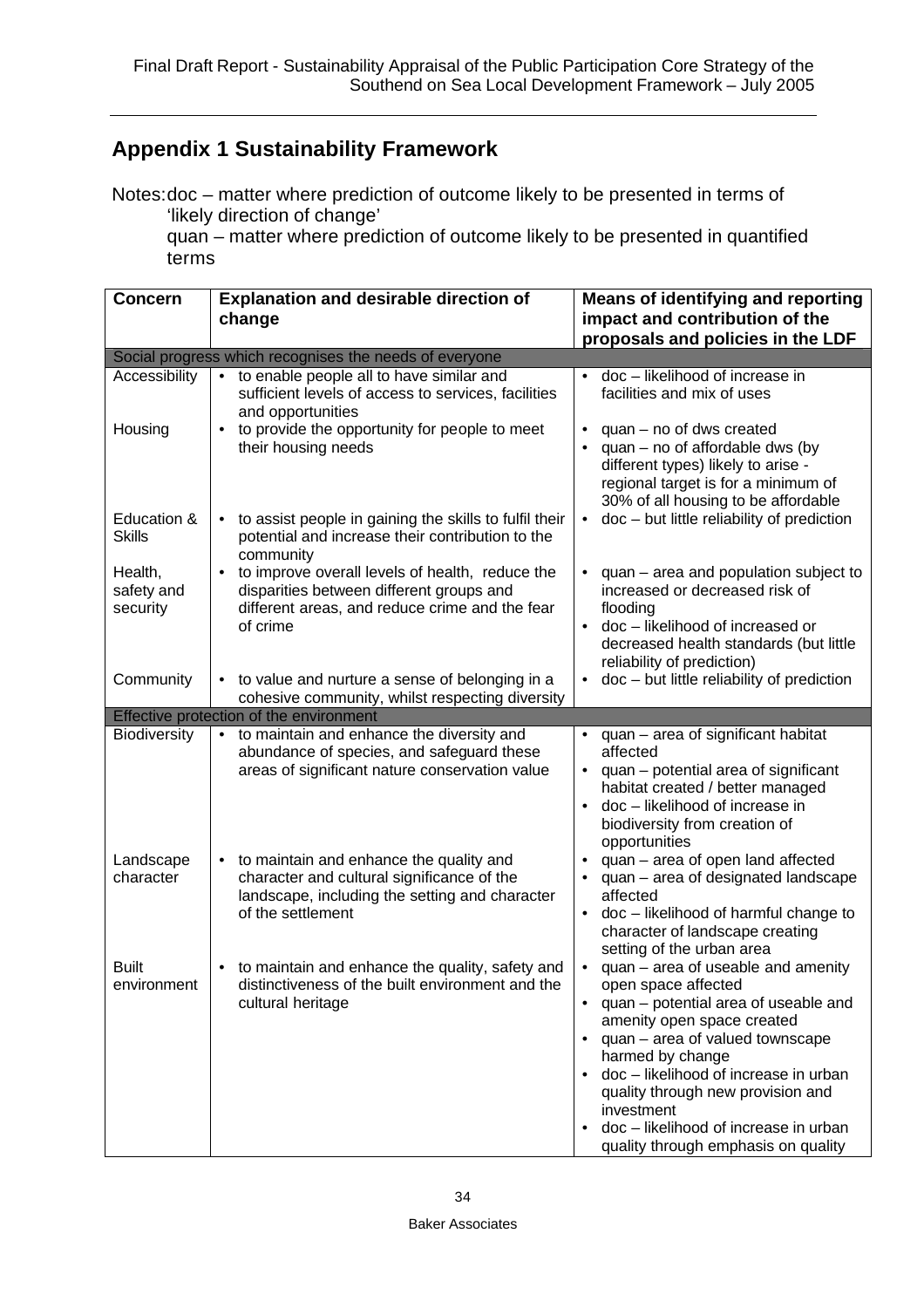## Appendix 1 Sustainability Framework

Notes: doc – matter where prediction of outcome likely to be presented in terms of 'likely direction of change'

quan – matter where prediction of outcome likely to be presented in quantified terms

| Concern | Explanation and desirable direction of change | Means of identifying and reporting impact and contribution of the proposals and policies in the LDF |
|---|---|---|
| **Social progress which recognises the needs of everyone** | | |
| Accessibility | • to enable people all to have similar and sufficient levels of access to services, facilities and opportunities | • doc – likelihood of increase in facilities and mix of uses |
| Housing | • to provide the opportunity for people to meet their housing needs | • quan – no of dws created<br>• quan – no of affordable dws (by different types) likely to arise - regional target is for a minimum of 30% of all housing to be affordable |
| Education & Skills | • to assist people in gaining the skills to fulfil their potential and increase their contribution to the community | • doc – but little reliability of prediction |
| Health, safety and security | • to improve overall levels of health, reduce the disparities between different groups and different areas, and reduce crime and the fear of crime | • quan – area and population subject to increased or decreased risk of flooding<br>• doc – likelihood of increased or decreased health standards (but little reliability of prediction) |
| Community | • to value and nurture a sense of belonging in a cohesive community, whilst respecting diversity | • doc – but little reliability of prediction |
| **Effective protection of the environment** | | |
| Biodiversity | • to maintain and enhance the diversity and abundance of species, and safeguard these areas of significant nature conservation value | • quan – area of significant habitat affected<br>• quan – potential area of significant habitat created / better managed<br>• doc – likelihood of increase in biodiversity from creation of opportunities |
| Landscape character | • to maintain and enhance the quality and character and cultural significance of the landscape, including the setting and character of the settlement | • quan – area of open land affected<br>• quan – area of designated landscape affected<br>• doc – likelihood of harmful change to character of landscape creating setting of the urban area |
| Built environment | • to maintain and enhance the quality, safety and distinctiveness of the built environment and the cultural heritage | • quan – area of useable and amenity open space affected<br>• quan – potential area of useable and amenity open space created<br>• quan – area of valued townscape harmed by change<br>• doc – likelihood of increase in urban quality through new provision and investment<br>• doc – likelihood of increase in urban quality through emphasis on quality |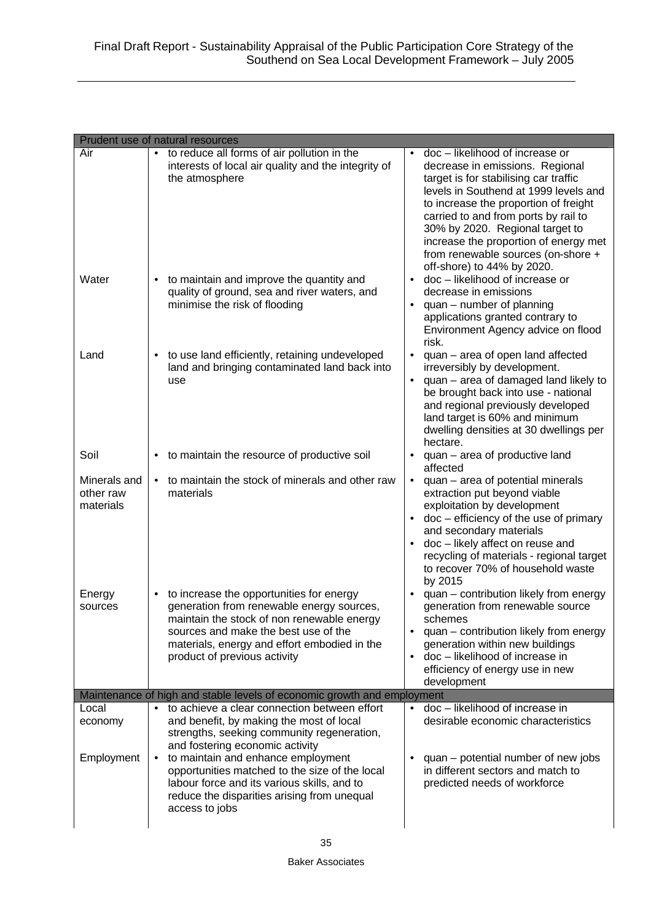| Prudent use of natural resources | | |
|---|---|---|
| Air | • to reduce all forms of air pollution in the interests of local air quality and the integrity of the atmosphere | • doc – likelihood of increase or decrease in emissions. Regional target is for stabilising car traffic levels in Southend at 1999 levels and to increase the proportion of freight carried to and from ports by rail to 30% by 2020. Regional target to increase the proportion of energy met from renewable sources (on-shore + off-shore) to 44% by 2020. |
| Water | • to maintain and improve the quantity and quality of ground, sea and river waters, and minimise the risk of flooding | • doc – likelihood of increase or decrease in emissions<br>• quan – number of planning applications granted contrary to Environment Agency advice on flood risk. |
| Land | • to use land efficiently, retaining undeveloped land and bringing contaminated land back into use | • quan – area of open land affected irreversibly by development.<br>• quan – area of damaged land likely to be brought back into use - national and regional previously developed land target is 60% and minimum dwelling densities at 30 dwellings per hectare. |
| Soil | • to maintain the resource of productive soil | • quan – area of productive land affected |
| Minerals and other raw materials | • to maintain the stock of minerals and other raw materials | • quan – area of potential minerals extraction put beyond viable exploitation by development<br>• doc – efficiency of the use of primary and secondary materials<br>• doc – likely affect on reuse and recycling of materials - regional target to recover 70% of household waste by 2015 |
| Energy sources | • to increase the opportunities for energy generation from renewable energy sources, maintain the stock of non renewable energy sources and make the best use of the materials, energy and effort embodied in the product of previous activity | • quan – contribution likely from energy generation from renewable source schemes<br>• quan – contribution likely from energy generation within new buildings<br>• doc – likelihood of increase in efficiency of energy use in new development |
| **Maintenance of high and stable levels of economic growth and employment** | | |
| Local economy | • to achieve a clear connection between effort and benefit, by making the most of local strengths, seeking community regeneration, and fostering economic activity | • doc – likelihood of increase in desirable economic characteristics |
| Employment | • to maintain and enhance employment opportunities matched to the size of the local labour force and its various skills, and to reduce the disparities arising from unequal access to jobs | • quan – potential number of new jobs in different sectors and match to predicted needs of workforce |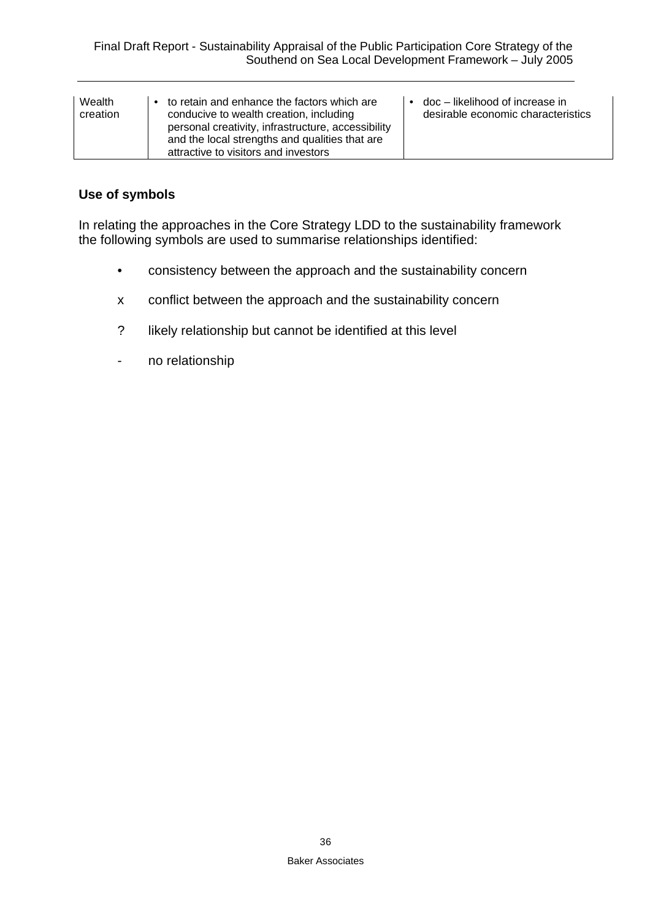| Wealth creation | • to retain and enhance the factors which are conducive to wealth creation, including personal creativity, infrastructure, accessibility and the local strengths and qualities that are attractive to visitors and investors | • doc – likelihood of increase in desirable economic characteristics |
|---|---|---|

### Use of symbols

In relating the approaches in the Core Strategy LDD to the sustainability framework the following symbols are used to summarise relationships identified:

- • consistency between the approach and the sustainability concern
- x conflict between the approach and the sustainability concern
- ? likely relationship but cannot be identified at this level
- \- no relationship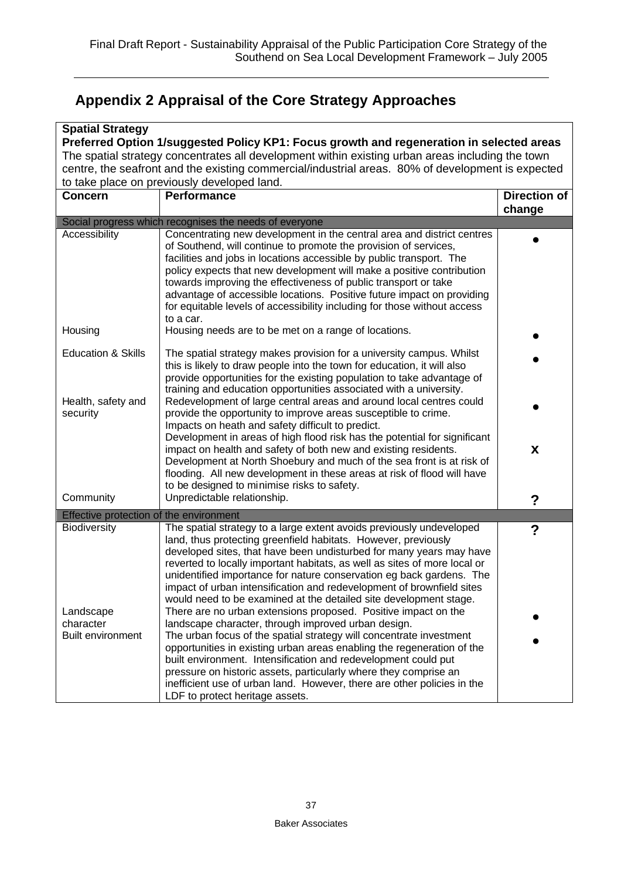## Appendix 2 Appraisal of the Core Strategy Approaches

**Spatial Strategy**

**Preferred Option 1/suggested Policy KP1: Focus growth and regeneration in selected areas**

The spatial strategy concentrates all development within existing urban areas including the town centre, the seafront and the existing commercial/industrial areas. 80% of development is expected to take place on previously developed land.

| Concern | Performance | Direction of change |
|---|---|---|
| Social progress which recognises the needs of everyone | | |
| Accessibility | Concentrating new development in the central area and district centres of Southend, will continue to promote the provision of services, facilities and jobs in locations accessible by public transport. The policy expects that new development will make a positive contribution towards improving the effectiveness of public transport or take advantage of accessible locations. Positive future impact on providing for equitable levels of accessibility including for those without access to a car. | ● |
| Housing | Housing needs are to be met on a range of locations. | ● |
| Education & Skills | The spatial strategy makes provision for a university campus. Whilst this is likely to draw people into the town for education, it will also provide opportunities for the existing population to take advantage of training and education opportunities associated with a university. | ● |
| Health, safety and security | Redevelopment of large central areas and around local centres could provide the opportunity to improve areas susceptible to crime. Impacts on heath and safety difficult to predict. | ● |
| | Development in areas of high flood risk has the potential for significant impact on health and safety of both new and existing residents. Development at North Shoebury and much of the sea front is at risk of flooding. All new development in these areas at risk of flood will have to be designed to minimise risks to safety. | X |
| Community | Unpredictable relationship. | ? |
| Effective protection of the environment | | |
| Biodiversity | The spatial strategy to a large extent avoids previously undeveloped land, thus protecting greenfield habitats. However, previously developed sites, that have been undisturbed for many years may have reverted to locally important habitats, as well as sites of more local or unidentified importance for nature conservation eg back gardens. The impact of urban intensification and redevelopment of brownfield sites would need to be examined at the detailed site development stage. | ? |
| Landscape character | There are no urban extensions proposed. Positive impact on the landscape character, through improved urban design. | ● |
| Built environment | The urban focus of the spatial strategy will concentrate investment opportunities in existing urban areas enabling the regeneration of the built environment. Intensification and redevelopment could put pressure on historic assets, particularly where they comprise an inefficient use of urban land. However, there are other policies in the LDF to protect heritage assets. | ● |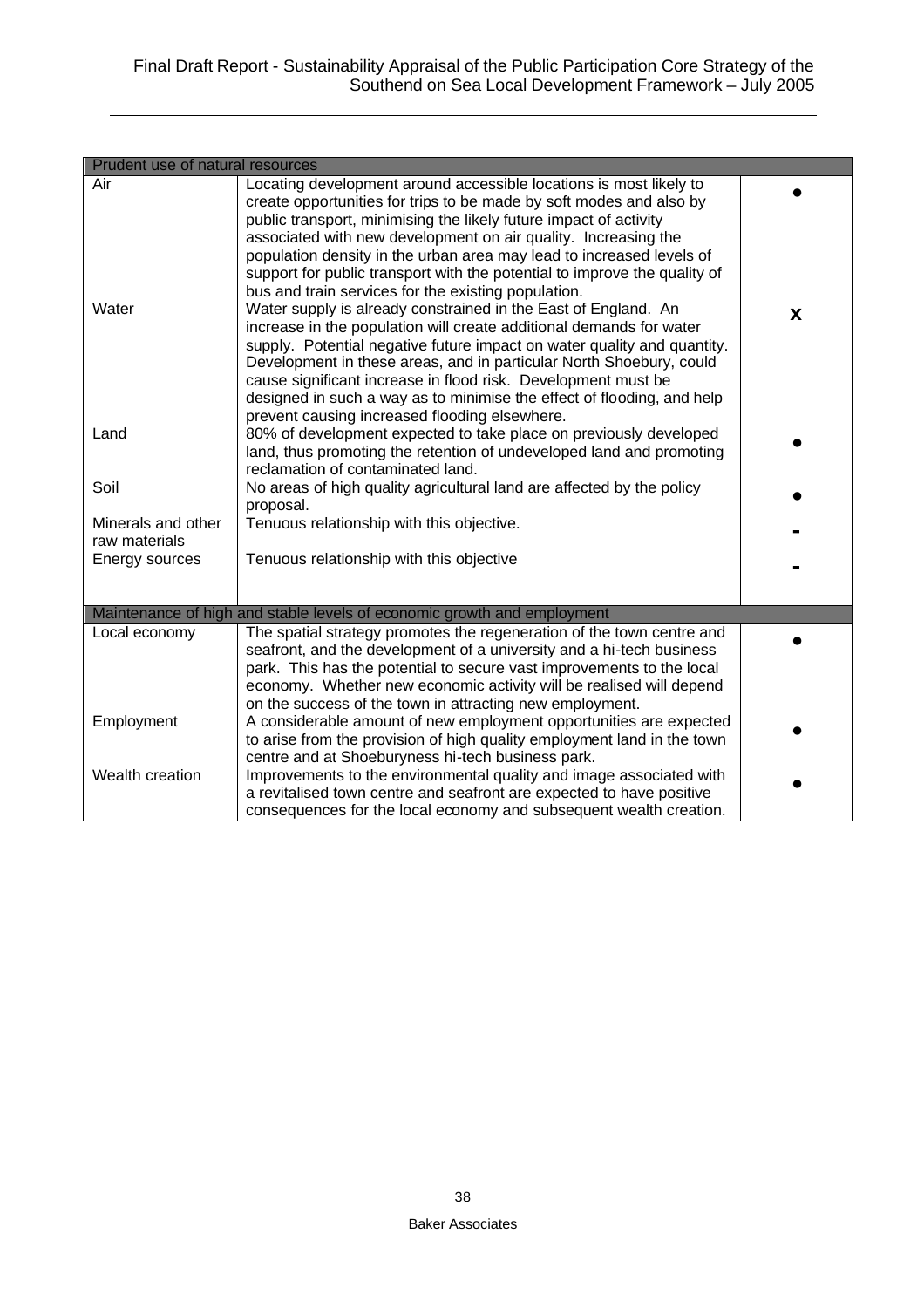| Prudent use of natural resources | | |
|---|---|---|
| Air | Locating development around accessible locations is most likely to create opportunities for trips to be made by soft modes and also by public transport, minimising the likely future impact of activity associated with new development on air quality. Increasing the population density in the urban area may lead to increased levels of support for public transport with the potential to improve the quality of bus and train services for the existing population. | ● |
| Water | Water supply is already constrained in the East of England. An increase in the population will create additional demands for water supply. Potential negative future impact on water quality and quantity. Development in these areas, and in particular North Shoebury, could cause significant increase in flood risk. Development must be designed in such a way as to minimise the effect of flooding, and help prevent causing increased flooding elsewhere. | **x** |
| Land | 80% of development expected to take place on previously developed land, thus promoting the retention of undeveloped land and promoting reclamation of contaminated land. | ● |
| Soil | No areas of high quality agricultural land are affected by the policy proposal. | ● |
| Minerals and other raw materials | Tenuous relationship with this objective. | - |
| Energy sources | Tenuous relationship with this objective | - |
| **Maintenance of high and stable levels of economic growth and employment** | | |
| Local economy | The spatial strategy promotes the regeneration of the town centre and seafront, and the development of a university and a hi-tech business park. This has the potential to secure vast improvements to the local economy. Whether new economic activity will be realised will depend on the success of the town in attracting new employment. | ● |
| Employment | A considerable amount of new employment opportunities are expected to arise from the provision of high quality employment land in the town centre and at Shoeburyness hi-tech business park. | ● |
| Wealth creation | Improvements to the environmental quality and image associated with a revitalised town centre and seafront are expected to have positive consequences for the local economy and subsequent wealth creation. | ● |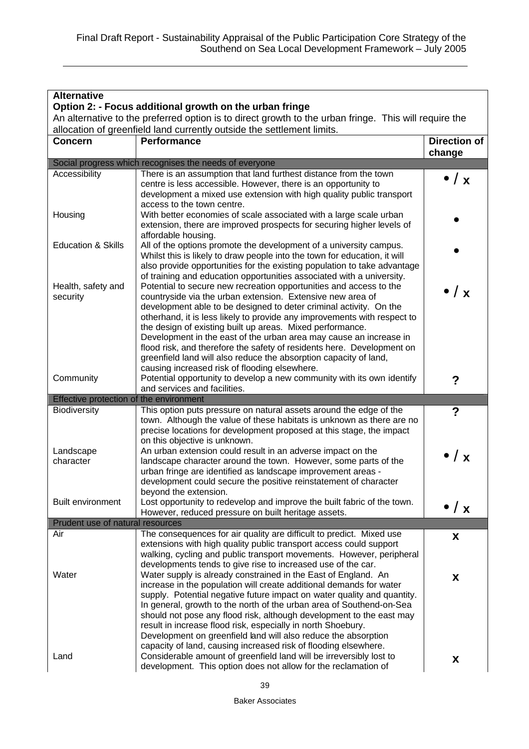| **Alternative**<br>**Option 2: - Focus additional growth on the urban fringe**<br>An alternative to the preferred option is to direct growth to the urban fringe. This will require the allocation of greenfield land currently outside the settlement limits. | | |
|---|---|---|
| **Concern** | **Performance** | **Direction of change** |
| Social progress which recognises the needs of everyone | | |
| Accessibility | There is an assumption that land furthest distance from the town centre is less accessible. However, there is an opportunity to development a mixed use extension with high quality public transport access to the town centre. | • / x |
| Housing | With better economies of scale associated with a large scale urban extension, there are improved prospects for securing higher levels of affordable housing. | • |
| Education & Skills | All of the options promote the development of a university campus. Whilst this is likely to draw people into the town for education, it will also provide opportunities for the existing population to take advantage of training and education opportunities associated with a university. | • |
| Health, safety and security | Potential to secure new recreation opportunities and access to the countryside via the urban extension. Extensive new area of development able to be designed to deter criminal activity. On the otherhand, it is less likely to provide any improvements with respect to the design of existing built up areas. Mixed performance. Development in the east of the urban area may cause an increase in flood risk, and therefore the safety of residents here. Development on greenfield land will also reduce the absorption capacity of land, causing increased risk of flooding elsewhere. | • / x |
| Community | Potential opportunity to develop a new community with its own identify and services and facilities. | ? |
| Effective protection of the environment | | |
| Biodiversity | This option puts pressure on natural assets around the edge of the town. Although the value of these habitats is unknown as there are no precise locations for development proposed at this stage, the impact on this objective is unknown. | ? |
| Landscape character | An urban extension could result in an adverse impact on the landscape character around the town. However, some parts of the urban fringe are identified as landscape improvement areas - development could secure the positive reinstatement of character beyond the extension. | • / x |
| Built environment | Lost opportunity to redevelop and improve the built fabric of the town. However, reduced pressure on built heritage assets. | • / x |
| Prudent use of natural resources | | |
| Air | The consequences for air quality are difficult to predict. Mixed use extensions with high quality public transport access could support walking, cycling and public transport movements. However, peripheral developments tends to give rise to increased use of the car. | x |
| Water | Water supply is already constrained in the East of England. An increase in the population will create additional demands for water supply. Potential negative future impact on water quality and quantity. In general, growth to the north of the urban area of Southend-on-Sea should not pose any flood risk, although development to the east may result in increase flood risk, especially in north Shoebury. Development on greenfield land will also reduce the absorption capacity of land, causing increased risk of flooding elsewhere. | x |
| Land | Considerable amount of greenfield land will be irreversibly lost to development. This option does not allow for the reclamation of | x |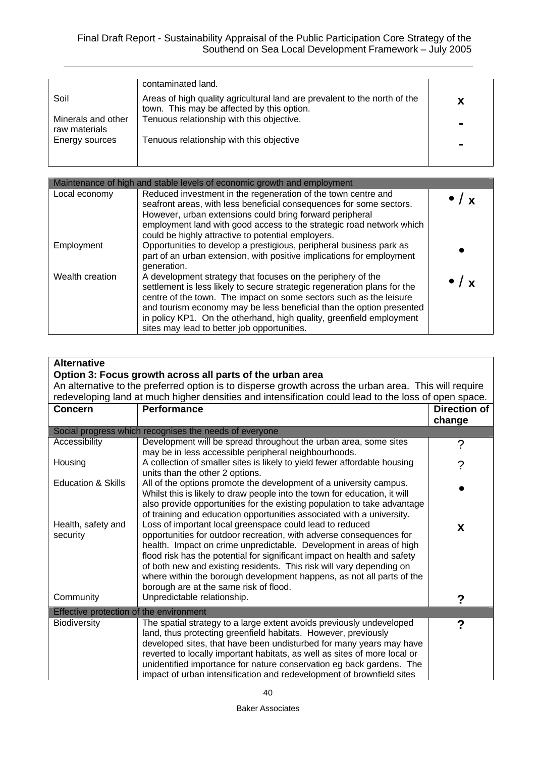| | | |
|---|---|---|
| | contaminated land. | |
| Soil | Areas of high quality agricultural land are prevalent to the north of the town. This may be affected by this option. | x |
| Minerals and other raw materials | Tenuous relationship with this objective. | - |
| Energy sources | Tenuous relationship with this objective | - |

| Maintenance of high and stable levels of economic growth and employment | | |
|---|---|---|
| Local economy | Reduced investment in the regeneration of the town centre and seafront areas, with less beneficial consequences for some sectors. However, urban extensions could bring forward peripheral employment land with good access to the strategic road network which could be highly attractive to potential employers. | • / x |
| Employment | Opportunities to develop a prestigious, peripheral business park as part of an urban extension, with positive implications for employment generation. | • |
| Wealth creation | A development strategy that focuses on the periphery of the settlement is less likely to secure strategic regeneration plans for the centre of the town. The impact on some sectors such as the leisure and tourism economy may be less beneficial than the option presented in policy KP1. On the otherhand, high quality, greenfield employment sites may lead to better job opportunities. | • / x |

**Alternative**

**Option 3: Focus growth across all parts of the urban area**

An alternative to the preferred option is to disperse growth across the urban area. This will require redeveloping land at much higher densities and intensification could lead to the loss of open space.

| Concern | Performance | Direction of change |
|---|---|---|
| Social progress which recognises the needs of everyone | | |
| Accessibility | Development will be spread throughout the urban area, some sites may be in less accessible peripheral neighbourhoods. | ? |
| Housing | A collection of smaller sites is likely to yield fewer affordable housing units than the other 2 options. | ? |
| Education & Skills | All of the options promote the development of a university campus. Whilst this is likely to draw people into the town for education, it will also provide opportunities for the existing population to take advantage of training and education opportunities associated with a university. | • |
| Health, safety and security | Loss of important local greenspace could lead to reduced opportunities for outdoor recreation, with adverse consequences for health. Impact on crime unpredictable. Development in areas of high flood risk has the potential for significant impact on health and safety of both new and existing residents. This risk will vary depending on where within the borough development happens, as not all parts of the borough are at the same risk of flood. | x |
| Community | Unpredictable relationship. | ? |
| Effective protection of the environment | | |
| Biodiversity | The spatial strategy to a large extent avoids previously undeveloped land, thus protecting greenfield habitats. However, previously developed sites, that have been undisturbed for many years may have reverted to locally important habitats, as well as sites of more local or unidentified importance for nature conservation eg back gardens. The impact of urban intensification and redevelopment of brownfield sites | ? |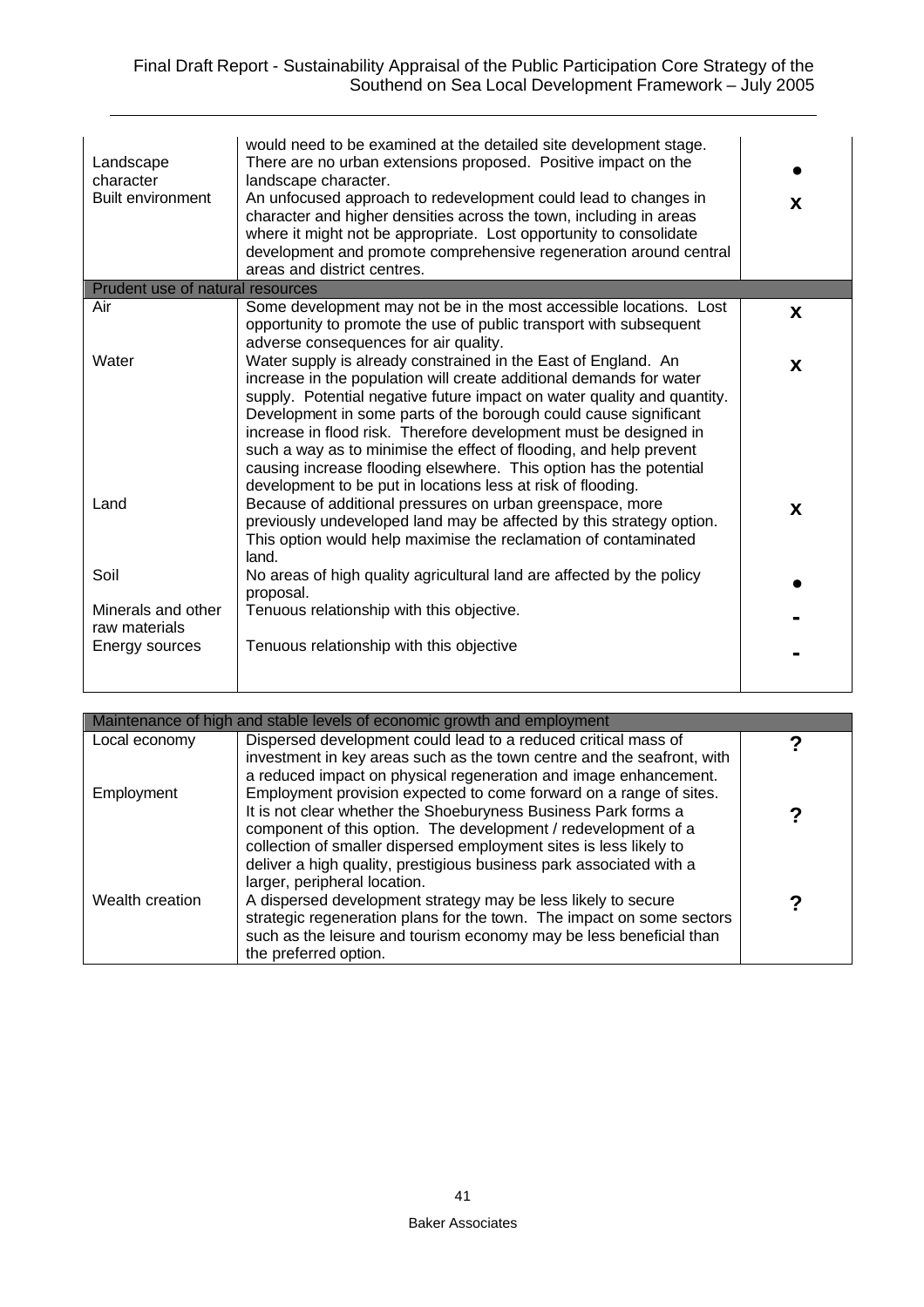| | | |
|---|---|---|
| | would need to be examined at the detailed site development stage. | |
| Landscape character | There are no urban extensions proposed. Positive impact on the landscape character. | ● |
| Built environment | An unfocused approach to redevelopment could lead to changes in character and higher densities across the town, including in areas where it might not be appropriate. Lost opportunity to consolidate development and promote comprehensive regeneration around central areas and district centres. | x |
| **Prudent use of natural resources** | | |
| Air | Some development may not be in the most accessible locations. Lost opportunity to promote the use of public transport with subsequent adverse consequences for air quality. | x |
| Water | Water supply is already constrained in the East of England. An increase in the population will create additional demands for water supply. Potential negative future impact on water quality and quantity. Development in some parts of the borough could cause significant increase in flood risk. Therefore development must be designed in such a way as to minimise the effect of flooding, and help prevent causing increase flooding elsewhere. This option has the potential development to be put in locations less at risk of flooding. | x |
| Land | Because of additional pressures on urban greenspace, more previously undeveloped land may be affected by this strategy option. This option would help maximise the reclamation of contaminated land. | x |
| Soil | No areas of high quality agricultural land are affected by the policy proposal. | ● |
| Minerals and other raw materials | Tenuous relationship with this objective. | - |
| Energy sources | Tenuous relationship with this objective | - |

| Maintenance of high and stable levels of economic growth and employment | | |
|---|---|---|
| Local economy | Dispersed development could lead to a reduced critical mass of investment in key areas such as the town centre and the seafront, with a reduced impact on physical regeneration and image enhancement. | ? |
| Employment | Employment provision expected to come forward on a range of sites. It is not clear whether the Shoeburyness Business Park forms a component of this option. The development / redevelopment of a collection of smaller dispersed employment sites is less likely to deliver a high quality, prestigious business park associated with a larger, peripheral location. | ? |
| Wealth creation | A dispersed development strategy may be less likely to secure strategic regeneration plans for the town. The impact on some sectors such as the leisure and tourism economy may be less beneficial than the preferred option. | ? |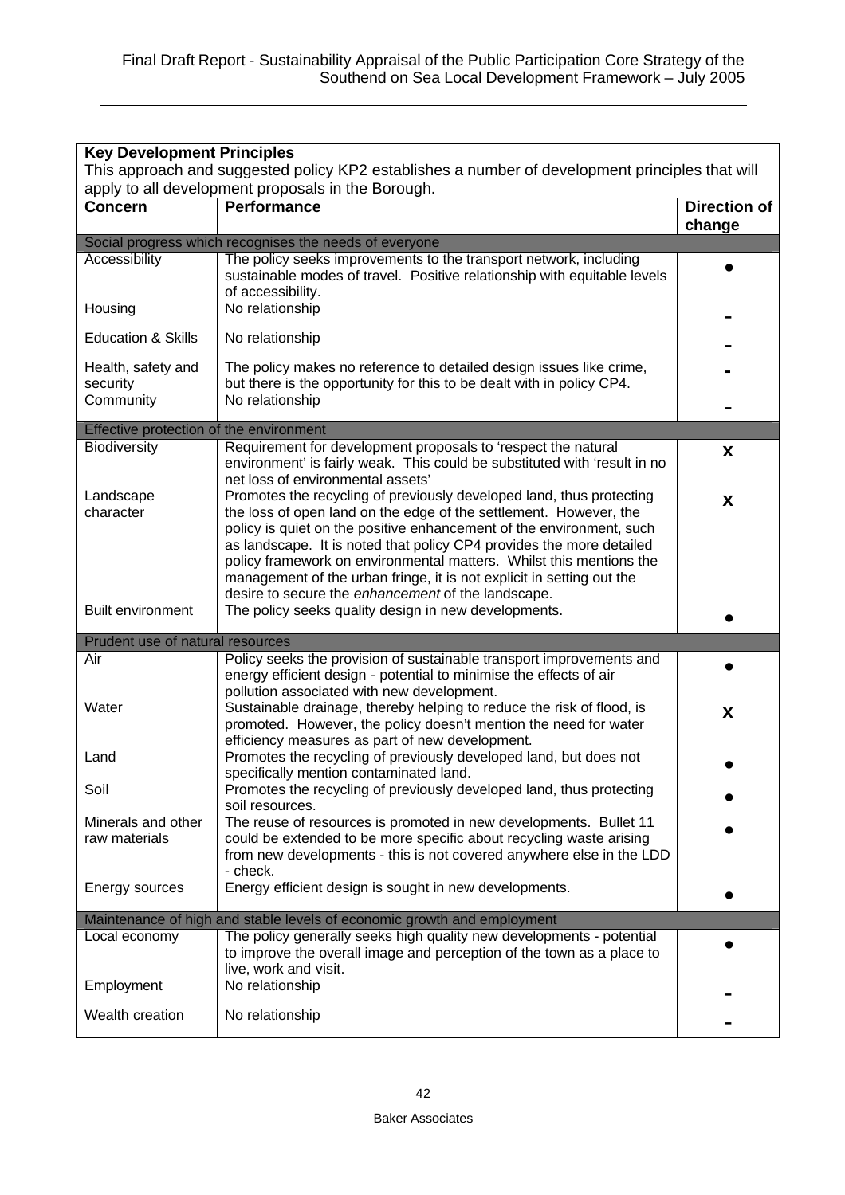**Key Development Principles**

This approach and suggested policy KP2 establishes a number of development principles that will apply to all development proposals in the Borough.

| Concern | Performance | Direction of change |
|---|---|---|
| Social progress which recognises the needs of everyone | | |
| Accessibility | The policy seeks improvements to the transport network, including sustainable modes of travel. Positive relationship with equitable levels of accessibility. | ● |
| Housing | No relationship | - |
| Education & Skills | No relationship | - |
| Health, safety and security | The policy makes no reference to detailed design issues like crime, but there is the opportunity for this to be dealt with in policy CP4. | - |
| Community | No relationship | - |
| Effective protection of the environment | | |
| Biodiversity | Requirement for development proposals to 'respect the natural environment' is fairly weak. This could be substituted with 'result in no net loss of environmental assets' | X |
| Landscape character | Promotes the recycling of previously developed land, thus protecting the loss of open land on the edge of the settlement. However, the policy is quiet on the positive enhancement of the environment, such as landscape. It is noted that policy CP4 provides the more detailed policy framework on environmental matters. Whilst this mentions the management of the urban fringe, it is not explicit in setting out the desire to secure the *enhancement* of the landscape. | X |
| Built environment | The policy seeks quality design in new developments. | ● |
| Prudent use of natural resources | | |
| Air | Policy seeks the provision of sustainable transport improvements and energy efficient design - potential to minimise the effects of air pollution associated with new development. | ● |
| Water | Sustainable drainage, thereby helping to reduce the risk of flood, is promoted. However, the policy doesn't mention the need for water efficiency measures as part of new development. | X |
| Land | Promotes the recycling of previously developed land, but does not specifically mention contaminated land. | ● |
| Soil | Promotes the recycling of previously developed land, thus protecting soil resources. | ● |
| Minerals and other raw materials | The reuse of resources is promoted in new developments. Bullet 11 could be extended to be more specific about recycling waste arising from new developments - this is not covered anywhere else in the LDD - check. | ● |
| Energy sources | Energy efficient design is sought in new developments. | ● |
| Maintenance of high and stable levels of economic growth and employment | | |
| Local economy | The policy generally seeks high quality new developments - potential to improve the overall image and perception of the town as a place to live, work and visit. | ● |
| Employment | No relationship | - |
| Wealth creation | No relationship | - |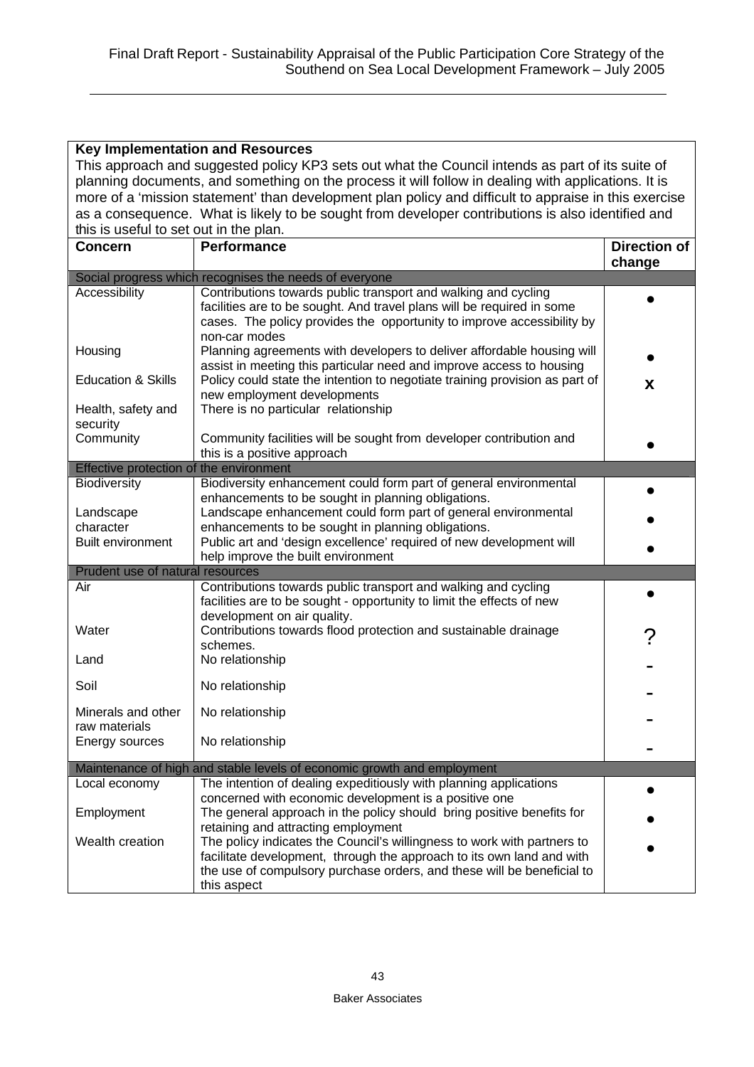**Key Implementation and Resources**

This approach and suggested policy KP3 sets out what the Council intends as part of its suite of planning documents, and something on the process it will follow in dealing with applications. It is more of a 'mission statement' than development plan policy and difficult to appraise in this exercise as a consequence. What is likely to be sought from developer contributions is also identified and this is useful to set out in the plan.

| Concern | Performance | Direction of change |
|---|---|---|
| **Social progress which recognises the needs of everyone** | | |
| Accessibility | Contributions towards public transport and walking and cycling facilities are to be sought. And travel plans will be required in some cases. The policy provides the opportunity to improve accessibility by non-car modes | ● |
| Housing | Planning agreements with developers to deliver affordable housing will assist in meeting this particular need and improve access to housing | ● |
| Education & Skills | Policy could state the intention to negotiate training provision as part of new employment developments | x |
| Health, safety and security | There is no particular relationship | |
| Community | Community facilities will be sought from developer contribution and this is a positive approach | ● |
| **Effective protection of the environment** | | |
| Biodiversity | Biodiversity enhancement could form part of general environmental enhancements to be sought in planning obligations. | ● |
| Landscape character | Landscape enhancement could form part of general environmental enhancements to be sought in planning obligations. | ● |
| Built environment | Public art and 'design excellence' required of new development will help improve the built environment | ● |
| **Prudent use of natural resources** | | |
| Air | Contributions towards public transport and walking and cycling facilities are to be sought - opportunity to limit the effects of new development on air quality. | ● |
| Water | Contributions towards flood protection and sustainable drainage schemes. | ? |
| Land | No relationship | - |
| Soil | No relationship | - |
| Minerals and other raw materials | No relationship | - |
| Energy sources | No relationship | - |
| **Maintenance of high and stable levels of economic growth and employment** | | |
| Local economy | The intention of dealing expeditiously with planning applications concerned with economic development is a positive one | ● |
| Employment | The general approach in the policy should bring positive benefits for retaining and attracting employment | ● |
| Wealth creation | The policy indicates the Council's willingness to work with partners to facilitate development, through the approach to its own land and with the use of compulsory purchase orders, and these will be beneficial to this aspect | ● |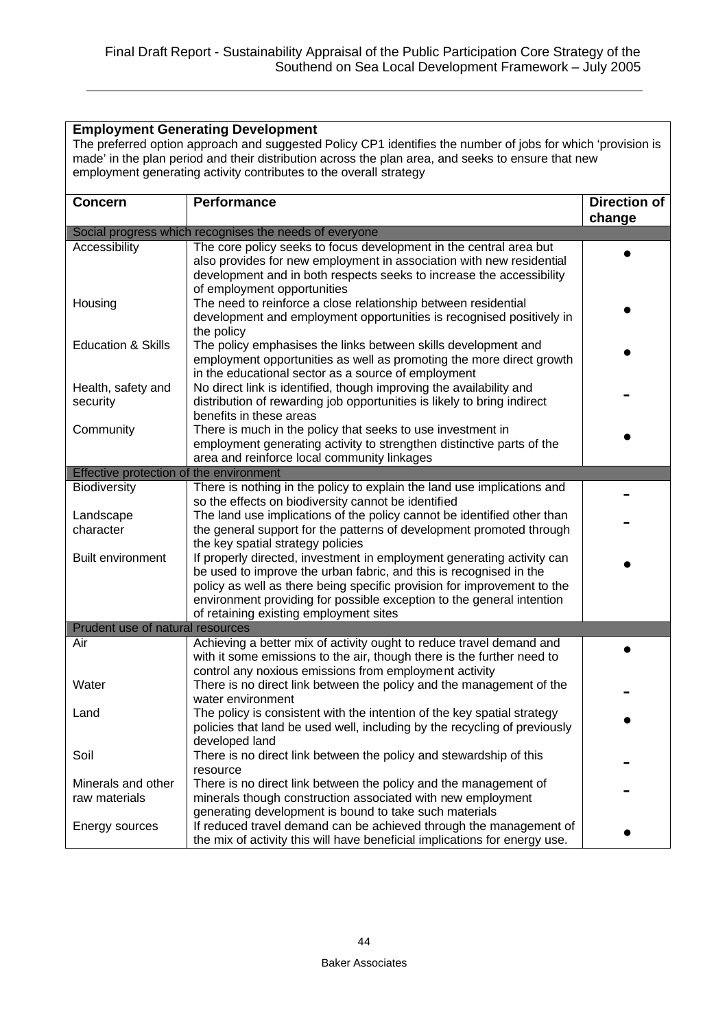**Employment Generating Development**

The preferred option approach and suggested Policy CP1 identifies the number of jobs for which 'provision is made' in the plan period and their distribution across the plan area, and seeks to ensure that new employment generating activity contributes to the overall strategy

| Concern | Performance | Direction of change |
|---|---|---|
| Social progress which recognises the needs of everyone | | |
| Accessibility | The core policy seeks to focus development in the central area but also provides for new employment in association with new residential development and in both respects seeks to increase the accessibility of employment opportunities | ● |
| Housing | The need to reinforce a close relationship between residential development and employment opportunities is recognised positively in the policy | ● |
| Education & Skills | The policy emphasises the links between skills development and employment opportunities as well as promoting the more direct growth in the educational sector as a source of employment | ● |
| Health, safety and security | No direct link is identified, though improving the availability and distribution of rewarding job opportunities is likely to bring indirect benefits in these areas | - |
| Community | There is much in the policy that seeks to use investment in employment generating activity to strengthen distinctive parts of the area and reinforce local community linkages | ● |
| Effective protection of the environment | | |
| Biodiversity | There is nothing in the policy to explain the land use implications and so the effects on biodiversity cannot be identified | - |
| Landscape character | The land use implications of the policy cannot be identified other than the general support for the patterns of development promoted through the key spatial strategy policies | - |
| Built environment | If properly directed, investment in employment generating activity can be used to improve the urban fabric, and this is recognised in the policy as well as there being specific provision for improvement to the environment providing for possible exception to the general intention of retaining existing employment sites | ● |
| Prudent use of natural resources | | |
| Air | Achieving a better mix of activity ought to reduce travel demand and with it some emissions to the air, though there is the further need to control any noxious emissions from employment activity | ● |
| Water | There is no direct link between the policy and the management of the water environment | - |
| Land | The policy is consistent with the intention of the key spatial strategy policies that land be used well, including by the recycling of previously developed land | ● |
| Soil | There is no direct link between the policy and stewardship of this resource | - |
| Minerals and other raw materials | There is no direct link between the policy and the management of minerals though construction associated with new employment generating development is bound to take such materials | - |
| Energy sources | If reduced travel demand can be achieved through the management of the mix of activity this will have beneficial implications for energy use. | ● |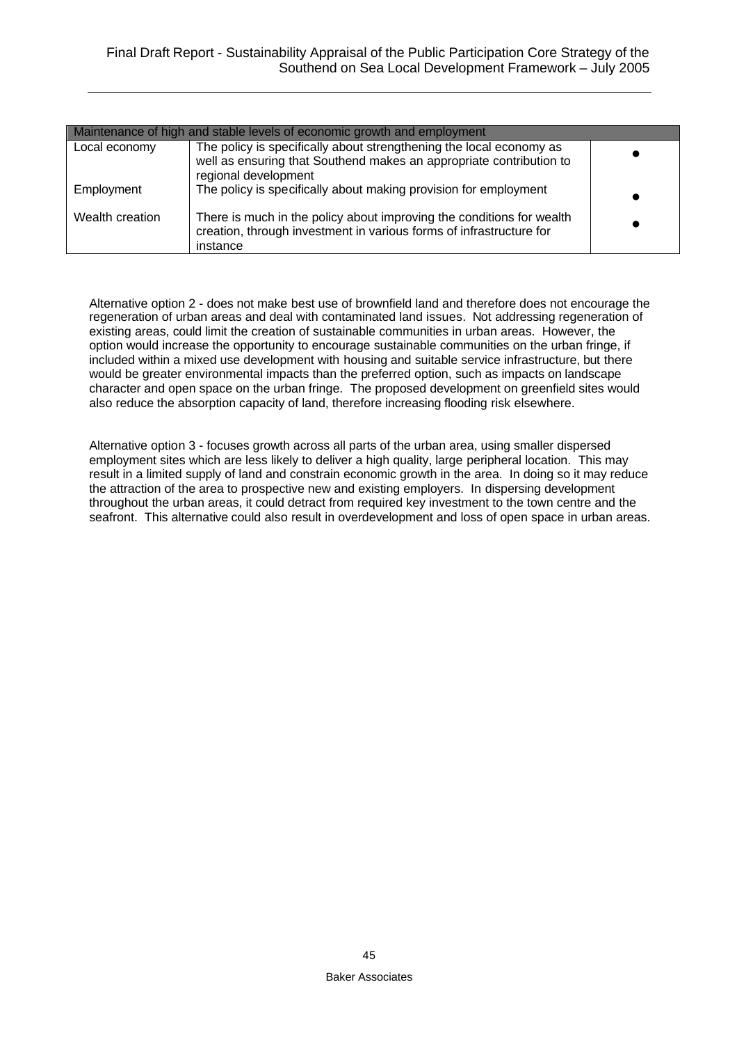| Maintenance of high and stable levels of economic growth and employment | | |
|---|---|---|
| Local economy | The policy is specifically about strengthening the local economy as well as ensuring that Southend makes an appropriate contribution to regional development | ● |
| Employment | The policy is specifically about making provision for employment | ● |
| Wealth creation | There is much in the policy about improving the conditions for wealth creation, through investment in various forms of infrastructure for instance | ● |

Alternative option 2 - does not make best use of brownfield land and therefore does not encourage the regeneration of urban areas and deal with contaminated land issues. Not addressing regeneration of existing areas, could limit the creation of sustainable communities in urban areas. However, the option would increase the opportunity to encourage sustainable communities on the urban fringe, if included within a mixed use development with housing and suitable service infrastructure, but there would be greater environmental impacts than the preferred option, such as impacts on landscape character and open space on the urban fringe. The proposed development on greenfield sites would also reduce the absorption capacity of land, therefore increasing flooding risk elsewhere.

Alternative option 3 - focuses growth across all parts of the urban area, using smaller dispersed employment sites which are less likely to deliver a high quality, large peripheral location. This may result in a limited supply of land and constrain economic growth in the area. In doing so it may reduce the attraction of the area to prospective new and existing employers. In dispersing development throughout the urban areas, it could detract from required key investment to the town centre and the seafront. This alternative could also result in overdevelopment and loss of open space in urban areas.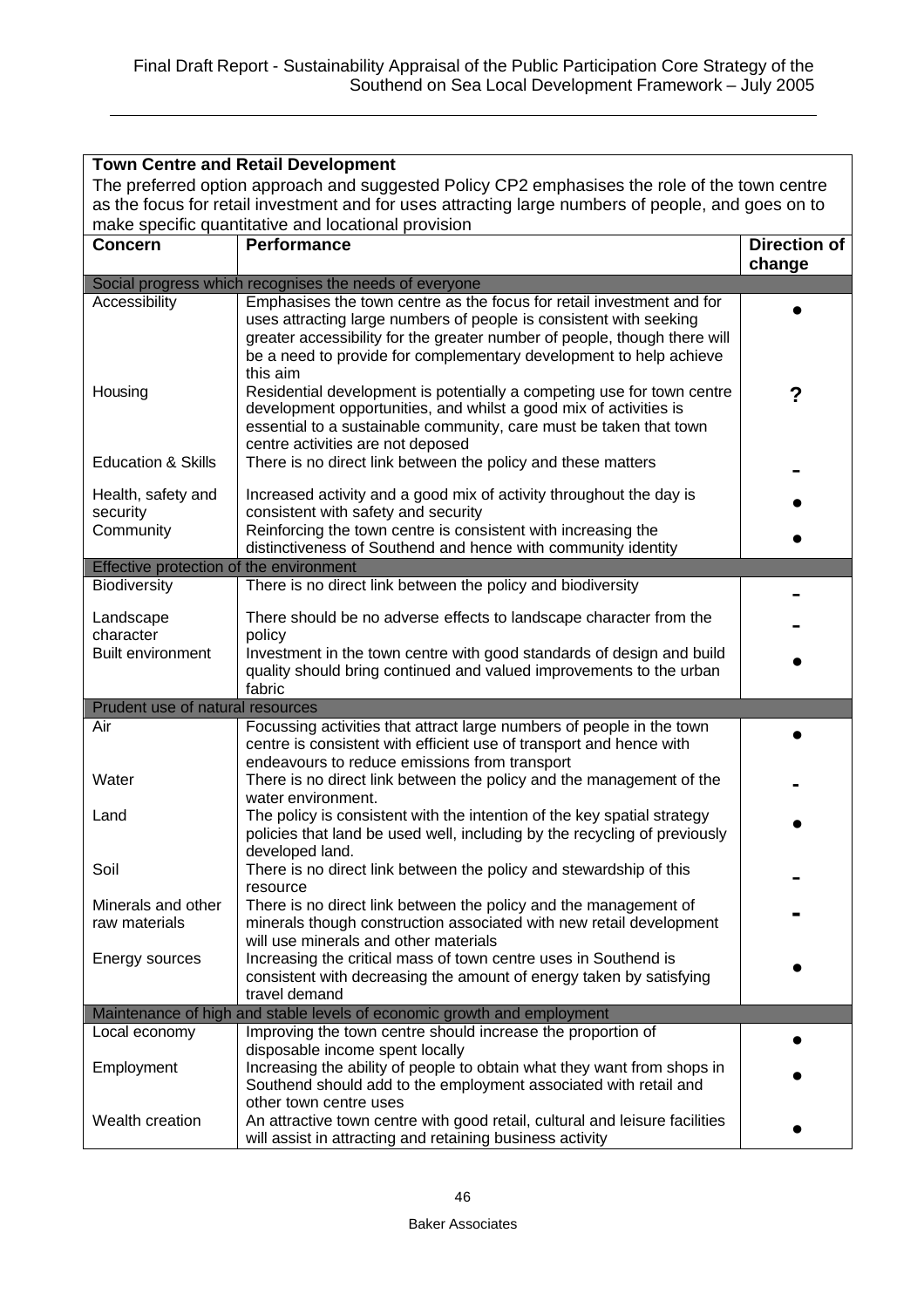| **Town Centre and Retail Development** | | |
|---|---|---|
| The preferred option approach and suggested Policy CP2 emphasises the role of the town centre as the focus for retail investment and for uses attracting large numbers of people, and goes on to make specific quantitative and locational provision | | |
| **Concern** | **Performance** | **Direction of change** |
| Social progress which recognises the needs of everyone | | |
| Accessibility | Emphasises the town centre as the focus for retail investment and for uses attracting large numbers of people is consistent with seeking greater accessibility for the greater number of people, though there will be a need to provide for complementary development to help achieve this aim | ● |
| Housing | Residential development is potentially a competing use for town centre development opportunities, and whilst a good mix of activities is essential to a sustainable community, care must be taken that town centre activities are not deposed | ? |
| Education & Skills | There is no direct link between the policy and these matters | - |
| Health, safety and security | Increased activity and a good mix of activity throughout the day is consistent with safety and security | ● |
| Community | Reinforcing the town centre is consistent with increasing the distinctiveness of Southend and hence with community identity | ● |
| Effective protection of the environment | | |
| Biodiversity | There is no direct link between the policy and biodiversity | - |
| Landscape character | There should be no adverse effects to landscape character from the policy | - |
| Built environment | Investment in the town centre with good standards of design and build quality should bring continued and valued improvements to the urban fabric | ● |
| Prudent use of natural resources | | |
| Air | Focussing activities that attract large numbers of people in the town centre is consistent with efficient use of transport and hence with endeavours to reduce emissions from transport | ● |
| Water | There is no direct link between the policy and the management of the water environment. | - |
| Land | The policy is consistent with the intention of the key spatial strategy policies that land be used well, including by the recycling of previously developed land. | ● |
| Soil | There is no direct link between the policy and stewardship of this resource | - |
| Minerals and other raw materials | There is no direct link between the policy and the management of minerals though construction associated with new retail development will use minerals and other materials | - |
| Energy sources | Increasing the critical mass of town centre uses in Southend is consistent with decreasing the amount of energy taken by satisfying travel demand | ● |
| Maintenance of high and stable levels of economic growth and employment | | |
| Local economy | Improving the town centre should increase the proportion of disposable income spent locally | ● |
| Employment | Increasing the ability of people to obtain what they want from shops in Southend should add to the employment associated with retail and other town centre uses | ● |
| Wealth creation | An attractive town centre with good retail, cultural and leisure facilities will assist in attracting and retaining business activity | ● |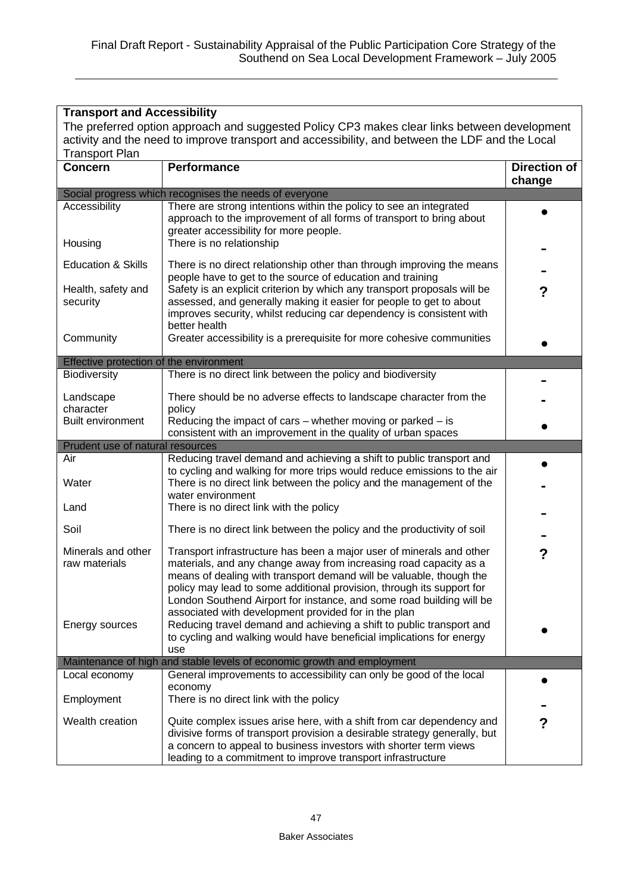**Transport and Accessibility**

The preferred option approach and suggested Policy CP3 makes clear links between development activity and the need to improve transport and accessibility, and between the LDF and the Local Transport Plan

| Concern | Performance | Direction of change |
|---|---|---|
| **Social progress which recognises the needs of everyone** | | |
| Accessibility | There are strong intentions within the policy to see an integrated approach to the improvement of all forms of transport to bring about greater accessibility for more people. | ● |
| Housing | There is no relationship | - |
| Education & Skills | There is no direct relationship other than through improving the means people have to get to the source of education and training | - |
| Health, safety and security | Safety is an explicit criterion by which any transport proposals will be assessed, and generally making it easier for people to get to about improves security, whilst reducing car dependency is consistent with better health | ? |
| Community | Greater accessibility is a prerequisite for more cohesive communities | ● |
| **Effective protection of the environment** | | |
| Biodiversity | There is no direct link between the policy and biodiversity | - |
| Landscape character | There should be no adverse effects to landscape character from the policy | - |
| Built environment | Reducing the impact of cars – whether moving or parked – is consistent with an improvement in the quality of urban spaces | ● |
| **Prudent use of natural resources** | | |
| Air | Reducing travel demand and achieving a shift to public transport and to cycling and walking for more trips would reduce emissions to the air | ● |
| Water | There is no direct link between the policy and the management of the water environment | - |
| Land | There is no direct link with the policy | - |
| Soil | There is no direct link between the policy and the productivity of soil | - |
| Minerals and other raw materials | Transport infrastructure has been a major user of minerals and other materials, and any change away from increasing road capacity as a means of dealing with transport demand will be valuable, though the policy may lead to some additional provision, through its support for London Southend Airport for instance, and some road building will be associated with development provided for in the plan | ? |
| Energy sources | Reducing travel demand and achieving a shift to public transport and to cycling and walking would have beneficial implications for energy use | ● |
| **Maintenance of high and stable levels of economic growth and employment** | | |
| Local economy | General improvements to accessibility can only be good of the local economy | ● |
| Employment | There is no direct link with the policy | - |
| Wealth creation | Quite complex issues arise here, with a shift from car dependency and divisive forms of transport provision a desirable strategy generally, but a concern to appeal to business investors with shorter term views leading to a commitment to improve transport infrastructure | ? |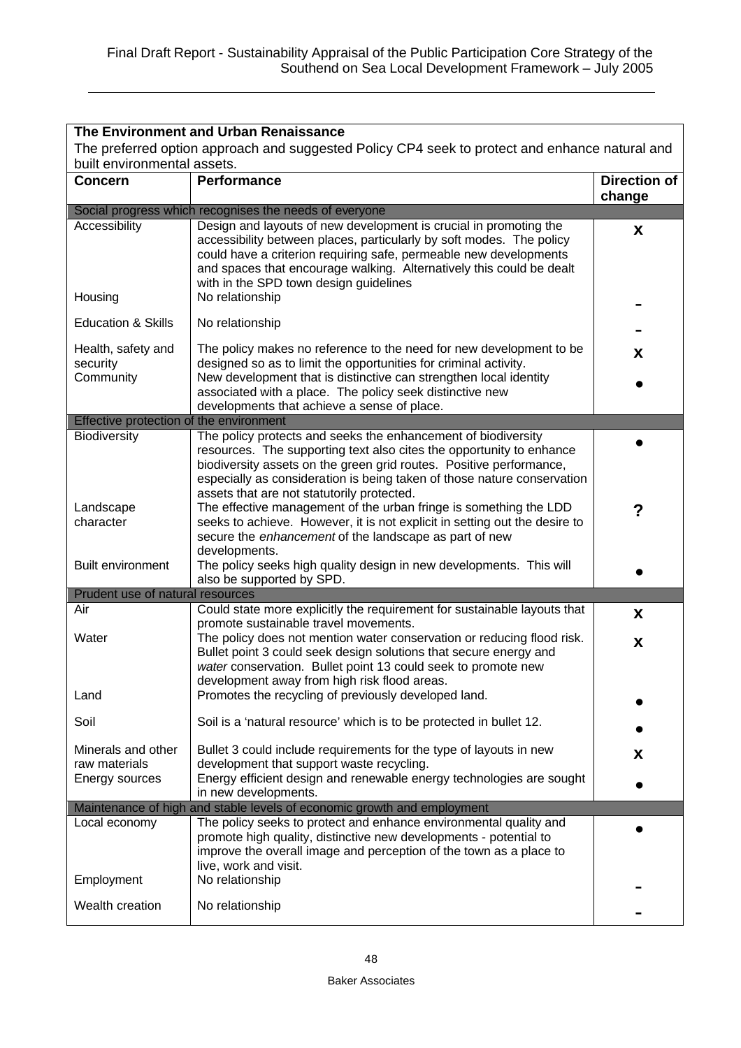**The Environment and Urban Renaissance**

The preferred option approach and suggested Policy CP4 seek to protect and enhance natural and built environmental assets.

| Concern | Performance | Direction of change |
|---|---|---|
| **Social progress which recognises the needs of everyone** | | |
| Accessibility | Design and layouts of new development is crucial in promoting the accessibility between places, particularly by soft modes. The policy could have a criterion requiring safe, permeable new developments and spaces that encourage walking. Alternatively this could be dealt with in the SPD town design guidelines | **x** |
| Housing | No relationship | - |
| Education & Skills | No relationship | - |
| Health, safety and security | The policy makes no reference to the need for new development to be designed so as to limit the opportunities for criminal activity. | **x** |
| Community | New development that is distinctive can strengthen local identity associated with a place. The policy seek distinctive new developments that achieve a sense of place. | ● |
| **Effective protection of the environment** | | |
| Biodiversity | The policy protects and seeks the enhancement of biodiversity resources. The supporting text also cites the opportunity to enhance biodiversity assets on the green grid routes. Positive performance, especially as consideration is being taken of those nature conservation assets that are not statutorily protected. | ● |
| Landscape character | The effective management of the urban fringe is something the LDD seeks to achieve. However, it is not explicit in setting out the desire to secure the *enhancement* of the landscape as part of new developments. | **?** |
| Built environment | The policy seeks high quality design in new developments. This will also be supported by SPD. | ● |
| **Prudent use of natural resources** | | |
| Air | Could state more explicitly the requirement for sustainable layouts that promote sustainable travel movements. | **x** |
| Water | The policy does not mention water conservation or reducing flood risk. Bullet point 3 could seek design solutions that secure energy and *water* conservation. Bullet point 13 could seek to promote new development away from high risk flood areas. | **x** |
| Land | Promotes the recycling of previously developed land. | ● |
| Soil | Soil is a 'natural resource' which is to be protected in bullet 12. | ● |
| Minerals and other raw materials | Bullet 3 could include requirements for the type of layouts in new development that support waste recycling. | **x** |
| Energy sources | Energy efficient design and renewable energy technologies are sought in new developments. | ● |
| **Maintenance of high and stable levels of economic growth and employment** | | |
| Local economy | The policy seeks to protect and enhance environmental quality and promote high quality, distinctive new developments - potential to improve the overall image and perception of the town as a place to live, work and visit. | ● |
| Employment | No relationship | - |
| Wealth creation | No relationship | - |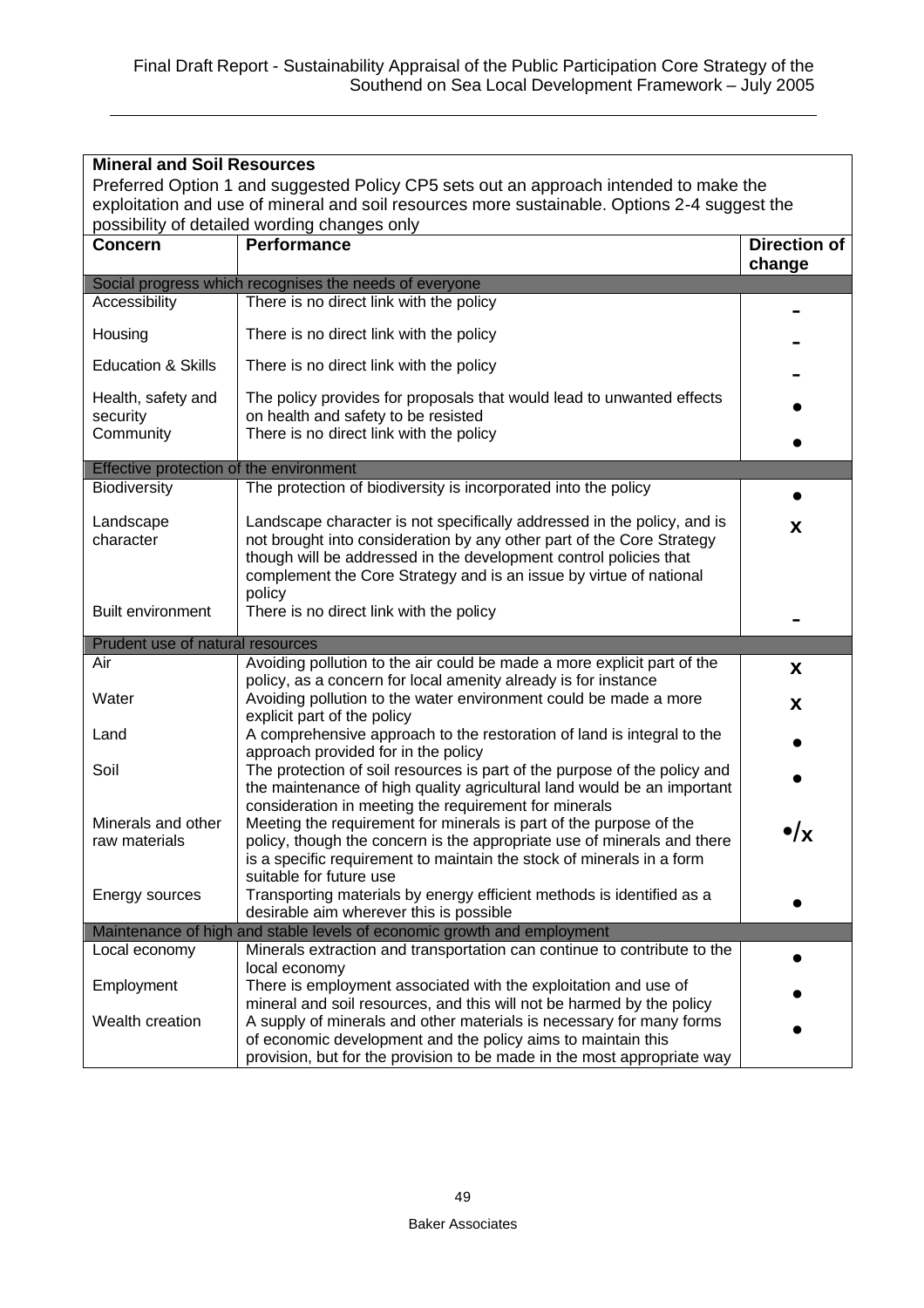**Mineral and Soil Resources**

Preferred Option 1 and suggested Policy CP5 sets out an approach intended to make the exploitation and use of mineral and soil resources more sustainable. Options 2-4 suggest the possibility of detailed wording changes only

| Concern | Performance | Direction of change |
|---|---|---|
| **Social progress which recognises the needs of everyone** | | |
| Accessibility | There is no direct link with the policy | - |
| Housing | There is no direct link with the policy | - |
| Education & Skills | There is no direct link with the policy | - |
| Health, safety and security | The policy provides for proposals that would lead to unwanted effects on health and safety to be resisted | ● |
| Community | There is no direct link with the policy | ● |
| **Effective protection of the environment** | | |
| Biodiversity | The protection of biodiversity is incorporated into the policy | ● |
| Landscape character | Landscape character is not specifically addressed in the policy, and is not brought into consideration by any other part of the Core Strategy though will be addressed in the development control policies that complement the Core Strategy and is an issue by virtue of national policy | x |
| Built environment | There is no direct link with the policy | - |
| **Prudent use of natural resources** | | |
| Air | Avoiding pollution to the air could be made a more explicit part of the policy, as a concern for local amenity already is for instance | x |
| Water | Avoiding pollution to the water environment could be made a more explicit part of the policy | x |
| Land | A comprehensive approach to the restoration of land is integral to the approach provided for in the policy | ● |
| Soil | The protection of soil resources is part of the purpose of the policy and the maintenance of high quality agricultural land would be an important consideration in meeting the requirement for minerals | ● |
| Minerals and other raw materials | Meeting the requirement for minerals is part of the purpose of the policy, though the concern is the appropriate use of minerals and there is a specific requirement to maintain the stock of minerals in a form suitable for future use | •/x |
| Energy sources | Transporting materials by energy efficient methods is identified as a desirable aim wherever this is possible | ● |
| **Maintenance of high and stable levels of economic growth and employment** | | |
| Local economy | Minerals extraction and transportation can continue to contribute to the local economy | ● |
| Employment | There is employment associated with the exploitation and use of mineral and soil resources, and this will not be harmed by the policy | ● |
| Wealth creation | A supply of minerals and other materials is necessary for many forms of economic development and the policy aims to maintain this provision, but for the provision to be made in the most appropriate way | ● |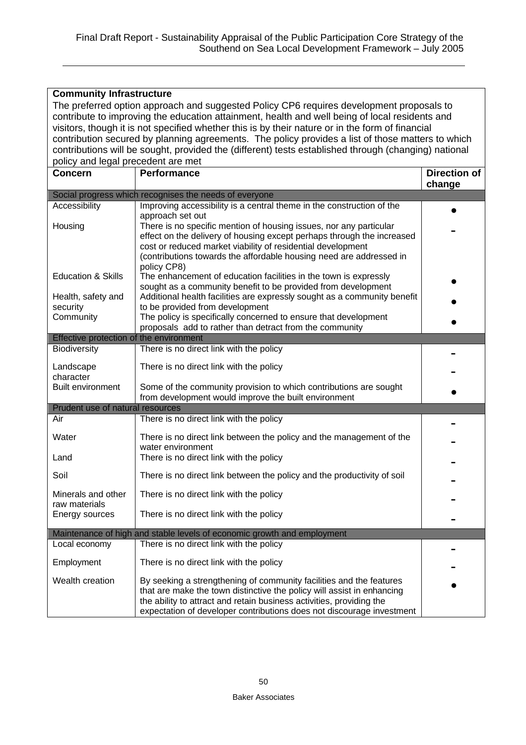**Community Infrastructure**

The preferred option approach and suggested Policy CP6 requires development proposals to contribute to improving the education attainment, health and well being of local residents and visitors, though it is not specified whether this is by their nature or in the form of financial contribution secured by planning agreements. The policy provides a list of those matters to which contributions will be sought, provided the (different) tests established through (changing) national policy and legal precedent are met

| Concern | Performance | Direction of change |
|---|---|---|
| Social progress which recognises the needs of everyone | | |
| Accessibility | Improving accessibility is a central theme in the construction of the approach set out | ● |
| Housing | There is no specific mention of housing issues, nor any particular effect on the delivery of housing except perhaps through the increased cost or reduced market viability of residential development (contributions towards the affordable housing need are addressed in policy CP8) | - |
| Education & Skills | The enhancement of education facilities in the town is expressly sought as a community benefit to be provided from development | ● |
| Health, safety and security | Additional health facilities are expressly sought as a community benefit to be provided from development | ● |
| Community | The policy is specifically concerned to ensure that development proposals add to rather than detract from the community | ● |
| Effective protection of the environment | | |
| Biodiversity | There is no direct link with the policy | - |
| Landscape character | There is no direct link with the policy | - |
| Built environment | Some of the community provision to which contributions are sought from development would improve the built environment | ● |
| Prudent use of natural resources | | |
| Air | There is no direct link with the policy | - |
| Water | There is no direct link between the policy and the management of the water environment | - |
| Land | There is no direct link with the policy | - |
| Soil | There is no direct link between the policy and the productivity of soil | - |
| Minerals and other raw materials | There is no direct link with the policy | - |
| Energy sources | There is no direct link with the policy | - |
| Maintenance of high and stable levels of economic growth and employment | | |
| Local economy | There is no direct link with the policy | - |
| Employment | There is no direct link with the policy | - |
| Wealth creation | By seeking a strengthening of community facilities and the features that are make the town distinctive the policy will assist in enhancing the ability to attract and retain business activities, providing the expectation of developer contributions does not discourage investment | ● |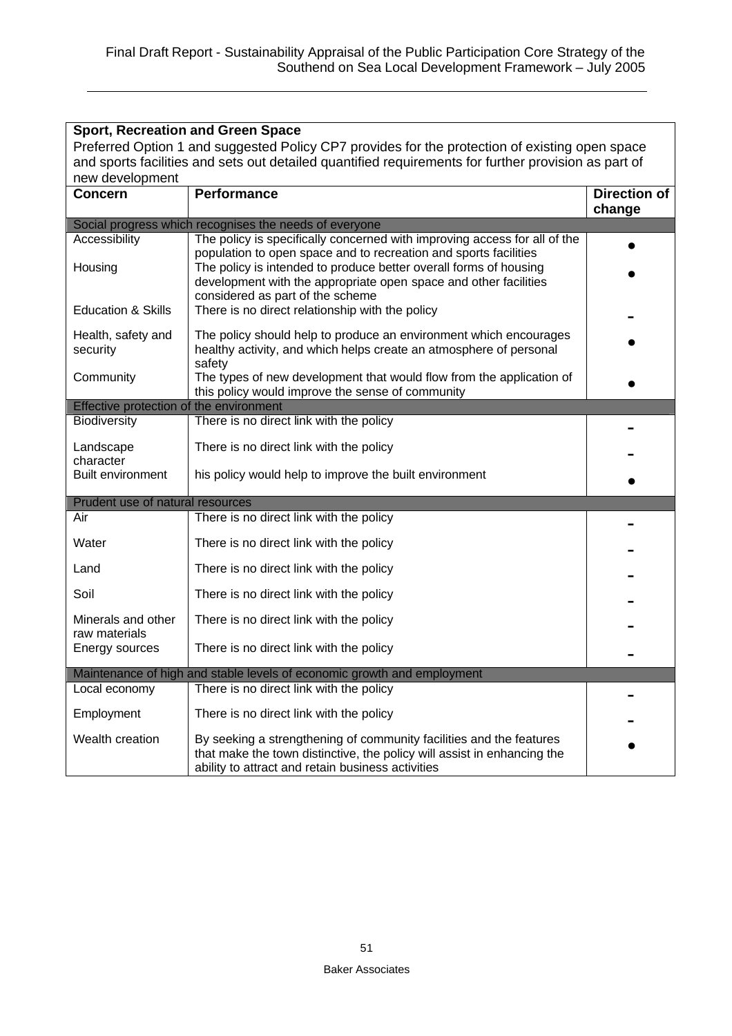**Sport, Recreation and Green Space**

Preferred Option 1 and suggested Policy CP7 provides for the protection of existing open space and sports facilities and sets out detailed quantified requirements for further provision as part of new development

| Concern | Performance | Direction of change |
|---|---|---|
| **Social progress which recognises the needs of everyone** | | |
| Accessibility | The policy is specifically concerned with improving access for all of the population to open space and to recreation and sports facilities | ● |
| Housing | The policy is intended to produce better overall forms of housing development with the appropriate open space and other facilities considered as part of the scheme | ● |
| Education & Skills | There is no direct relationship with the policy | - |
| Health, safety and security | The policy should help to produce an environment which encourages healthy activity, and which helps create an atmosphere of personal safety | ● |
| Community | The types of new development that would flow from the application of this policy would improve the sense of community | ● |
| **Effective protection of the environment** | | |
| Biodiversity | There is no direct link with the policy | - |
| Landscape character | There is no direct link with the policy | - |
| Built environment | his policy would help to improve the built environment | ● |
| **Prudent use of natural resources** | | |
| Air | There is no direct link with the policy | - |
| Water | There is no direct link with the policy | - |
| Land | There is no direct link with the policy | - |
| Soil | There is no direct link with the policy | - |
| Minerals and other raw materials | There is no direct link with the policy | - |
| Energy sources | There is no direct link with the policy | - |
| **Maintenance of high and stable levels of economic growth and employment** | | |
| Local economy | There is no direct link with the policy | - |
| Employment | There is no direct link with the policy | - |
| Wealth creation | By seeking a strengthening of community facilities and the features that make the town distinctive, the policy will assist in enhancing the ability to attract and retain business activities | ● |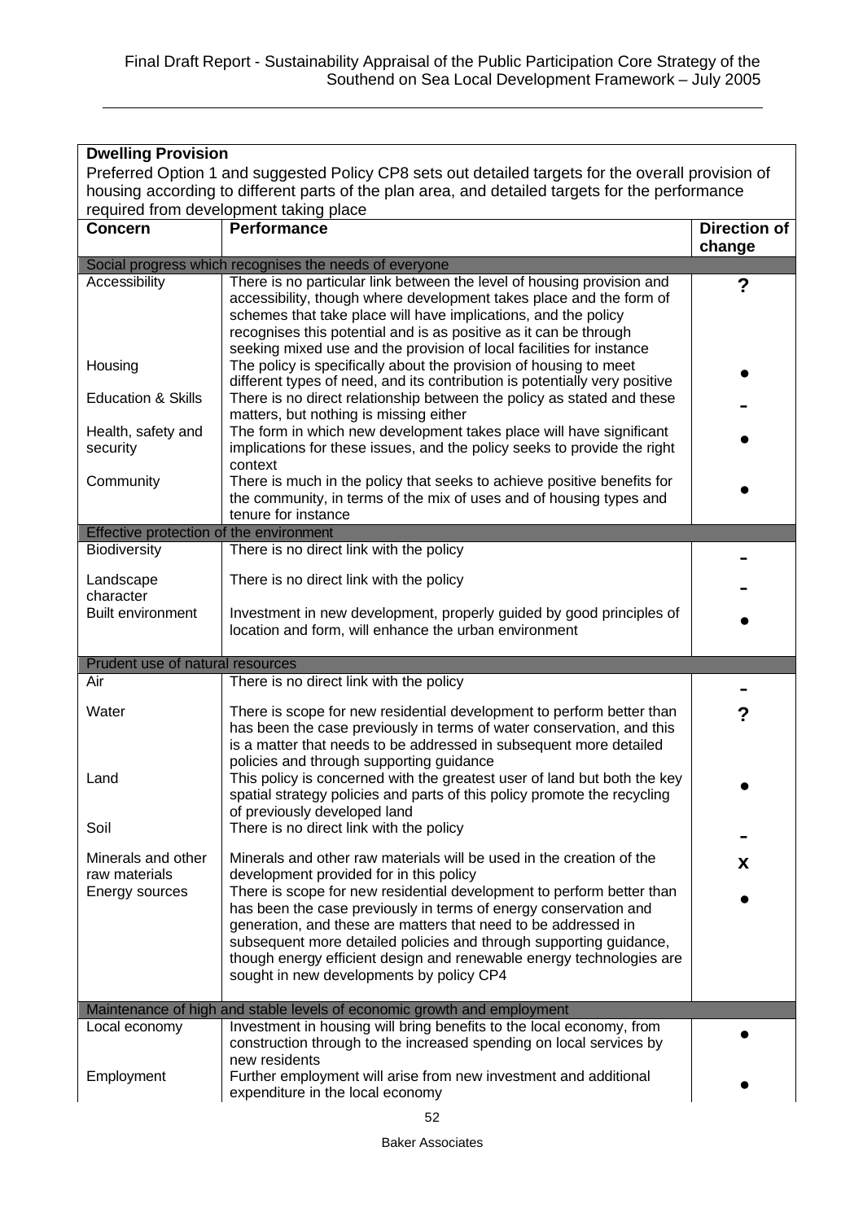**Dwelling Provision**

Preferred Option 1 and suggested Policy CP8 sets out detailed targets for the overall provision of housing according to different parts of the plan area, and detailed targets for the performance required from development taking place

| Concern | Performance | Direction of change |
|---|---|---|
| **Social progress which recognises the needs of everyone** | | |
| Accessibility | There is no particular link between the level of housing provision and accessibility, though where development takes place and the form of schemes that take place will have implications, and the policy recognises this potential and is as positive as it can be through seeking mixed use and the provision of local facilities for instance | ? |
| Housing | The policy is specifically about the provision of housing to meet different types of need, and its contribution is potentially very positive | ● |
| Education & Skills | There is no direct relationship between the policy as stated and these matters, but nothing is missing either | - |
| Health, safety and security | The form in which new development takes place will have significant implications for these issues, and the policy seeks to provide the right context | ● |
| Community | There is much in the policy that seeks to achieve positive benefits for the community, in terms of the mix of uses and of housing types and tenure for instance | ● |
| **Effective protection of the environment** | | |
| Biodiversity | There is no direct link with the policy | - |
| Landscape character | There is no direct link with the policy | - |
| Built environment | Investment in new development, properly guided by good principles of location and form, will enhance the urban environment | ● |
| **Prudent use of natural resources** | | |
| Air | There is no direct link with the policy | - |
| Water | There is scope for new residential development to perform better than has been the case previously in terms of water conservation, and this is a matter that needs to be addressed in subsequent more detailed policies and through supporting guidance | ? |
| Land | This policy is concerned with the greatest user of land but both the key spatial strategy policies and parts of this policy promote the recycling of previously developed land | ● |
| Soil | There is no direct link with the policy | - |
| Minerals and other raw materials | Minerals and other raw materials will be used in the creation of the development provided for in this policy | X |
| Energy sources | There is scope for new residential development to perform better than has been the case previously in terms of energy conservation and generation, and these are matters that need to be addressed in subsequent more detailed policies and through supporting guidance, though energy efficient design and renewable energy technologies are sought in new developments by policy CP4 | ● |
| **Maintenance of high and stable levels of economic growth and employment** | | |
| Local economy | Investment in housing will bring benefits to the local economy, from construction through to the increased spending on local services by new residents | ● |
| Employment | Further employment will arise from new investment and additional expenditure in the local economy | ● |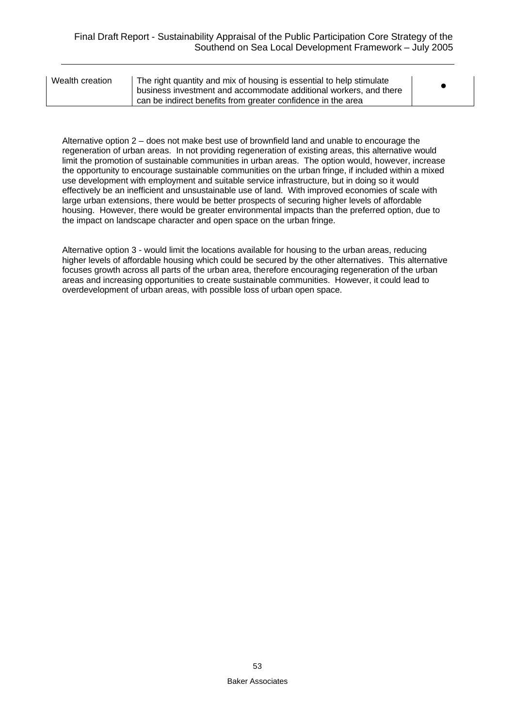| Wealth creation | The right quantity and mix of housing is essential to help stimulate business investment and accommodate additional workers, and there can be indirect benefits from greater confidence in the area | ● |
|---|---|---|

Alternative option 2 – does not make best use of brownfield land and unable to encourage the regeneration of urban areas. In not providing regeneration of existing areas, this alternative would limit the promotion of sustainable communities in urban areas. The option would, however, increase the opportunity to encourage sustainable communities on the urban fringe, if included within a mixed use development with employment and suitable service infrastructure, but in doing so it would effectively be an inefficient and unsustainable use of land. With improved economies of scale with large urban extensions, there would be better prospects of securing higher levels of affordable housing. However, there would be greater environmental impacts than the preferred option, due to the impact on landscape character and open space on the urban fringe.

Alternative option 3 - would limit the locations available for housing to the urban areas, reducing higher levels of affordable housing which could be secured by the other alternatives. This alternative focuses growth across all parts of the urban area, therefore encouraging regeneration of the urban areas and increasing opportunities to create sustainable communities. However, it could lead to overdevelopment of urban areas, with possible loss of urban open space.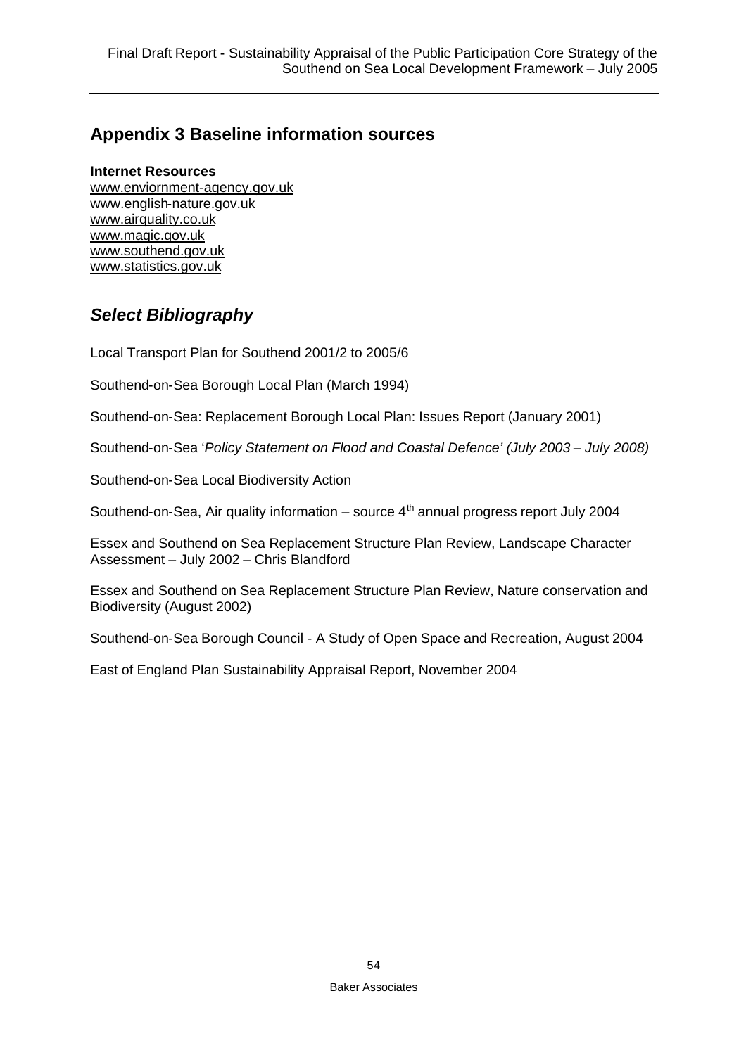## Appendix 3 Baseline information sources

**Internet Resources**
www.enviornment-agency.gov.uk
www.english-nature.gov.uk
www.airquality.co.uk
www.magic.gov.uk
www.southend.gov.uk
www.statistics.gov.uk

## *Select Bibliography*

Local Transport Plan for Southend 2001/2 to 2005/6

Southend-on-Sea Borough Local Plan (March 1994)

Southend-on-Sea: Replacement Borough Local Plan: Issues Report (January 2001)

Southend-on-Sea '*Policy Statement on Flood and Coastal Defence' (July 2003 – July 2008)*

Southend-on-Sea Local Biodiversity Action

Southend-on-Sea, Air quality information – source 4th annual progress report July 2004

Essex and Southend on Sea Replacement Structure Plan Review, Landscape Character Assessment – July 2002 – Chris Blandford

Essex and Southend on Sea Replacement Structure Plan Review, Nature conservation and Biodiversity (August 2002)

Southend-on-Sea Borough Council - A Study of Open Space and Recreation, August 2004

East of England Plan Sustainability Appraisal Report, November 2004